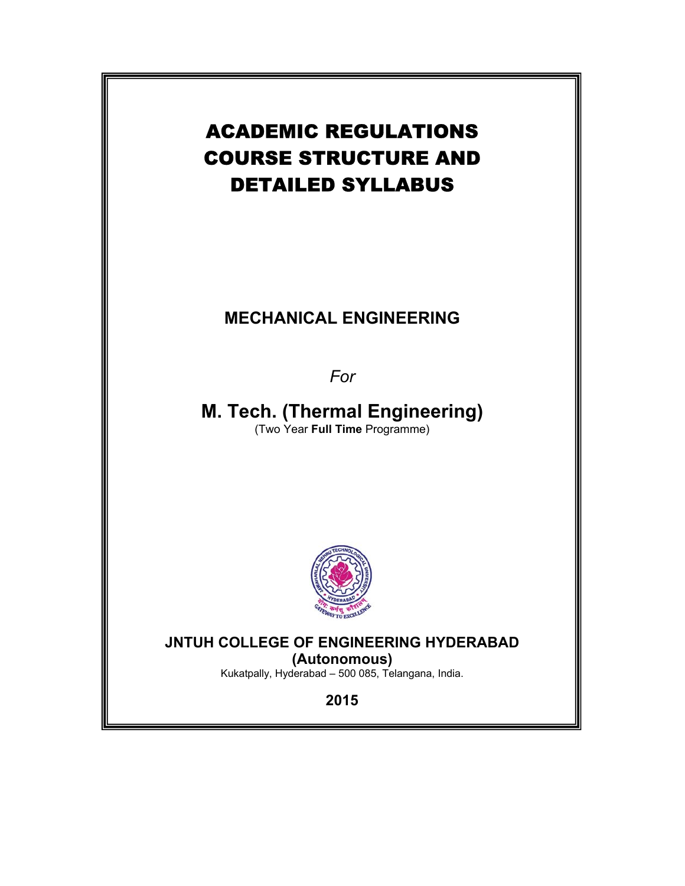# ACADEMIC REGULATIONS COURSE STRUCTURE AND DETAILED SYLLABUS

## MECHANICAL ENGINEERING

*For*

## M. Tech. (Thermal Engineering)

(Two Year **Full Time** Programme)

**JNTUH COLLEGE OF ENGINEERING HYDERABAD**
**(Autonomous)**

Kukatpally, Hyderabad – 500 085, Telangana, India.

**2015**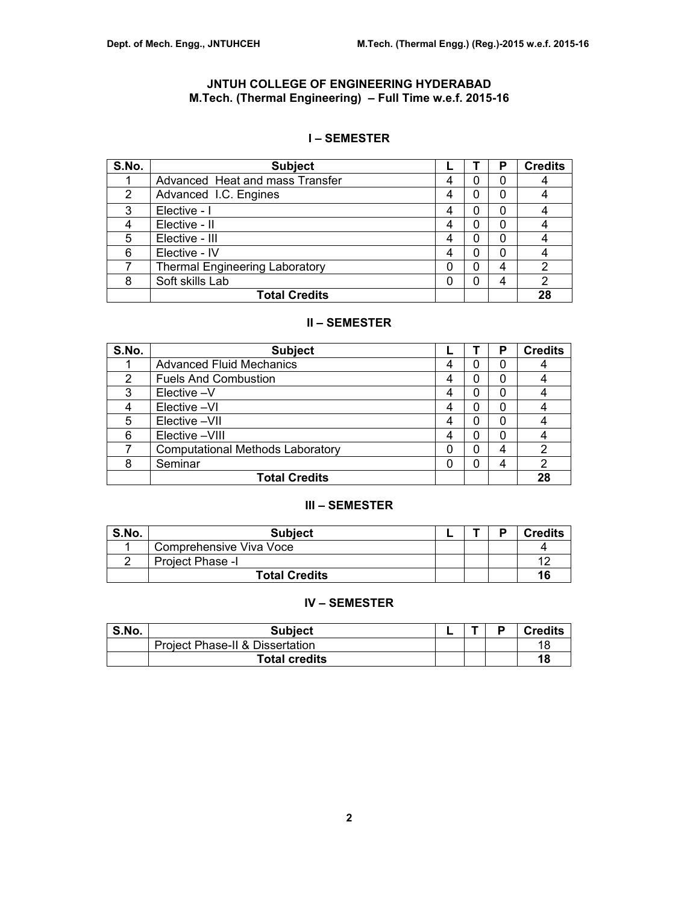# JNTUH COLLEGE OF ENGINEERING HYDERABAD

## M.Tech. (Thermal Engineering) – Full Time w.e.f. 2015-16

### I – SEMESTER

| S.No. | Subject | L | T | P | Credits |
|---|---|---|---|---|---|
| 1 | Advanced Heat and mass Transfer | 4 | 0 | 0 | 4 |
| 2 | Advanced I.C. Engines | 4 | 0 | 0 | 4 |
| 3 | Elective - I | 4 | 0 | 0 | 4 |
| 4 | Elective - II | 4 | 0 | 0 | 4 |
| 5 | Elective - III | 4 | 0 | 0 | 4 |
| 6 | Elective - IV | 4 | 0 | 0 | 4 |
| 7 | Thermal Engineering Laboratory | 0 | 0 | 4 | 2 |
| 8 | Soft skills Lab | 0 | 0 | 4 | 2 |
| | **Total Credits** | | | | **28** |

### II – SEMESTER

| S.No. | Subject | L | T | P | Credits |
|---|---|---|---|---|---|
| 1 | Advanced Fluid Mechanics | 4 | 0 | 0 | 4 |
| 2 | Fuels And Combustion | 4 | 0 | 0 | 4 |
| 3 | Elective –V | 4 | 0 | 0 | 4 |
| 4 | Elective –VI | 4 | 0 | 0 | 4 |
| 5 | Elective –VII | 4 | 0 | 0 | 4 |
| 6 | Elective –VIII | 4 | 0 | 0 | 4 |
| 7 | Computational Methods Laboratory | 0 | 0 | 4 | 2 |
| 8 | Seminar | 0 | 0 | 4 | 2 |
| | **Total Credits** | | | | **28** |

### III – SEMESTER

| S.No. | Subject | L | T | P | Credits |
|---|---|---|---|---|---|
| 1 | Comprehensive Viva Voce | | | | 4 |
| 2 | Project Phase -I | | | | 12 |
| | **Total Credits** | | | | **16** |

### IV – SEMESTER

| S.No. | Subject | L | T | P | Credits |
|---|---|---|---|---|---|
| | Project Phase-II & Dissertation | | | | 18 |
| | **Total credits** | | | | **18** |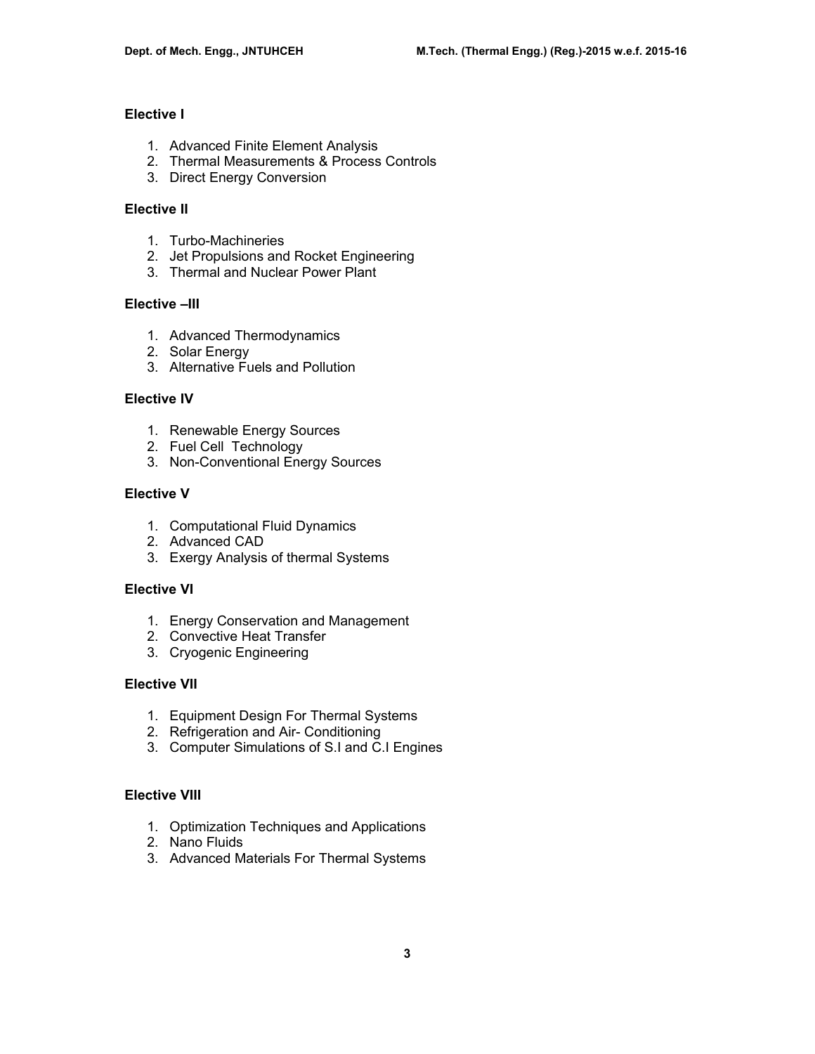**Elective I**

1. Advanced Finite Element Analysis
2. Thermal Measurements & Process Controls
3. Direct Energy Conversion

**Elective II**

1. Turbo-Machineries
2. Jet Propulsions and Rocket Engineering
3. Thermal and Nuclear Power Plant

**Elective –III**

1. Advanced Thermodynamics
2. Solar Energy
3. Alternative Fuels and Pollution

**Elective IV**

1. Renewable Energy Sources
2. Fuel Cell Technology
3. Non-Conventional Energy Sources

**Elective V**

1. Computational Fluid Dynamics
2. Advanced CAD
3. Exergy Analysis of thermal Systems

**Elective VI**

1. Energy Conservation and Management
2. Convective Heat Transfer
3. Cryogenic Engineering

**Elective VII**

1. Equipment Design For Thermal Systems
2. Refrigeration and Air- Conditioning
3. Computer Simulations of S.I and C.I Engines

**Elective VIII**

1. Optimization Techniques and Applications
2. Nano Fluids
3. Advanced Materials For Thermal Systems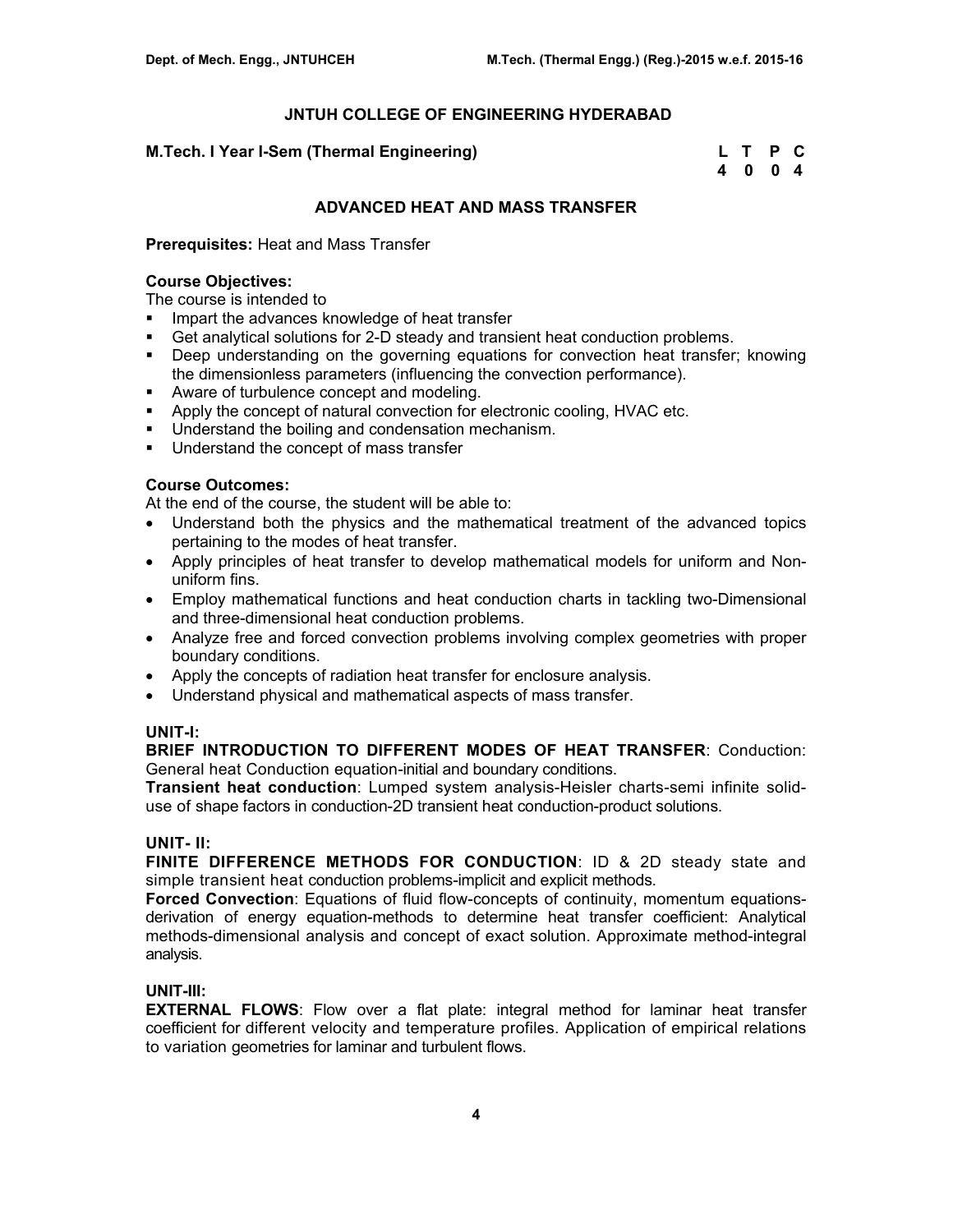## JNTUH COLLEGE OF ENGINEERING HYDERABAD

**M.Tech. I Year I-Sem (Thermal Engineering)**

| L | T | P | C |
|---|---|---|---|
| 4 | 0 | 0 | 4 |

## ADVANCED HEAT AND MASS TRANSFER

**Prerequisites:** Heat and Mass Transfer

**Course Objectives:**
The course is intended to

- Impart the advances knowledge of heat transfer
- Get analytical solutions for 2-D steady and transient heat conduction problems.
- Deep understanding on the governing equations for convection heat transfer; knowing the dimensionless parameters (influencing the convection performance).
- Aware of turbulence concept and modeling.
- Apply the concept of natural convection for electronic cooling, HVAC etc.
- Understand the boiling and condensation mechanism.
- Understand the concept of mass transfer

**Course Outcomes:**
At the end of the course, the student will be able to:

- Understand both the physics and the mathematical treatment of the advanced topics pertaining to the modes of heat transfer.
- Apply principles of heat transfer to develop mathematical models for uniform and Non-uniform fins.
- Employ mathematical functions and heat conduction charts in tackling two-Dimensional and three-dimensional heat conduction problems.
- Analyze free and forced convection problems involving complex geometries with proper boundary conditions.
- Apply the concepts of radiation heat transfer for enclosure analysis.
- Understand physical and mathematical aspects of mass transfer.

### UNIT-I:

**BRIEF INTRODUCTION TO DIFFERENT MODES OF HEAT TRANSFER**: Conduction: General heat Conduction equation-initial and boundary conditions.

**Transient heat conduction**: Lumped system analysis-Heisler charts-semi infinite solid-use of shape factors in conduction-2D transient heat conduction-product solutions.

### UNIT- II:

**FINITE DIFFERENCE METHODS FOR CONDUCTION**: ID & 2D steady state and simple transient heat conduction problems-implicit and explicit methods.

**Forced Convection**: Equations of fluid flow-concepts of continuity, momentum equations-derivation of energy equation-methods to determine heat transfer coefficient: Analytical methods-dimensional analysis and concept of exact solution. Approximate method-integral analysis.

### UNIT-III:

**EXTERNAL FLOWS**: Flow over a flat plate: integral method for laminar heat transfer coefficient for different velocity and temperature profiles. Application of empirical relations to variation geometries for laminar and turbulent flows.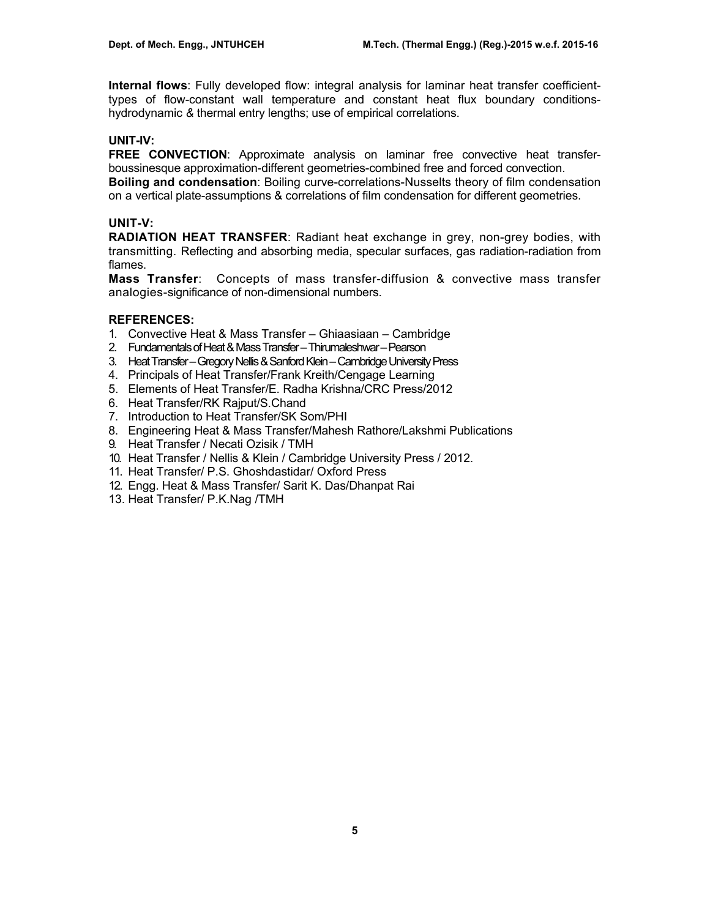**Internal flows**: Fully developed flow: integral analysis for laminar heat transfer coefficient-types of flow-constant wall temperature and constant heat flux boundary conditions-hydrodynamic & thermal entry lengths; use of empirical correlations.

### UNIT-IV:

**FREE CONVECTION**: Approximate analysis on laminar free convective heat transfer-boussinesque approximation-different geometries-combined free and forced convection.

**Boiling and condensation**: Boiling curve-correlations-Nusselts theory of film condensation on a vertical plate-assumptions & correlations of film condensation for different geometries.

### UNIT-V:

**RADIATION HEAT TRANSFER**: Radiant heat exchange in grey, non-grey bodies, with transmitting. Reflecting and absorbing media, specular surfaces, gas radiation-radiation from flames.

**Mass Transfer**: Concepts of mass transfer-diffusion & convective mass transfer analogies-significance of non-dimensional numbers.

### REFERENCES:

1. Convective Heat & Mass Transfer – Ghiaasiaan – Cambridge
2. Fundamentals of Heat & Mass Transfer – Thirumaleshwar – Pearson
3. Heat Transfer – Gregory Nellis & Sanford Klein – Cambridge University Press
4. Principals of Heat Transfer/Frank Kreith/Cengage Learning
5. Elements of Heat Transfer/E. Radha Krishna/CRC Press/2012
6. Heat Transfer/RK Rajput/S.Chand
7. Introduction to Heat Transfer/SK Som/PHI
8. Engineering Heat & Mass Transfer/Mahesh Rathore/Lakshmi Publications
9. Heat Transfer / Necati Ozisik / TMH
10. Heat Transfer / Nellis & Klein / Cambridge University Press / 2012.
11. Heat Transfer/ P.S. Ghoshdastidar/ Oxford Press
12. Engg. Heat & Mass Transfer/ Sarit K. Das/Dhanpat Rai
13. Heat Transfer/ P.K.Nag /TMH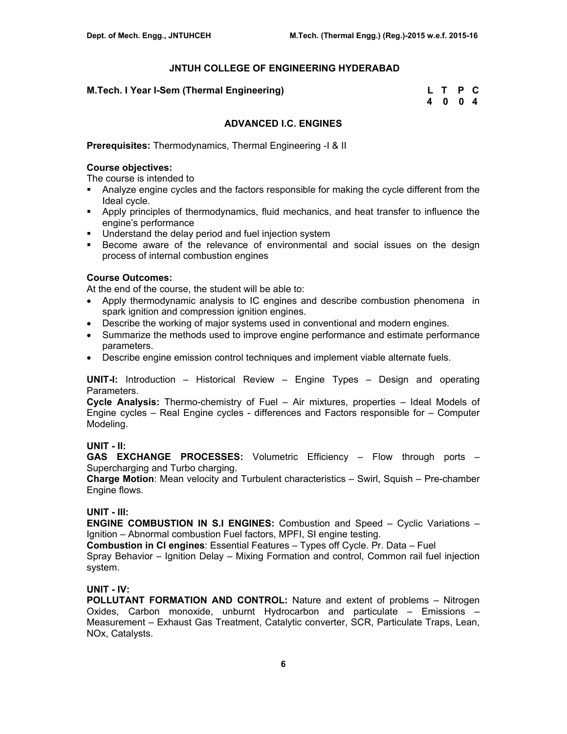# JNTUH COLLEGE OF ENGINEERING HYDERABAD

**M.Tech. I Year I-Sem (Thermal Engineering)**

| L | T | P | C |
|---|---|---|---|
| 4 | 0 | 0 | 4 |

## ADVANCED I.C. ENGINES

**Prerequisites:** Thermodynamics, Thermal Engineering -I & II

**Course objectives:**
The course is intended to

- Analyze engine cycles and the factors responsible for making the cycle different from the Ideal cycle.
- Apply principles of thermodynamics, fluid mechanics, and heat transfer to influence the engine's performance
- Understand the delay period and fuel injection system
- Become aware of the relevance of environmental and social issues on the design process of internal combustion engines

**Course Outcomes:**
At the end of the course, the student will be able to:

- Apply thermodynamic analysis to IC engines and describe combustion phenomena in spark ignition and compression ignition engines.
- Describe the working of major systems used in conventional and modern engines.
- Summarize the methods used to improve engine performance and estimate performance parameters.
- Describe engine emission control techniques and implement viable alternate fuels.

**UNIT-I:** Introduction – Historical Review – Engine Types – Design and operating Parameters.
**Cycle Analysis:** Thermo-chemistry of Fuel – Air mixtures, properties – Ideal Models of Engine cycles – Real Engine cycles - differences and Factors responsible for – Computer Modeling.

**UNIT - II:**
**GAS EXCHANGE PROCESSES:** Volumetric Efficiency – Flow through ports – Supercharging and Turbo charging.
**Charge Motion**: Mean velocity and Turbulent characteristics – Swirl, Squish – Pre-chamber Engine flows.

**UNIT - III:**
**ENGINE COMBUSTION IN S.I ENGINES:** Combustion and Speed – Cyclic Variations – Ignition – Abnormal combustion Fuel factors, MPFI, SI engine testing.
**Combustion in CI engines**: Essential Features – Types off Cycle. Pr. Data – Fuel Spray Behavior – Ignition Delay – Mixing Formation and control, Common rail fuel injection system.

**UNIT - IV:**
**POLLUTANT FORMATION AND CONTROL:** Nature and extent of problems – Nitrogen Oxides, Carbon monoxide, unburnt Hydrocarbon and particulate – Emissions – Measurement – Exhaust Gas Treatment, Catalytic converter, SCR, Particulate Traps, Lean, NOx, Catalysts.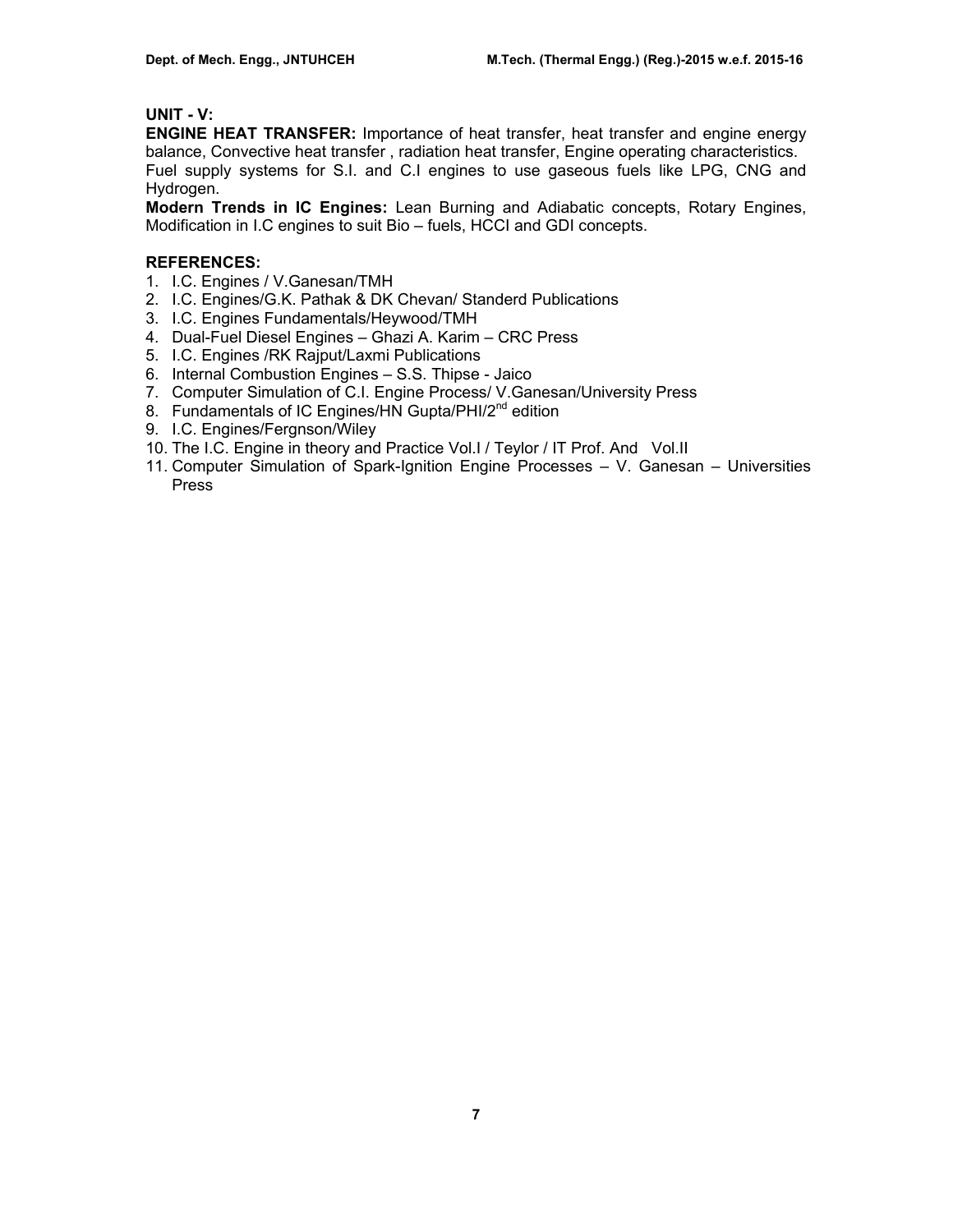**UNIT - V:**

**ENGINE HEAT TRANSFER:** Importance of heat transfer, heat transfer and engine energy balance, Convective heat transfer , radiation heat transfer, Engine operating characteristics. Fuel supply systems for S.I. and C.I engines to use gaseous fuels like LPG, CNG and Hydrogen.

**Modern Trends in IC Engines:** Lean Burning and Adiabatic concepts, Rotary Engines, Modification in I.C engines to suit Bio – fuels, HCCI and GDI concepts.

**REFERENCES:**

1. I.C. Engines / V.Ganesan/TMH
2. I.C. Engines/G.K. Pathak & DK Chevan/ Standerd Publications
3. I.C. Engines Fundamentals/Heywood/TMH
4. Dual-Fuel Diesel Engines – Ghazi A. Karim – CRC Press
5. I.C. Engines /RK Rajput/Laxmi Publications
6. Internal Combustion Engines – S.S. Thipse - Jaico
7. Computer Simulation of C.I. Engine Process/ V.Ganesan/University Press
8. Fundamentals of IC Engines/HN Gupta/PHI/2nd edition
9. I.C. Engines/Fergnson/Wiley
10. The I.C. Engine in theory and Practice Vol.I / Teylor / IT Prof. And Vol.II
11. Computer Simulation of Spark-Ignition Engine Processes – V. Ganesan – Universities Press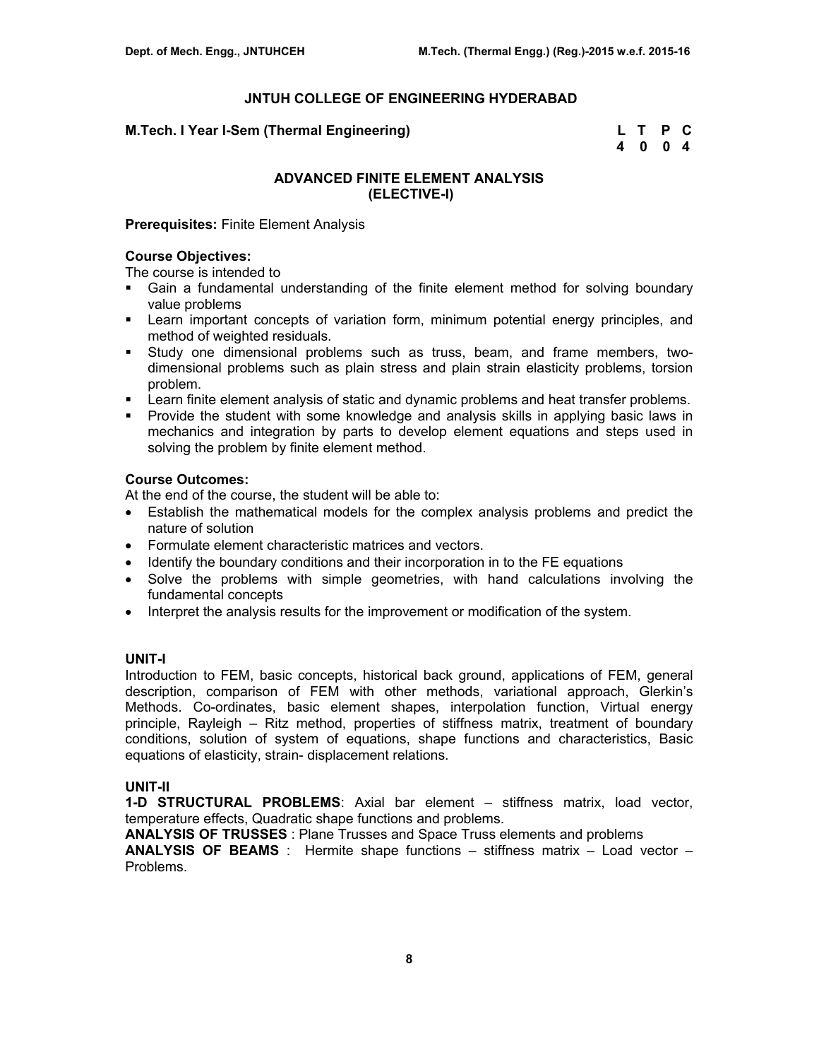## JNTUH COLLEGE OF ENGINEERING HYDERABAD

**M.Tech. I Year I-Sem (Thermal Engineering)**

| L | T | P | C |
|---|---|---|---|
| 4 | 0 | 0 | 4 |

### ADVANCED FINITE ELEMENT ANALYSIS (ELECTIVE-I)

**Prerequisites:** Finite Element Analysis

**Course Objectives:**

The course is intended to

- Gain a fundamental understanding of the finite element method for solving boundary value problems
- Learn important concepts of variation form, minimum potential energy principles, and method of weighted residuals.
- Study one dimensional problems such as truss, beam, and frame members, two-dimensional problems such as plain stress and plain strain elasticity problems, torsion problem.
- Learn finite element analysis of static and dynamic problems and heat transfer problems.
- Provide the student with some knowledge and analysis skills in applying basic laws in mechanics and integration by parts to develop element equations and steps used in solving the problem by finite element method.

**Course Outcomes:**

At the end of the course, the student will be able to:

- Establish the mathematical models for the complex analysis problems and predict the nature of solution
- Formulate element characteristic matrices and vectors.
- Identify the boundary conditions and their incorporation in to the FE equations
- Solve the problems with simple geometries, with hand calculations involving the fundamental concepts
- Interpret the analysis results for the improvement or modification of the system.

**UNIT-I**

Introduction to FEM, basic concepts, historical back ground, applications of FEM, general description, comparison of FEM with other methods, variational approach, Glerkin's Methods. Co-ordinates, basic element shapes, interpolation function, Virtual energy principle, Rayleigh – Ritz method, properties of stiffness matrix, treatment of boundary conditions, solution of system of equations, shape functions and characteristics, Basic equations of elasticity, strain- displacement relations.

**UNIT-II**

**1-D STRUCTURAL PROBLEMS**: Axial bar element – stiffness matrix, load vector, temperature effects, Quadratic shape functions and problems.

**ANALYSIS OF TRUSSES** : Plane Trusses and Space Truss elements and problems

**ANALYSIS OF BEAMS** : Hermite shape functions – stiffness matrix – Load vector – Problems.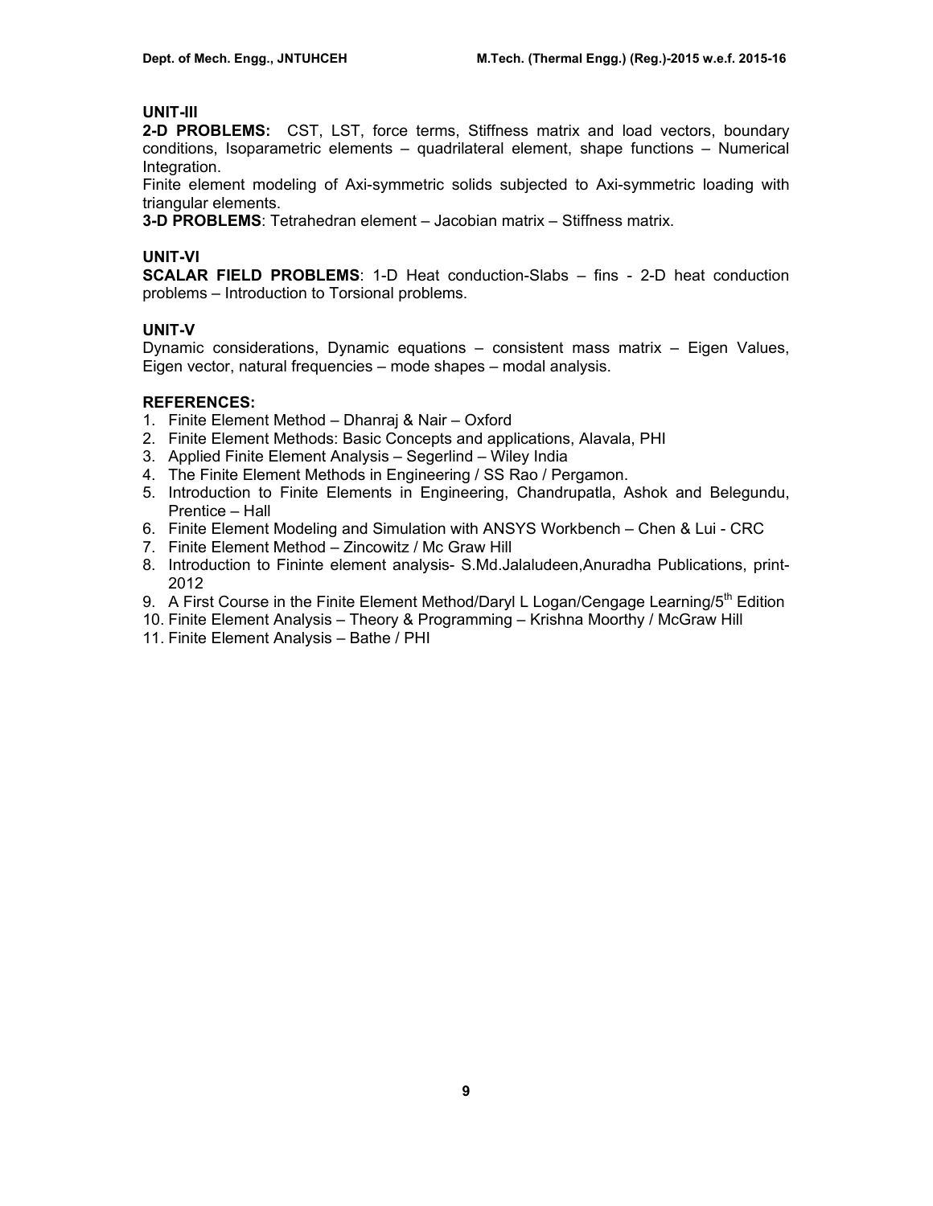### UNIT-III

**2-D PROBLEMS:** CST, LST, force terms, Stiffness matrix and load vectors, boundary conditions, Isoparametric elements – quadrilateral element, shape functions – Numerical Integration.

Finite element modeling of Axi-symmetric solids subjected to Axi-symmetric loading with triangular elements.

**3-D PROBLEMS**: Tetrahedran element – Jacobian matrix – Stiffness matrix.

### UNIT-VI

**SCALAR FIELD PROBLEMS**: 1-D Heat conduction-Slabs – fins - 2-D heat conduction problems – Introduction to Torsional problems.

### UNIT-V

Dynamic considerations, Dynamic equations – consistent mass matrix – Eigen Values, Eigen vector, natural frequencies – mode shapes – modal analysis.

### REFERENCES:

1. Finite Element Method – Dhanraj & Nair – Oxford
2. Finite Element Methods: Basic Concepts and applications, Alavala, PHI
3. Applied Finite Element Analysis – Segerlind – Wiley India
4. The Finite Element Methods in Engineering / SS Rao / Pergamon.
5. Introduction to Finite Elements in Engineering, Chandrupatla, Ashok and Belegundu, Prentice – Hall
6. Finite Element Modeling and Simulation with ANSYS Workbench – Chen & Lui - CRC
7. Finite Element Method – Zincowitz / Mc Graw Hill
8. Introduction to Fininte element analysis- S.Md.Jalaludeen,Anuradha Publications, print-2012
9. A First Course in the Finite Element Method/Daryl L Logan/Cengage Learning/5th Edition
10. Finite Element Analysis – Theory & Programming – Krishna Moorthy / McGraw Hill
11. Finite Element Analysis – Bathe / PHI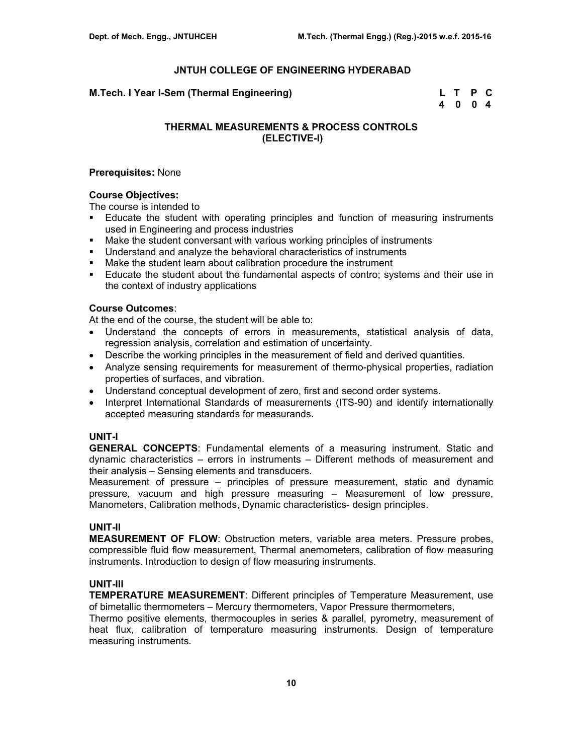# JNTUH COLLEGE OF ENGINEERING HYDERABAD

**M.Tech. I Year I-Sem (Thermal Engineering)**

| L | T | P | C |
|---|---|---|---|
| 4 | 0 | 0 | 4 |

## THERMAL MEASUREMENTS & PROCESS CONTROLS (ELECTIVE-I)

**Prerequisites:** None

**Course Objectives:**

The course is intended to

- Educate the student with operating principles and function of measuring instruments used in Engineering and process industries
- Make the student conversant with various working principles of instruments
- Understand and analyze the behavioral characteristics of instruments
- Make the student learn about calibration procedure the instrument
- Educate the student about the fundamental aspects of contro; systems and their use in the context of industry applications

**Course Outcomes**:

At the end of the course, the student will be able to:

- Understand the concepts of errors in measurements, statistical analysis of data, regression analysis, correlation and estimation of uncertainty.
- Describe the working principles in the measurement of field and derived quantities.
- Analyze sensing requirements for measurement of thermo-physical properties, radiation properties of surfaces, and vibration.
- Understand conceptual development of zero, first and second order systems.
- Interpret International Standards of measurements (ITS-90) and identify internationally accepted measuring standards for measurands.

### UNIT-I

**GENERAL CONCEPTS**: Fundamental elements of a measuring instrument. Static and dynamic characteristics – errors in instruments – Different methods of measurement and their analysis – Sensing elements and transducers.

Measurement of pressure – principles of pressure measurement, static and dynamic pressure, vacuum and high pressure measuring – Measurement of low pressure, Manometers, Calibration methods, Dynamic characteristics- design principles.

### UNIT-II

**MEASUREMENT OF FLOW**: Obstruction meters, variable area meters. Pressure probes, compressible fluid flow measurement, Thermal anemometers, calibration of flow measuring instruments. Introduction to design of flow measuring instruments.

### UNIT-III

**TEMPERATURE MEASUREMENT**: Different principles of Temperature Measurement, use of bimetallic thermometers – Mercury thermometers, Vapor Pressure thermometers,

Thermo positive elements, thermocouples in series & parallel, pyrometry, measurement of heat flux, calibration of temperature measuring instruments. Design of temperature measuring instruments.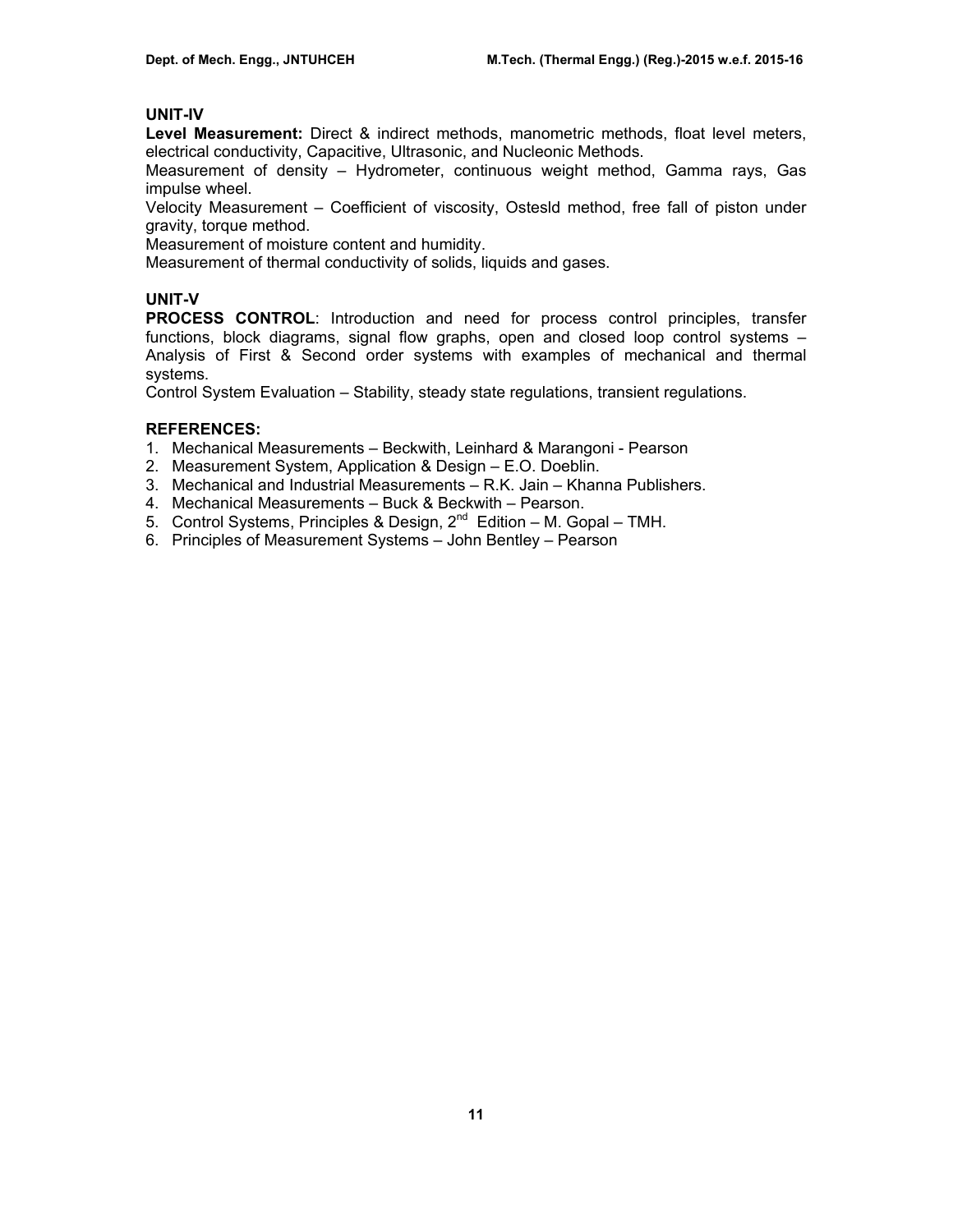### UNIT-IV

**Level Measurement:** Direct & indirect methods, manometric methods, float level meters, electrical conductivity, Capacitive, Ultrasonic, and Nucleonic Methods.

Measurement of density – Hydrometer, continuous weight method, Gamma rays, Gas impulse wheel.

Velocity Measurement – Coefficient of viscosity, Ostesld method, free fall of piston under gravity, torque method.

Measurement of moisture content and humidity.

Measurement of thermal conductivity of solids, liquids and gases.

### UNIT-V

**PROCESS CONTROL**: Introduction and need for process control principles, transfer functions, block diagrams, signal flow graphs, open and closed loop control systems – Analysis of First & Second order systems with examples of mechanical and thermal systems.

Control System Evaluation – Stability, steady state regulations, transient regulations.

### REFERENCES:

1. Mechanical Measurements – Beckwith, Leinhard & Marangoni - Pearson
2. Measurement System, Application & Design – E.O. Doeblin.
3. Mechanical and Industrial Measurements – R.K. Jain – Khanna Publishers.
4. Mechanical Measurements – Buck & Beckwith – Pearson.
5. Control Systems, Principles & Design, 2nd Edition – M. Gopal – TMH.
6. Principles of Measurement Systems – John Bentley – Pearson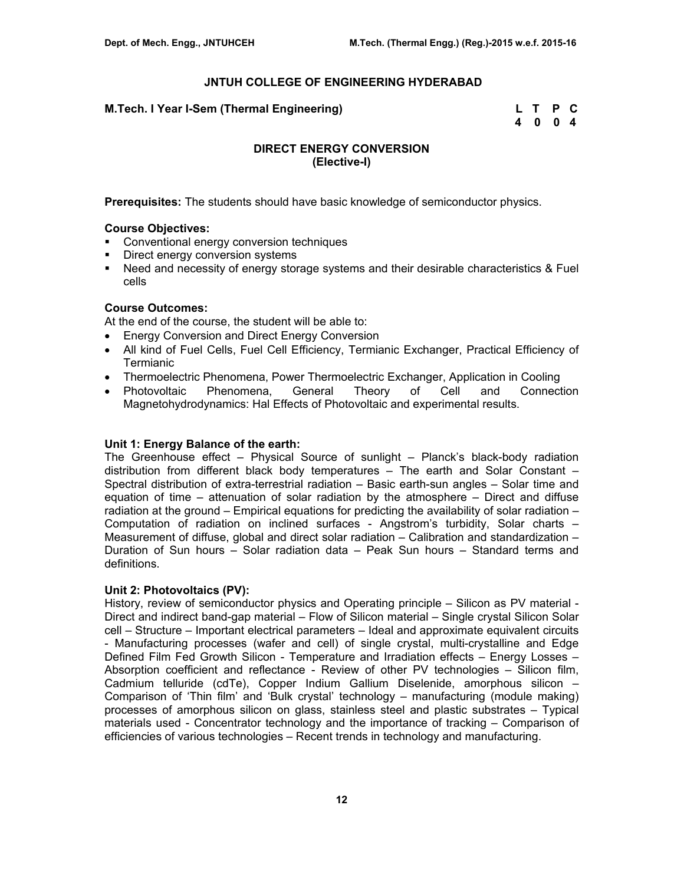## JNTUH COLLEGE OF ENGINEERING HYDERABAD

**M.Tech. I Year I-Sem (Thermal Engineering)**

| L | T | P | C |
|---|---|---|---|
| 4 | 0 | 0 | 4 |

### DIRECT ENERGY CONVERSION
### (Elective-I)

**Prerequisites:** The students should have basic knowledge of semiconductor physics.

**Course Objectives:**

- Conventional energy conversion techniques
- Direct energy conversion systems
- Need and necessity of energy storage systems and their desirable characteristics & Fuel cells

**Course Outcomes:**

At the end of the course, the student will be able to:

- Energy Conversion and Direct Energy Conversion
- All kind of Fuel Cells, Fuel Cell Efficiency, Termianic Exchanger, Practical Efficiency of Termianic
- Thermoelectric Phenomena, Power Thermoelectric Exchanger, Application in Cooling
- Photovoltaic Phenomena, General Theory of Cell and Connection Magnetohydrodynamics: Hal Effects of Photovoltaic and experimental results.

**Unit 1: Energy Balance of the earth:**

The Greenhouse effect – Physical Source of sunlight – Planck's black-body radiation distribution from different black body temperatures – The earth and Solar Constant – Spectral distribution of extra-terrestrial radiation – Basic earth-sun angles – Solar time and equation of time – attenuation of solar radiation by the atmosphere – Direct and diffuse radiation at the ground – Empirical equations for predicting the availability of solar radiation – Computation of radiation on inclined surfaces - Angstrom's turbidity, Solar charts – Measurement of diffuse, global and direct solar radiation – Calibration and standardization – Duration of Sun hours – Solar radiation data – Peak Sun hours – Standard terms and definitions.

**Unit 2: Photovoltaics (PV):**

History, review of semiconductor physics and Operating principle – Silicon as PV material - Direct and indirect band-gap material – Flow of Silicon material – Single crystal Silicon Solar cell – Structure – Important electrical parameters – Ideal and approximate equivalent circuits - Manufacturing processes (wafer and cell) of single crystal, multi-crystalline and Edge Defined Film Fed Growth Silicon - Temperature and Irradiation effects – Energy Losses – Absorption coefficient and reflectance - Review of other PV technologies – Silicon film, Cadmium telluride (cdTe), Copper Indium Gallium Diselenide, amorphous silicon – Comparison of 'Thin film' and 'Bulk crystal' technology – manufacturing (module making) processes of amorphous silicon on glass, stainless steel and plastic substrates – Typical materials used - Concentrator technology and the importance of tracking – Comparison of efficiencies of various technologies – Recent trends in technology and manufacturing.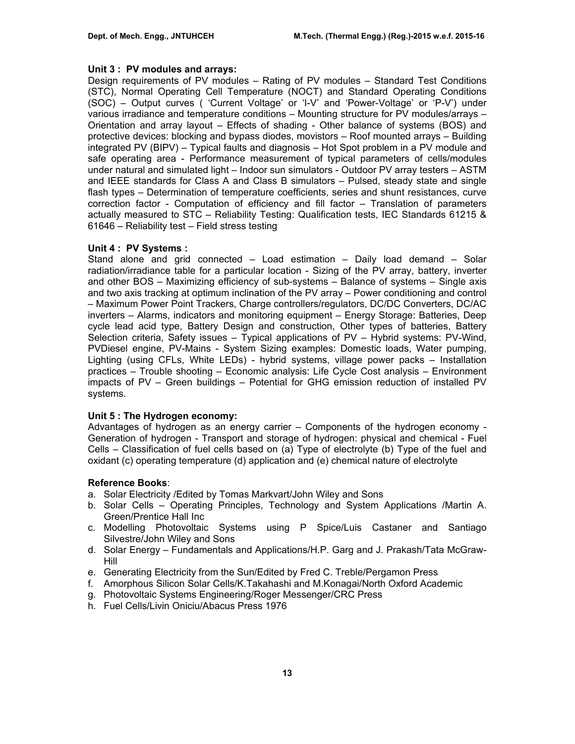**Unit 3 : PV modules and arrays:**

Design requirements of PV modules – Rating of PV modules – Standard Test Conditions (STC), Normal Operating Cell Temperature (NOCT) and Standard Operating Conditions (SOC) – Output curves ( 'Current Voltage' or 'I-V' and 'Power-Voltage' or 'P-V') under various irradiance and temperature conditions – Mounting structure for PV modules/arrays – Orientation and array layout – Effects of shading - Other balance of systems (BOS) and protective devices: blocking and bypass diodes, movistors – Roof mounted arrays – Building integrated PV (BIPV) – Typical faults and diagnosis – Hot Spot problem in a PV module and safe operating area - Performance measurement of typical parameters of cells/modules under natural and simulated light – Indoor sun simulators - Outdoor PV array testers – ASTM and IEEE standards for Class A and Class B simulators – Pulsed, steady state and single flash types – Determination of temperature coefficients, series and shunt resistances, curve correction factor - Computation of efficiency and fill factor – Translation of parameters actually measured to STC – Reliability Testing: Qualification tests, IEC Standards 61215 & 61646 – Reliability test – Field stress testing

**Unit 4 : PV Systems :**

Stand alone and grid connected – Load estimation – Daily load demand – Solar radiation/irradiance table for a particular location - Sizing of the PV array, battery, inverter and other BOS – Maximizing efficiency of sub-systems – Balance of systems – Single axis and two axis tracking at optimum inclination of the PV array – Power conditioning and control – Maximum Power Point Trackers, Charge controllers/regulators, DC/DC Converters, DC/AC inverters – Alarms, indicators and monitoring equipment – Energy Storage: Batteries, Deep cycle lead acid type, Battery Design and construction, Other types of batteries, Battery Selection criteria, Safety issues – Typical applications of PV – Hybrid systems: PV-Wind, PVDiesel engine, PV-Mains - System Sizing examples: Domestic loads, Water pumping, Lighting (using CFLs, White LEDs) - hybrid systems, village power packs – Installation practices – Trouble shooting – Economic analysis: Life Cycle Cost analysis – Environment impacts of PV – Green buildings – Potential for GHG emission reduction of installed PV systems.

**Unit 5 : The Hydrogen economy:**

Advantages of hydrogen as an energy carrier – Components of the hydrogen economy - Generation of hydrogen - Transport and storage of hydrogen: physical and chemical - Fuel Cells – Classification of fuel cells based on (a) Type of electrolyte (b) Type of the fuel and oxidant (c) operating temperature (d) application and (e) chemical nature of electrolyte

**Reference Books**:

a. Solar Electricity /Edited by Tomas Markvart/John Wiley and Sons
b. Solar Cells – Operating Principles, Technology and System Applications /Martin A. Green/Prentice Hall Inc
c. Modelling Photovoltaic Systems using P Spice/Luis Castaner and Santiago Silvestre/John Wiley and Sons
d. Solar Energy – Fundamentals and Applications/H.P. Garg and J. Prakash/Tata McGraw-Hill
e. Generating Electricity from the Sun/Edited by Fred C. Treble/Pergamon Press
f. Amorphous Silicon Solar Cells/K.Takahashi and M.Konagai/North Oxford Academic
g. Photovoltaic Systems Engineering/Roger Messenger/CRC Press
h. Fuel Cells/Livin Oniciu/Abacus Press 1976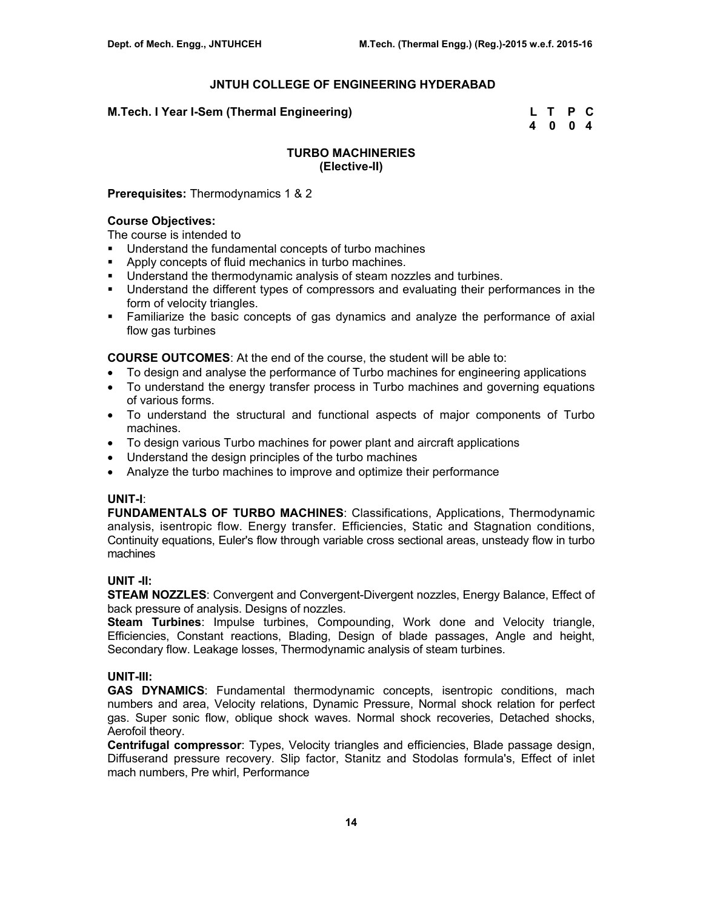# JNTUH COLLEGE OF ENGINEERING HYDERABAD

**M.Tech. I Year I-Sem (Thermal Engineering)**

| L | T | P | C |
|---|---|---|---|
| 4 | 0 | 0 | 4 |

## TURBO MACHINERIES
### (Elective-II)

**Prerequisites:** Thermodynamics 1 & 2

**Course Objectives:**
The course is intended to

- Understand the fundamental concepts of turbo machines
- Apply concepts of fluid mechanics in turbo machines.
- Understand the thermodynamic analysis of steam nozzles and turbines.
- Understand the different types of compressors and evaluating their performances in the form of velocity triangles.
- Familiarize the basic concepts of gas dynamics and analyze the performance of axial flow gas turbines

**COURSE OUTCOMES**: At the end of the course, the student will be able to:

- To design and analyse the performance of Turbo machines for engineering applications
- To understand the energy transfer process in Turbo machines and governing equations of various forms.
- To understand the structural and functional aspects of major components of Turbo machines.
- To design various Turbo machines for power plant and aircraft applications
- Understand the design principles of the turbo machines
- Analyze the turbo machines to improve and optimize their performance

**UNIT-I**:
**FUNDAMENTALS OF TURBO MACHINES**: Classifications, Applications, Thermodynamic analysis, isentropic flow. Energy transfer. Efficiencies, Static and Stagnation conditions, Continuity equations, Euler's flow through variable cross sectional areas, unsteady flow in turbo machines

**UNIT -II:**
**STEAM NOZZLES**: Convergent and Convergent-Divergent nozzles, Energy Balance, Effect of back pressure of analysis. Designs of nozzles.
**Steam Turbines**: Impulse turbines, Compounding, Work done and Velocity triangle, Efficiencies, Constant reactions, Blading, Design of blade passages, Angle and height, Secondary flow. Leakage losses, Thermodynamic analysis of steam turbines.

**UNIT-III:**
**GAS DYNAMICS**: Fundamental thermodynamic concepts, isentropic conditions, mach numbers and area, Velocity relations, Dynamic Pressure, Normal shock relation for perfect gas. Super sonic flow, oblique shock waves. Normal shock recoveries, Detached shocks, Aerofoil theory.
**Centrifugal compressor**: Types, Velocity triangles and efficiencies, Blade passage design, Diffuserand pressure recovery. Slip factor, Stanitz and Stodolas formula's, Effect of inlet mach numbers, Pre whirl, Performance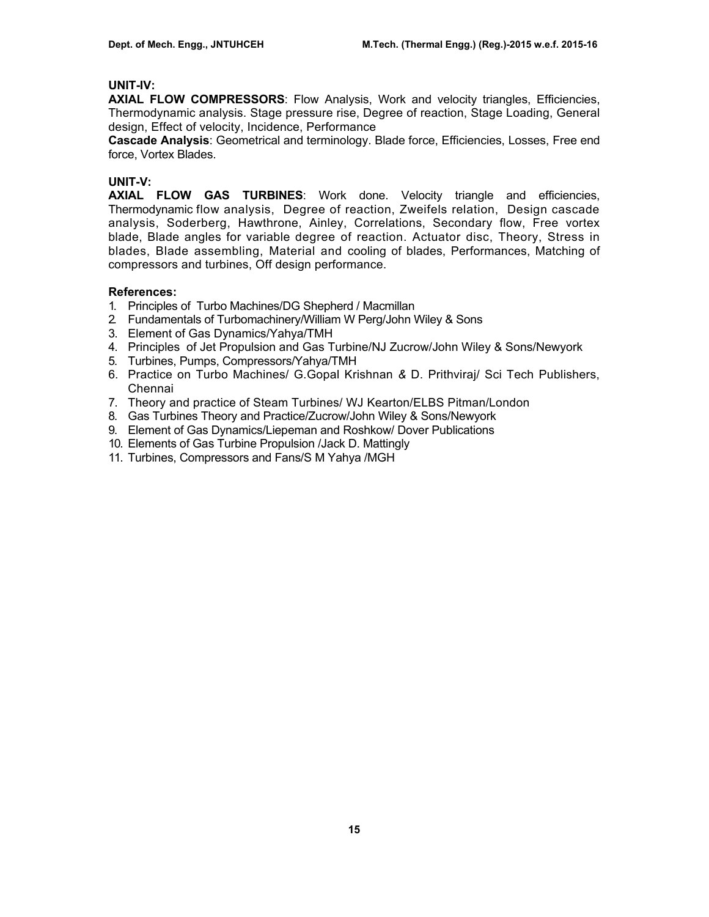**UNIT-IV:**

**AXIAL FLOW COMPRESSORS**: Flow Analysis, Work and velocity triangles, Efficiencies, Thermodynamic analysis. Stage pressure rise, Degree of reaction, Stage Loading, General design, Effect of velocity, Incidence, Performance

**Cascade Analysis**: Geometrical and terminology. Blade force, Efficiencies, Losses, Free end force, Vortex Blades.

**UNIT-V:**

**AXIAL FLOW GAS TURBINES**: Work done. Velocity triangle and efficiencies, Thermodynamic flow analysis, Degree of reaction, Zweifels relation, Design cascade analysis, Soderberg, Hawthrone, Ainley, Correlations, Secondary flow, Free vortex blade, Blade angles for variable degree of reaction. Actuator disc, Theory, Stress in blades, Blade assembling, Material and cooling of blades, Performances, Matching of compressors and turbines, Off design performance.

**References:**

1. Principles of Turbo Machines/DG Shepherd / Macmillan
2. Fundamentals of Turbomachinery/William W Perg/John Wiley & Sons
3. Element of Gas Dynamics/Yahya/TMH
4. Principles of Jet Propulsion and Gas Turbine/NJ Zucrow/John Wiley & Sons/Newyork
5. Turbines, Pumps, Compressors/Yahya/TMH
6. Practice on Turbo Machines/ G.Gopal Krishnan & D. Prithviraj/ Sci Tech Publishers, Chennai
7. Theory and practice of Steam Turbines/ WJ Kearton/ELBS Pitman/London
8. Gas Turbines Theory and Practice/Zucrow/John Wiley & Sons/Newyork
9. Element of Gas Dynamics/Liepeman and Roshkow/ Dover Publications
10. Elements of Gas Turbine Propulsion /Jack D. Mattingly
11. Turbines, Compressors and Fans/S M Yahya /MGH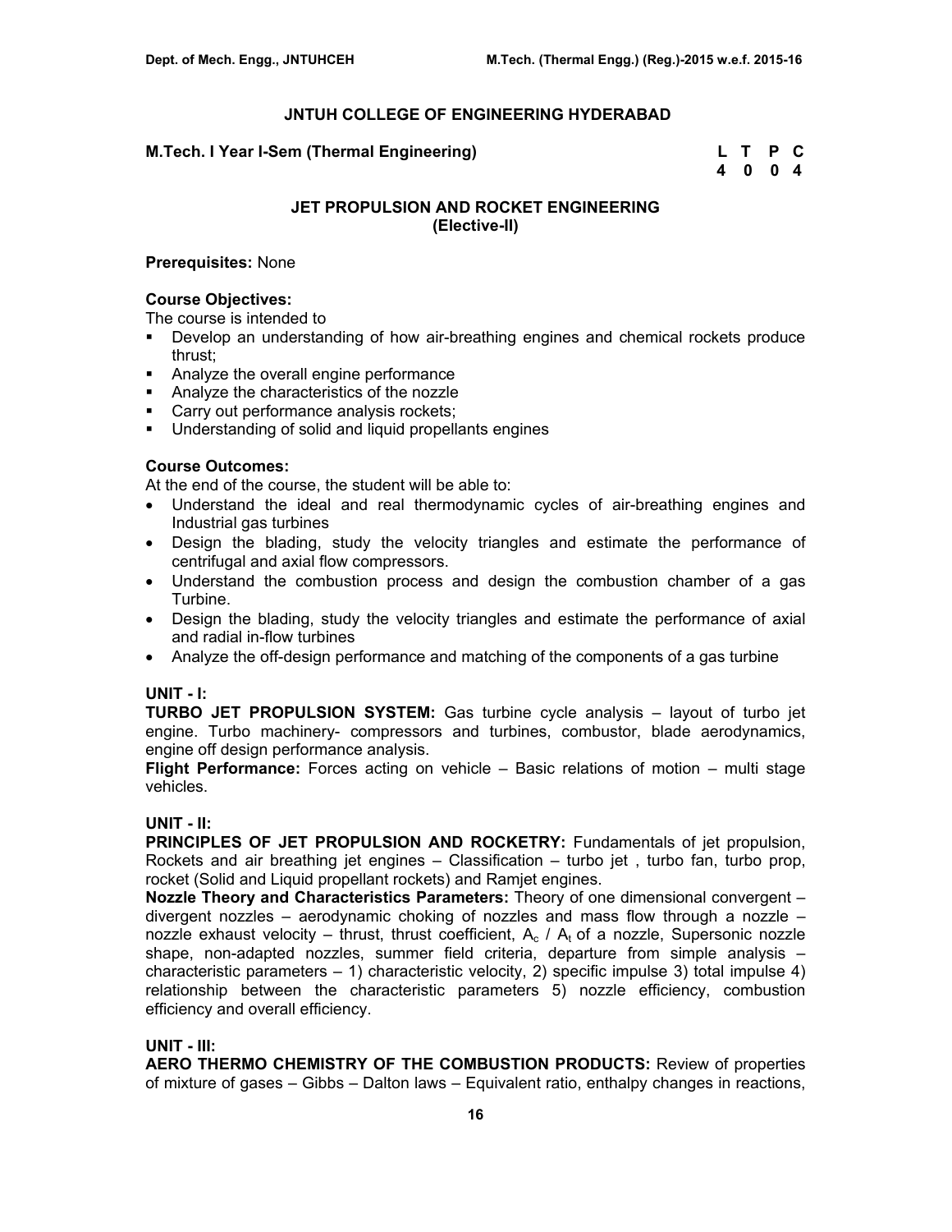## JNTUH COLLEGE OF ENGINEERING HYDERABAD

**M.Tech. I Year I-Sem (Thermal Engineering)**

| L | T | P | C |
|---|---|---|---|
| 4 | 0 | 0 | 4 |

### JET PROPULSION AND ROCKET ENGINEERING
### (Elective-II)

**Prerequisites:** None

**Course Objectives:**
The course is intended to
- Develop an understanding of how air-breathing engines and chemical rockets produce thrust;
- Analyze the overall engine performance
- Analyze the characteristics of the nozzle
- Carry out performance analysis rockets;
- Understanding of solid and liquid propellants engines

**Course Outcomes:**
At the end of the course, the student will be able to:
- Understand the ideal and real thermodynamic cycles of air-breathing engines and Industrial gas turbines
- Design the blading, study the velocity triangles and estimate the performance of centrifugal and axial flow compressors.
- Understand the combustion process and design the combustion chamber of a gas Turbine.
- Design the blading, study the velocity triangles and estimate the performance of axial and radial in-flow turbines
- Analyze the off-design performance and matching of the components of a gas turbine

**UNIT - I:**
**TURBO JET PROPULSION SYSTEM:** Gas turbine cycle analysis – layout of turbo jet engine. Turbo machinery- compressors and turbines, combustor, blade aerodynamics, engine off design performance analysis.
**Flight Performance:** Forces acting on vehicle – Basic relations of motion – multi stage vehicles.

**UNIT - II:**
**PRINCIPLES OF JET PROPULSION AND ROCKETRY:** Fundamentals of jet propulsion, Rockets and air breathing jet engines – Classification – turbo jet , turbo fan, turbo prop, rocket (Solid and Liquid propellant rockets) and Ramjet engines.
**Nozzle Theory and Characteristics Parameters:** Theory of one dimensional convergent – divergent nozzles – aerodynamic choking of nozzles and mass flow through a nozzle – nozzle exhaust velocity – thrust, thrust coefficient, $A_c$ / $A_t$ of a nozzle, Supersonic nozzle shape, non-adapted nozzles, summer field criteria, departure from simple analysis – characteristic parameters – 1) characteristic velocity, 2) specific impulse 3) total impulse 4) relationship between the characteristic parameters 5) nozzle efficiency, combustion efficiency and overall efficiency.

**UNIT - III:**
**AERO THERMO CHEMISTRY OF THE COMBUSTION PRODUCTS:** Review of properties of mixture of gases – Gibbs – Dalton laws – Equivalent ratio, enthalpy changes in reactions,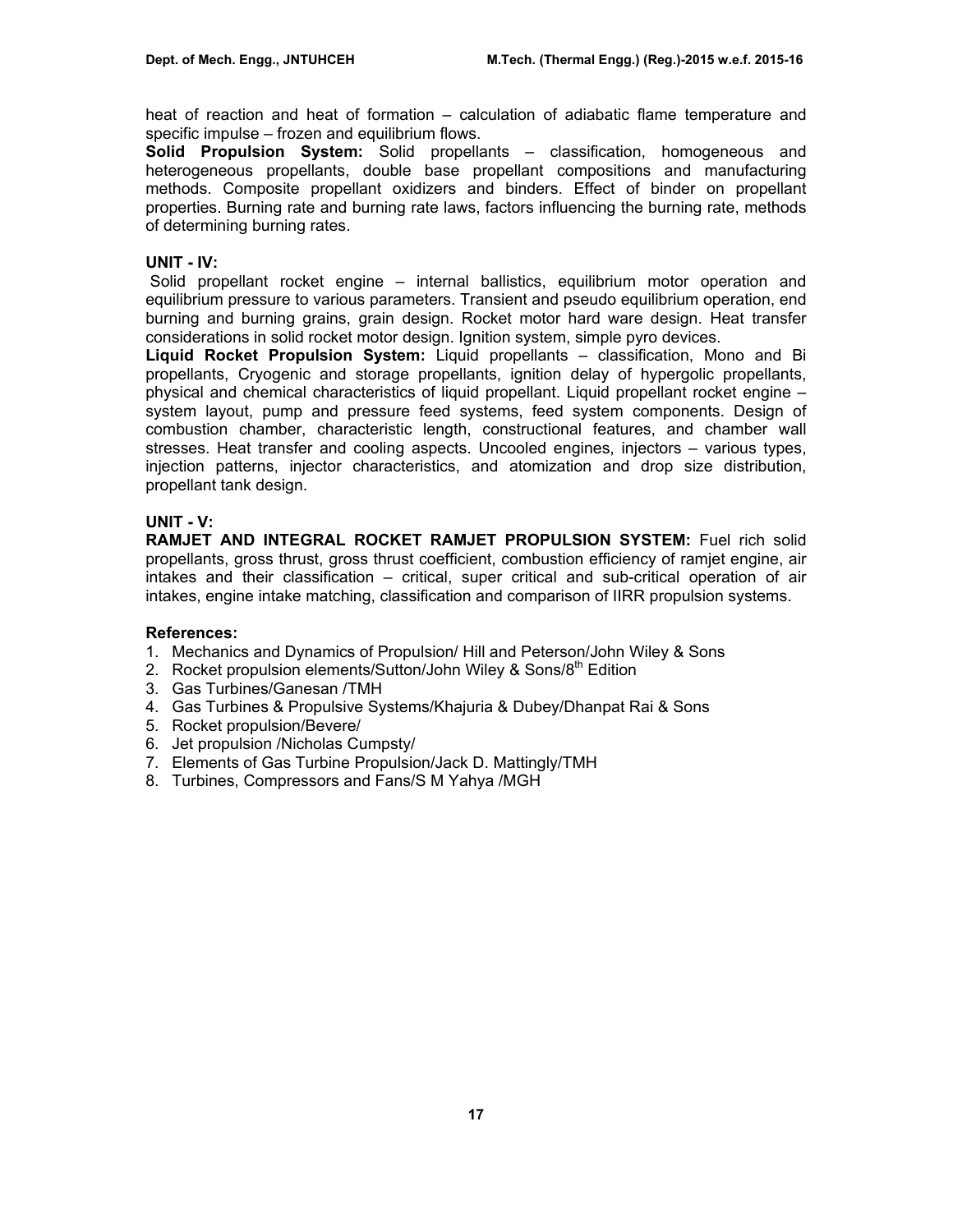heat of reaction and heat of formation – calculation of adiabatic flame temperature and specific impulse – frozen and equilibrium flows.

**Solid Propulsion System:** Solid propellants – classification, homogeneous and heterogeneous propellants, double base propellant compositions and manufacturing methods. Composite propellant oxidizers and binders. Effect of binder on propellant properties. Burning rate and burning rate laws, factors influencing the burning rate, methods of determining burning rates.

**UNIT - IV:**

Solid propellant rocket engine – internal ballistics, equilibrium motor operation and equilibrium pressure to various parameters. Transient and pseudo equilibrium operation, end burning and burning grains, grain design. Rocket motor hard ware design. Heat transfer considerations in solid rocket motor design. Ignition system, simple pyro devices.

**Liquid Rocket Propulsion System:** Liquid propellants – classification, Mono and Bi propellants, Cryogenic and storage propellants, ignition delay of hypergolic propellants, physical and chemical characteristics of liquid propellant. Liquid propellant rocket engine – system layout, pump and pressure feed systems, feed system components. Design of combustion chamber, characteristic length, constructional features, and chamber wall stresses. Heat transfer and cooling aspects. Uncooled engines, injectors – various types, injection patterns, injector characteristics, and atomization and drop size distribution, propellant tank design.

**UNIT - V:**

**RAMJET AND INTEGRAL ROCKET RAMJET PROPULSION SYSTEM:** Fuel rich solid propellants, gross thrust, gross thrust coefficient, combustion efficiency of ramjet engine, air intakes and their classification – critical, super critical and sub-critical operation of air intakes, engine intake matching, classification and comparison of IIRR propulsion systems.

**References:**

1. Mechanics and Dynamics of Propulsion/ Hill and Peterson/John Wiley & Sons
2. Rocket propulsion elements/Sutton/John Wiley & Sons/8th Edition
3. Gas Turbines/Ganesan /TMH
4. Gas Turbines & Propulsive Systems/Khajuria & Dubey/Dhanpat Rai & Sons
5. Rocket propulsion/Bevere/
6. Jet propulsion /Nicholas Cumpsty/
7. Elements of Gas Turbine Propulsion/Jack D. Mattingly/TMH
8. Turbines, Compressors and Fans/S M Yahya /MGH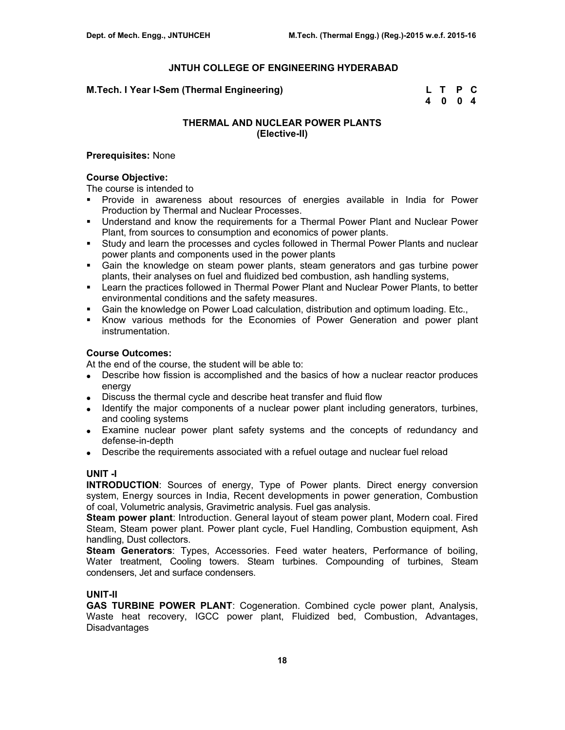# JNTUH COLLEGE OF ENGINEERING HYDERABAD

**M.Tech. I Year I-Sem (Thermal Engineering)**

| L | T | P | C |
|---|---|---|---|
| 4 | 0 | 0 | 4 |

## THERMAL AND NUCLEAR POWER PLANTS
## (Elective-II)

**Prerequisites:** None

**Course Objective:**

The course is intended to

- Provide in awareness about resources of energies available in India for Power Production by Thermal and Nuclear Processes.
- Understand and know the requirements for a Thermal Power Plant and Nuclear Power Plant, from sources to consumption and economics of power plants.
- Study and learn the processes and cycles followed in Thermal Power Plants and nuclear power plants and components used in the power plants
- Gain the knowledge on steam power plants, steam generators and gas turbine power plants, their analyses on fuel and fluidized bed combustion, ash handling systems,
- Learn the practices followed in Thermal Power Plant and Nuclear Power Plants, to better environmental conditions and the safety measures.
- Gain the knowledge on Power Load calculation, distribution and optimum loading. Etc.,
- Know various methods for the Economies of Power Generation and power plant instrumentation.

**Course Outcomes:**

At the end of the course, the student will be able to:

- Describe how fission is accomplished and the basics of how a nuclear reactor produces energy
- Discuss the thermal cycle and describe heat transfer and fluid flow
- Identify the major components of a nuclear power plant including generators, turbines, and cooling systems
- Examine nuclear power plant safety systems and the concepts of redundancy and defense-in-depth
- Describe the requirements associated with a refuel outage and nuclear fuel reload

### UNIT -I

**INTRODUCTION**: Sources of energy, Type of Power plants. Direct energy conversion system, Energy sources in India, Recent developments in power generation, Combustion of coal, Volumetric analysis, Gravimetric analysis. Fuel gas analysis.

**Steam power plant**: Introduction. General layout of steam power plant, Modern coal. Fired Steam, Steam power plant. Power plant cycle, Fuel Handling, Combustion equipment, Ash handling, Dust collectors.

**Steam Generators**: Types, Accessories. Feed water heaters, Performance of boiling, Water treatment, Cooling towers. Steam turbines. Compounding of turbines, Steam condensers, Jet and surface condensers.

### UNIT-II

**GAS TURBINE POWER PLANT**: Cogeneration. Combined cycle power plant, Analysis, Waste heat recovery, IGCC power plant, Fluidized bed, Combustion, Advantages, Disadvantages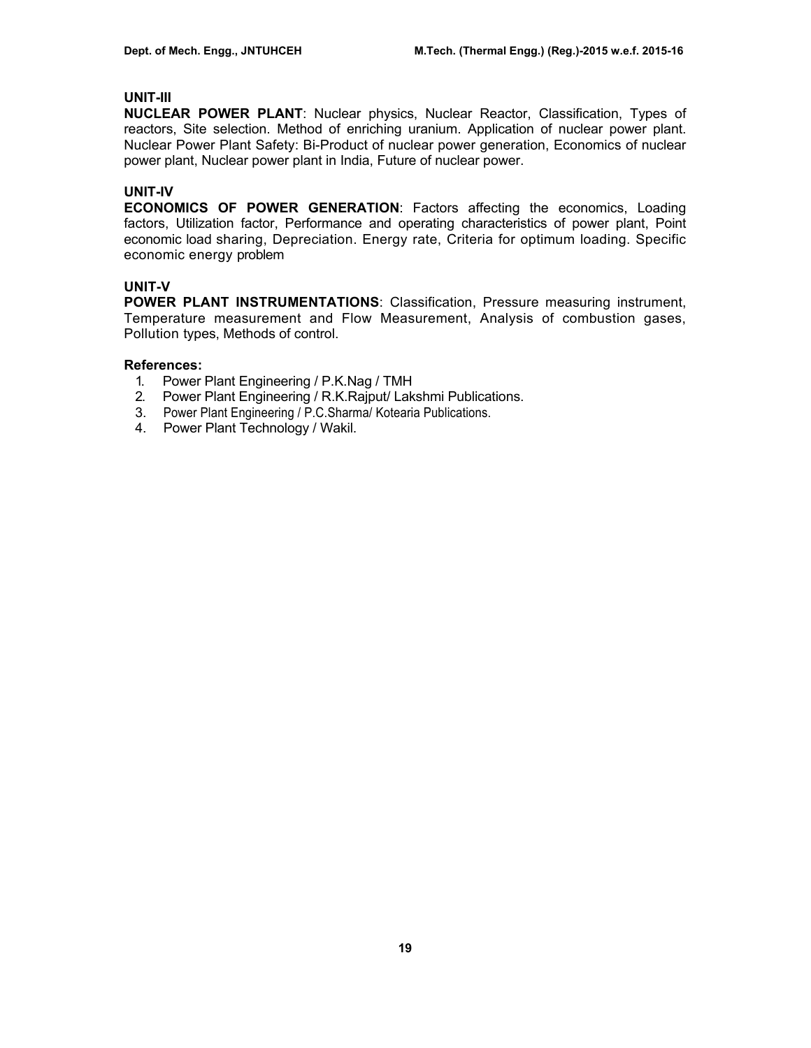### UNIT-III

**NUCLEAR POWER PLANT**: Nuclear physics, Nuclear Reactor, Classification, Types of reactors, Site selection. Method of enriching uranium. Application of nuclear power plant. Nuclear Power Plant Safety: Bi-Product of nuclear power generation, Economics of nuclear power plant, Nuclear power plant in India, Future of nuclear power.

### UNIT-IV

**ECONOMICS OF POWER GENERATION**: Factors affecting the economics, Loading factors, Utilization factor, Performance and operating characteristics of power plant, Point economic load sharing, Depreciation. Energy rate, Criteria for optimum loading. Specific economic energy problem

### UNIT-V

**POWER PLANT INSTRUMENTATIONS**: Classification, Pressure measuring instrument, Temperature measurement and Flow Measurement, Analysis of combustion gases, Pollution types, Methods of control.

**References:**

1. Power Plant Engineering / P.K.Nag / TMH
2. Power Plant Engineering / R.K.Rajput/ Lakshmi Publications.
3. Power Plant Engineering / P.C.Sharma/ Kotearia Publications.
4. Power Plant Technology / Wakil.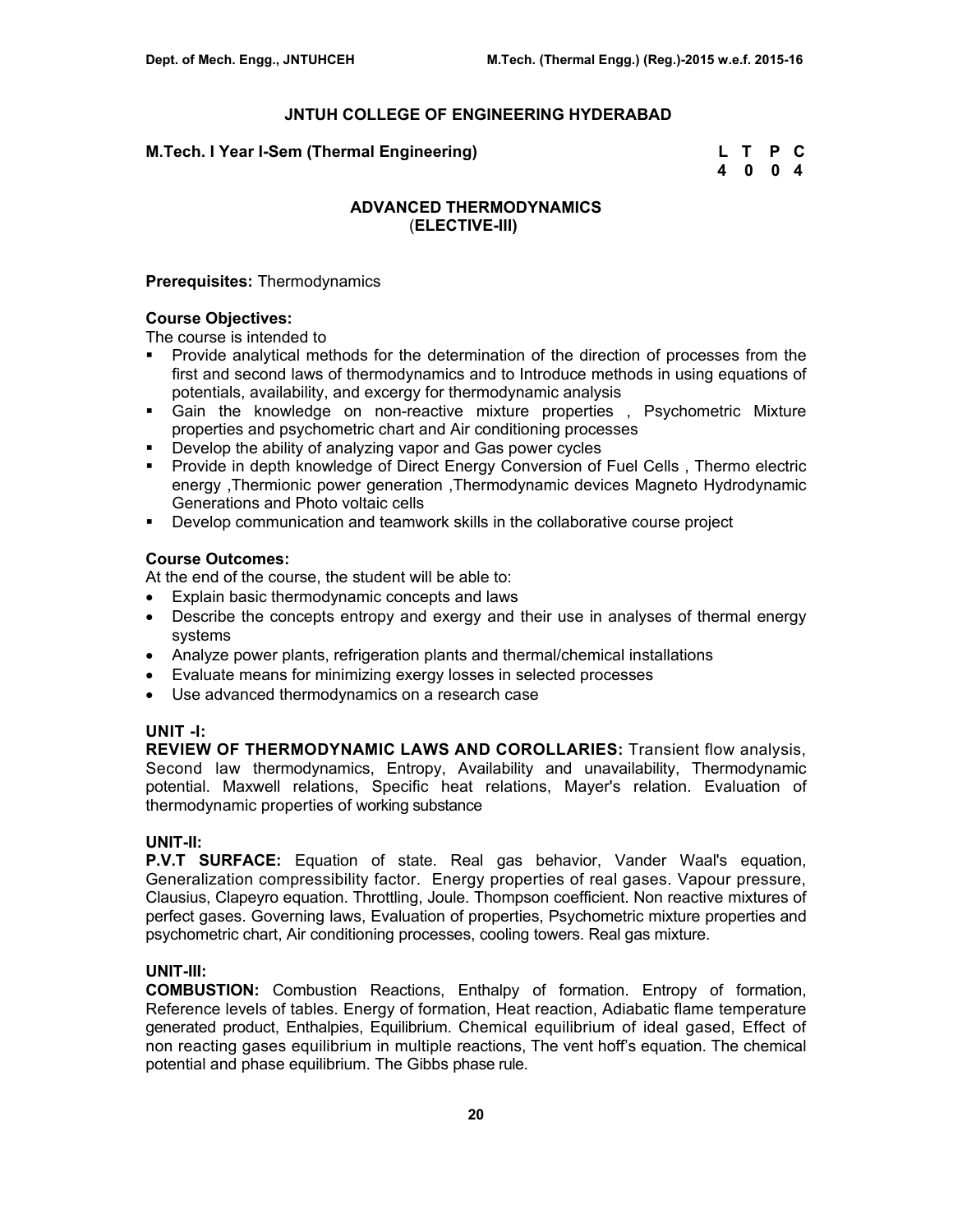## JNTUH COLLEGE OF ENGINEERING HYDERABAD

**M.Tech. I Year I-Sem (Thermal Engineering)**

| L | T | P | C |
|---|---|---|---|
| 4 | 0 | 0 | 4 |

### ADVANCED THERMODYNAMICS
### (ELECTIVE-III)

**Prerequisites:** Thermodynamics

**Course Objectives:**

The course is intended to

- Provide analytical methods for the determination of the direction of processes from the first and second laws of thermodynamics and to Introduce methods in using equations of potentials, availability, and excergy for thermodynamic analysis
- Gain the knowledge on non-reactive mixture properties , Psychometric Mixture properties and psychometric chart and Air conditioning processes
- Develop the ability of analyzing vapor and Gas power cycles
- Provide in depth knowledge of Direct Energy Conversion of Fuel Cells , Thermo electric energy ,Thermionic power generation ,Thermodynamic devices Magneto Hydrodynamic Generations and Photo voltaic cells
- Develop communication and teamwork skills in the collaborative course project

**Course Outcomes:**

At the end of the course, the student will be able to:

- Explain basic thermodynamic concepts and laws
- Describe the concepts entropy and exergy and their use in analyses of thermal energy systems
- Analyze power plants, refrigeration plants and thermal/chemical installations
- Evaluate means for minimizing exergy losses in selected processes
- Use advanced thermodynamics on a research case

**UNIT -I:**

**REVIEW OF THERMODYNAMIC LAWS AND COROLLARIES:** Transient flow analysis, Second law thermodynamics, Entropy, Availability and unavailability, Thermodynamic potential. Maxwell relations, Specific heat relations, Mayer's relation. Evaluation of thermodynamic properties of working substance

**UNIT-II:**

**P.V.T SURFACE:** Equation of state. Real gas behavior, Vander Waal's equation, Generalization compressibility factor. Energy properties of real gases. Vapour pressure, Clausius, Clapeyro equation. Throttling, Joule. Thompson coefficient. Non reactive mixtures of perfect gases. Governing laws, Evaluation of properties, Psychometric mixture properties and psychometric chart, Air conditioning processes, cooling towers. Real gas mixture.

**UNIT-III:**

**COMBUSTION:** Combustion Reactions, Enthalpy of formation. Entropy of formation, Reference levels of tables. Energy of formation, Heat reaction, Adiabatic flame temperature generated product, Enthalpies, Equilibrium. Chemical equilibrium of ideal gased, Effect of non reacting gases equilibrium in multiple reactions, The vent hoff's equation. The chemical potential and phase equilibrium. The Gibbs phase rule.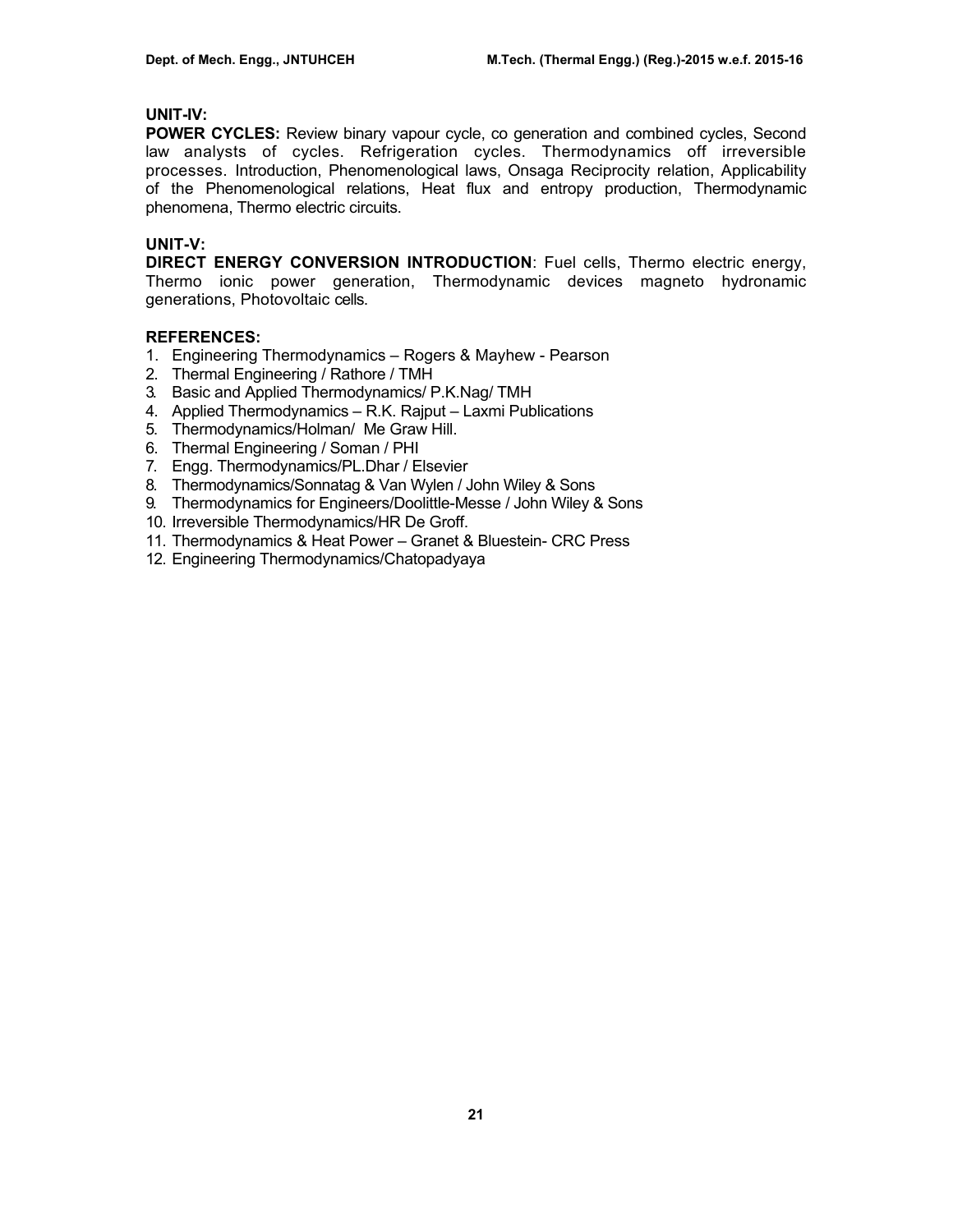**UNIT-IV:**

**POWER CYCLES:** Review binary vapour cycle, co generation and combined cycles, Second law analysts of cycles. Refrigeration cycles. Thermodynamics off irreversible processes. Introduction, Phenomenological laws, Onsaga Reciprocity relation, Applicability of the Phenomenological relations, Heat flux and entropy production, Thermodynamic phenomena, Thermo electric circuits.

**UNIT-V:**

**DIRECT ENERGY CONVERSION INTRODUCTION**: Fuel cells, Thermo electric energy, Thermo ionic power generation, Thermodynamic devices magneto hydronamic generations, Photovoltaic cells.

**REFERENCES:**

1. Engineering Thermodynamics – Rogers & Mayhew - Pearson
2. Thermal Engineering / Rathore / TMH
3. Basic and Applied Thermodynamics/ P.K.Nag/ TMH
4. Applied Thermodynamics – R.K. Rajput – Laxmi Publications
5. Thermodynamics/Holman/ Me Graw Hill.
6. Thermal Engineering / Soman / PHI
7. Engg. Thermodynamics/PL.Dhar / Elsevier
8. Thermodynamics/Sonnatag & Van Wylen / John Wiley & Sons
9. Thermodynamics for Engineers/Doolittle-Messe / John Wiley & Sons
10. Irreversible Thermodynamics/HR De Groff.
11. Thermodynamics & Heat Power – Granet & Bluestein- CRC Press
12. Engineering Thermodynamics/Chatopadyaya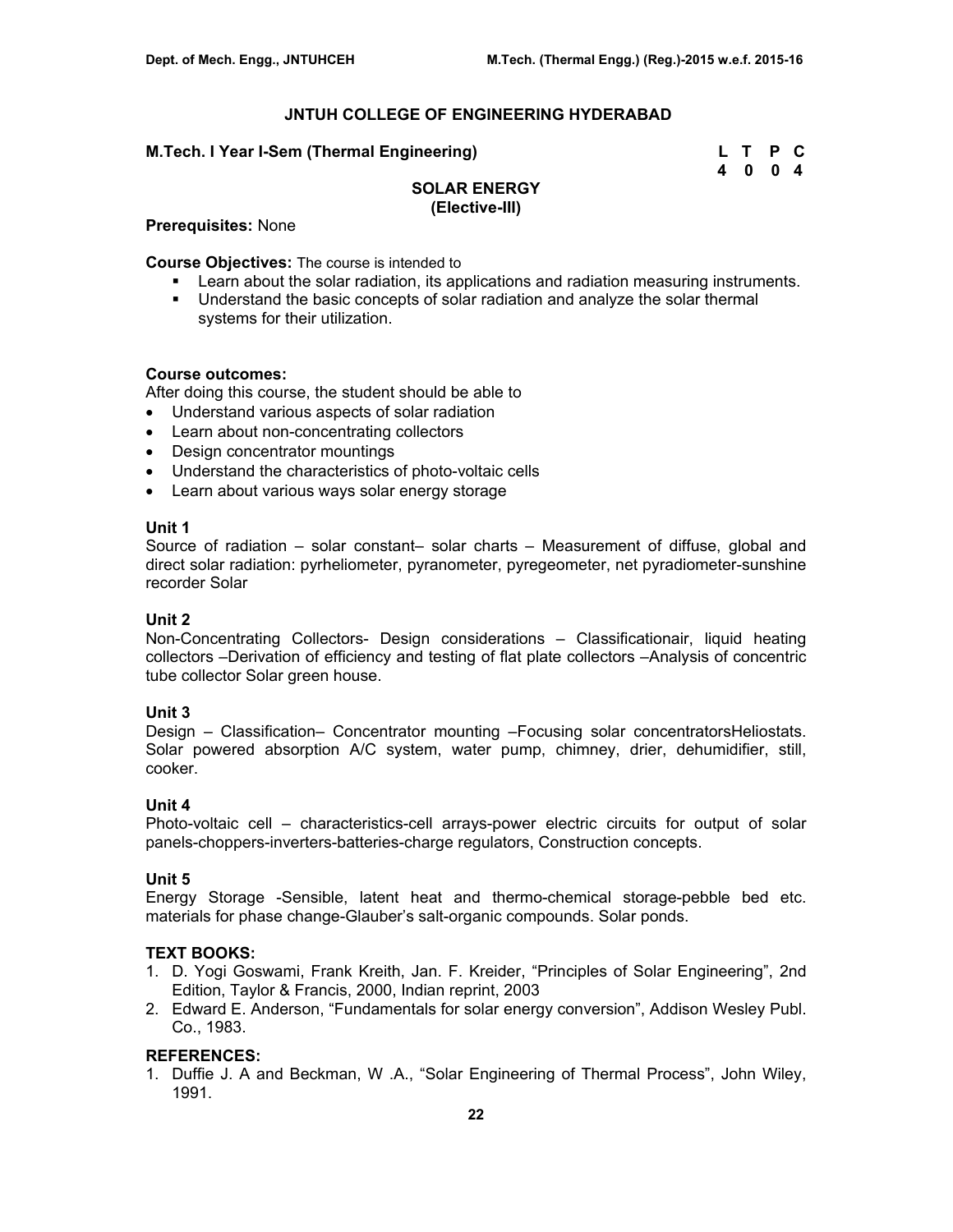# JNTUH COLLEGE OF ENGINEERING HYDERABAD

**M.Tech. I Year I-Sem (Thermal Engineering)**

| L | T | P | C |
|---|---|---|---|
| 4 | 0 | 0 | 4 |

## SOLAR ENERGY
### (Elective-III)

**Prerequisites:** None

**Course Objectives:** The course is intended to

- Learn about the solar radiation, its applications and radiation measuring instruments.
- Understand the basic concepts of solar radiation and analyze the solar thermal systems for their utilization.

**Course outcomes:**

After doing this course, the student should be able to

- Understand various aspects of solar radiation
- Learn about non-concentrating collectors
- Design concentrator mountings
- Understand the characteristics of photo-voltaic cells
- Learn about various ways solar energy storage

**Unit 1**

Source of radiation – solar constant– solar charts – Measurement of diffuse, global and direct solar radiation: pyrheliometer, pyranometer, pyregeometer, net pyradiometer-sunshine recorder Solar

**Unit 2**

Non-Concentrating Collectors- Design considerations – Classificationair, liquid heating collectors –Derivation of efficiency and testing of flat plate collectors –Analysis of concentric tube collector Solar green house.

**Unit 3**

Design – Classification– Concentrator mounting –Focusing solar concentratorsHeliostats. Solar powered absorption A/C system, water pump, chimney, drier, dehumidifier, still, cooker.

**Unit 4**

Photo-voltaic cell – characteristics-cell arrays-power electric circuits for output of solar panels-choppers-inverters-batteries-charge regulators, Construction concepts.

**Unit 5**

Energy Storage -Sensible, latent heat and thermo-chemical storage-pebble bed etc. materials for phase change-Glauber's salt-organic compounds. Solar ponds.

**TEXT BOOKS:**

1. D. Yogi Goswami, Frank Kreith, Jan. F. Kreider, "Principles of Solar Engineering", 2nd Edition, Taylor & Francis, 2000, Indian reprint, 2003
2. Edward E. Anderson, "Fundamentals for solar energy conversion", Addison Wesley Publ. Co., 1983.

**REFERENCES:**

1. Duffie J. A and Beckman, W .A., "Solar Engineering of Thermal Process", John Wiley, 1991.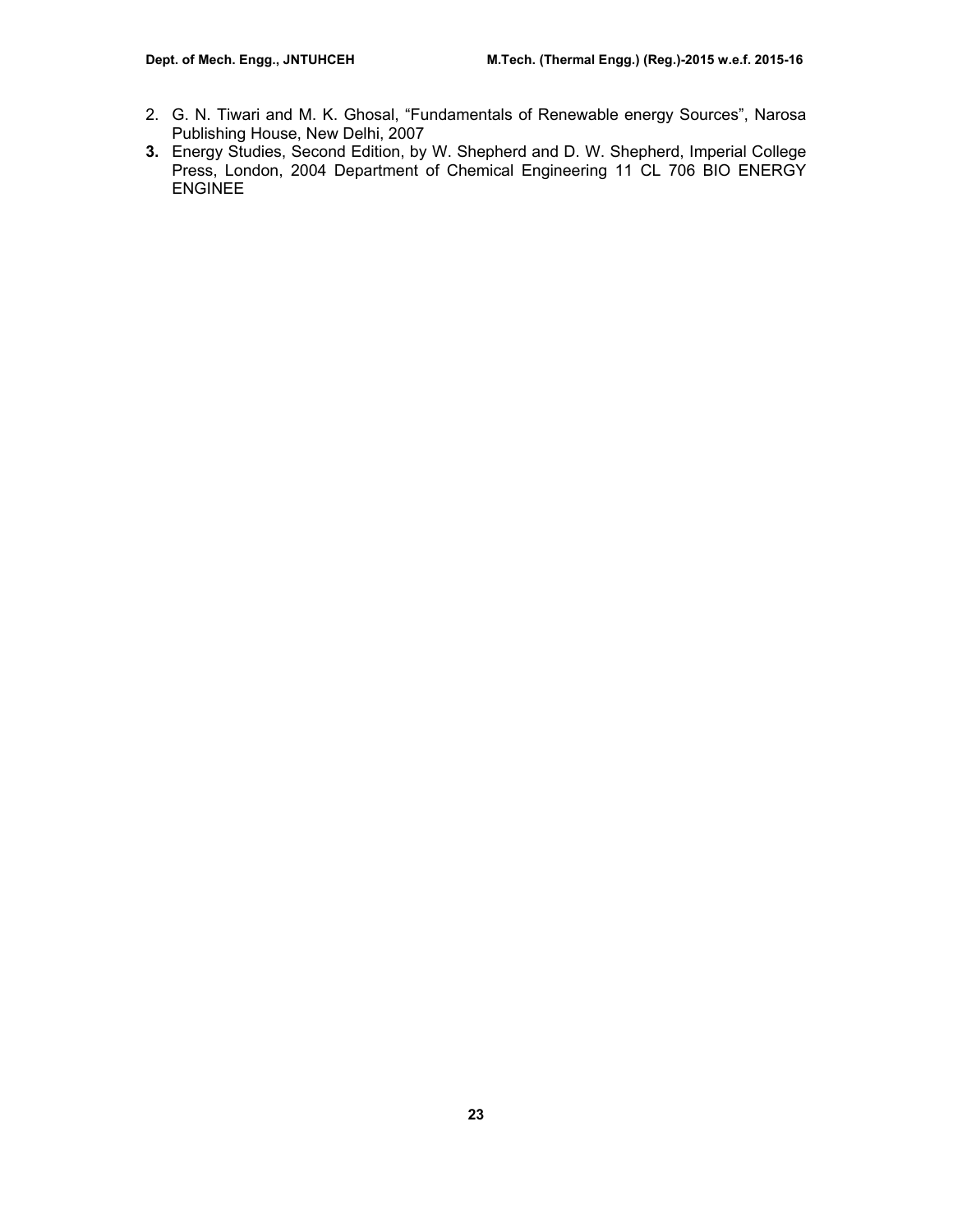2. G. N. Tiwari and M. K. Ghosal, "Fundamentals of Renewable energy Sources", Narosa Publishing House, New Delhi, 2007
3. Energy Studies, Second Edition, by W. Shepherd and D. W. Shepherd, Imperial College Press, London, 2004 Department of Chemical Engineering 11 CL 706 BIO ENERGY ENGINEE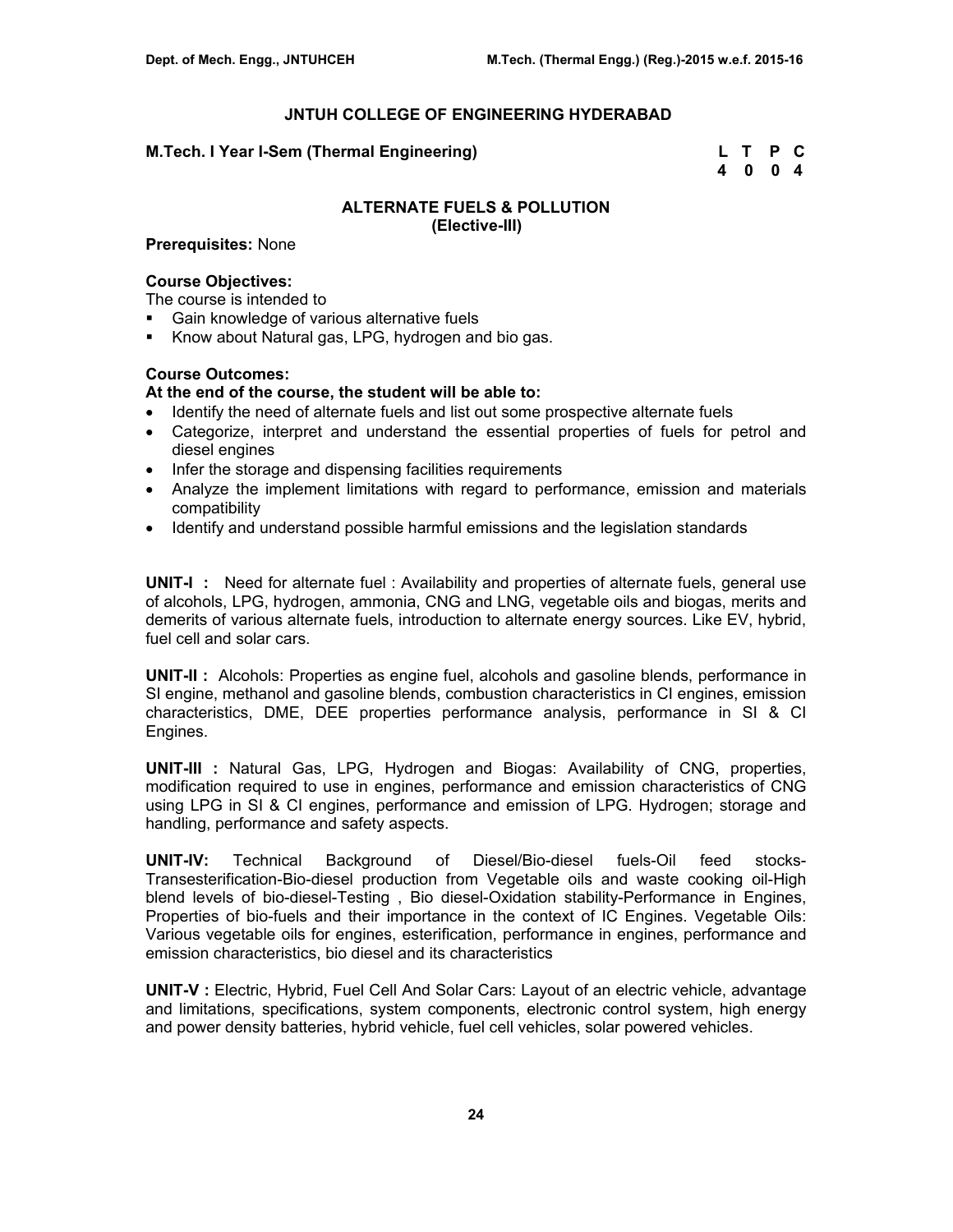# JNTUH COLLEGE OF ENGINEERING HYDERABAD

**M.Tech. I Year I-Sem (Thermal Engineering)**

| L | T | P | C |
|---|---|---|---|
| 4 | 0 | 0 | 4 |

## ALTERNATE FUELS & POLLUTION
**(Elective-III)**

**Prerequisites:** None

**Course Objectives:**
The course is intended to

- Gain knowledge of various alternative fuels
- Know about Natural gas, LPG, hydrogen and bio gas.

**Course Outcomes:**
**At the end of the course, the student will be able to:**

- Identify the need of alternate fuels and list out some prospective alternate fuels
- Categorize, interpret and understand the essential properties of fuels for petrol and diesel engines
- Infer the storage and dispensing facilities requirements
- Analyze the implement limitations with regard to performance, emission and materials compatibility
- Identify and understand possible harmful emissions and the legislation standards

**UNIT-I :** Need for alternate fuel : Availability and properties of alternate fuels, general use of alcohols, LPG, hydrogen, ammonia, CNG and LNG, vegetable oils and biogas, merits and demerits of various alternate fuels, introduction to alternate energy sources. Like EV, hybrid, fuel cell and solar cars.

**UNIT-II :** Alcohols: Properties as engine fuel, alcohols and gasoline blends, performance in SI engine, methanol and gasoline blends, combustion characteristics in CI engines, emission characteristics, DME, DEE properties performance analysis, performance in SI & CI Engines.

**UNIT-III :** Natural Gas, LPG, Hydrogen and Biogas: Availability of CNG, properties, modification required to use in engines, performance and emission characteristics of CNG using LPG in SI & CI engines, performance and emission of LPG. Hydrogen; storage and handling, performance and safety aspects.

**UNIT-IV:** Technical Background of Diesel/Bio-diesel fuels-Oil feed stocks-Transesterification-Bio-diesel production from Vegetable oils and waste cooking oil-High blend levels of bio-diesel-Testing , Bio diesel-Oxidation stability-Performance in Engines, Properties of bio-fuels and their importance in the context of IC Engines. Vegetable Oils: Various vegetable oils for engines, esterification, performance in engines, performance and emission characteristics, bio diesel and its characteristics

**UNIT-V :** Electric, Hybrid, Fuel Cell And Solar Cars: Layout of an electric vehicle, advantage and limitations, specifications, system components, electronic control system, high energy and power density batteries, hybrid vehicle, fuel cell vehicles, solar powered vehicles.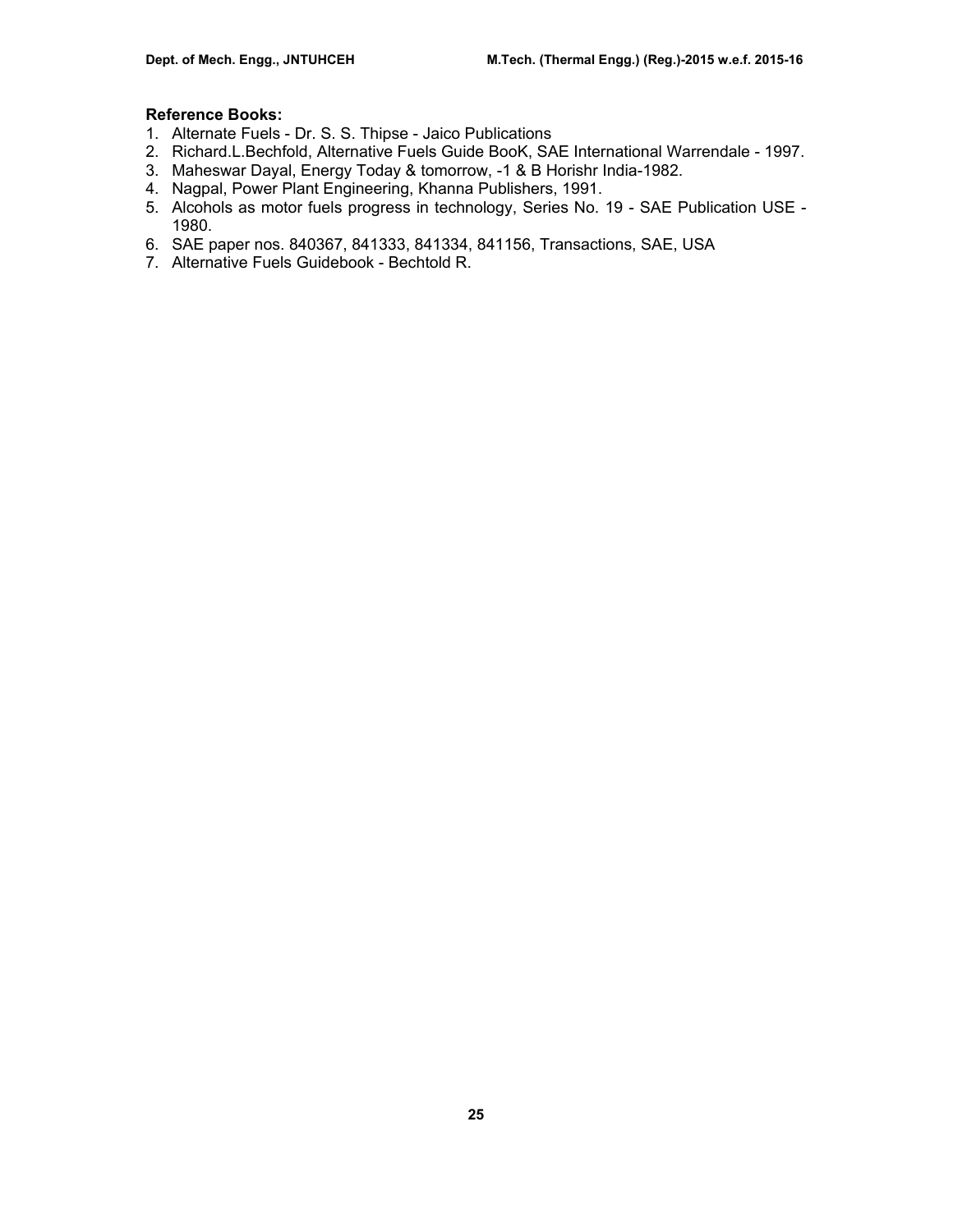**Reference Books:**

1. Alternate Fuels - Dr. S. S. Thipse - Jaico Publications
2. Richard.L.Bechfold, Alternative Fuels Guide BooK, SAE International Warrendale - 1997.
3. Maheswar Dayal, Energy Today & tomorrow, -1 & B Horishr India-1982.
4. Nagpal, Power Plant Engineering, Khanna Publishers, 1991.
5. Alcohols as motor fuels progress in technology, Series No. 19 - SAE Publication USE - 1980.
6. SAE paper nos. 840367, 841333, 841334, 841156, Transactions, SAE, USA
7. Alternative Fuels Guidebook - Bechtold R.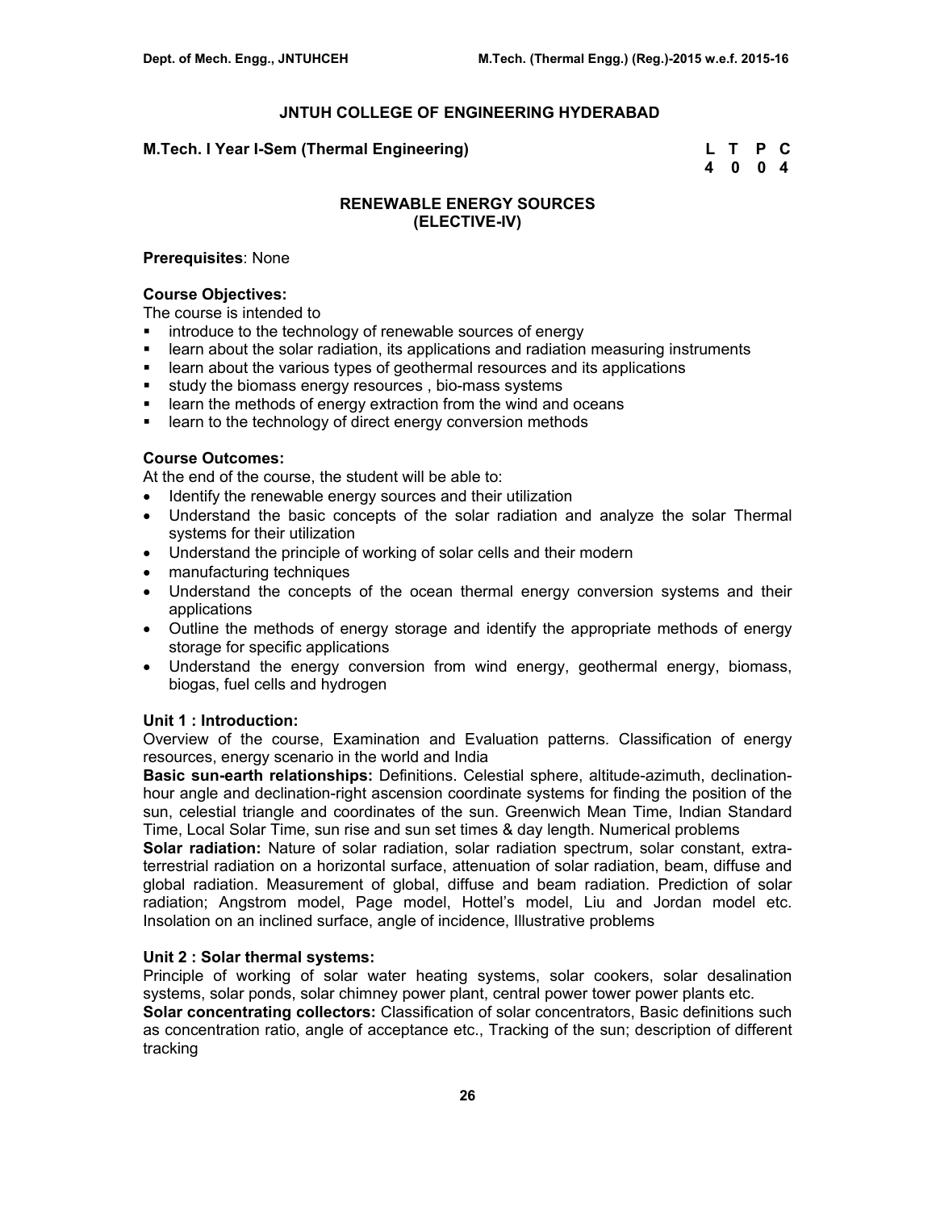## JNTUH COLLEGE OF ENGINEERING HYDERABAD

**M.Tech. I Year I-Sem (Thermal Engineering)**

| L | T | P | C |
|---|---|---|---|
| 4 | 0 | 0 | 4 |

### RENEWABLE ENERGY SOURCES
### (ELECTIVE-IV)

**Prerequisites**: None

**Course Objectives:**

The course is intended to

- introduce to the technology of renewable sources of energy
- learn about the solar radiation, its applications and radiation measuring instruments
- learn about the various types of geothermal resources and its applications
- study the biomass energy resources , bio-mass systems
- learn the methods of energy extraction from the wind and oceans
- learn to the technology of direct energy conversion methods

**Course Outcomes:**

At the end of the course, the student will be able to:

- Identify the renewable energy sources and their utilization
- Understand the basic concepts of the solar radiation and analyze the solar Thermal systems for their utilization
- Understand the principle of working of solar cells and their modern
- manufacturing techniques
- Understand the concepts of the ocean thermal energy conversion systems and their applications
- Outline the methods of energy storage and identify the appropriate methods of energy storage for specific applications
- Understand the energy conversion from wind energy, geothermal energy, biomass, biogas, fuel cells and hydrogen

**Unit 1 : Introduction:**

Overview of the course, Examination and Evaluation patterns. Classification of energy resources, energy scenario in the world and India

**Basic sun-earth relationships:** Definitions. Celestial sphere, altitude-azimuth, declination-hour angle and declination-right ascension coordinate systems for finding the position of the sun, celestial triangle and coordinates of the sun. Greenwich Mean Time, Indian Standard Time, Local Solar Time, sun rise and sun set times & day length. Numerical problems

**Solar radiation:** Nature of solar radiation, solar radiation spectrum, solar constant, extra-terrestrial radiation on a horizontal surface, attenuation of solar radiation, beam, diffuse and global radiation. Measurement of global, diffuse and beam radiation. Prediction of solar radiation; Angstrom model, Page model, Hottel's model, Liu and Jordan model etc. Insolation on an inclined surface, angle of incidence, Illustrative problems

**Unit 2 : Solar thermal systems:**

Principle of working of solar water heating systems, solar cookers, solar desalination systems, solar ponds, solar chimney power plant, central power tower power plants etc.

**Solar concentrating collectors:** Classification of solar concentrators, Basic definitions such as concentration ratio, angle of acceptance etc., Tracking of the sun; description of different tracking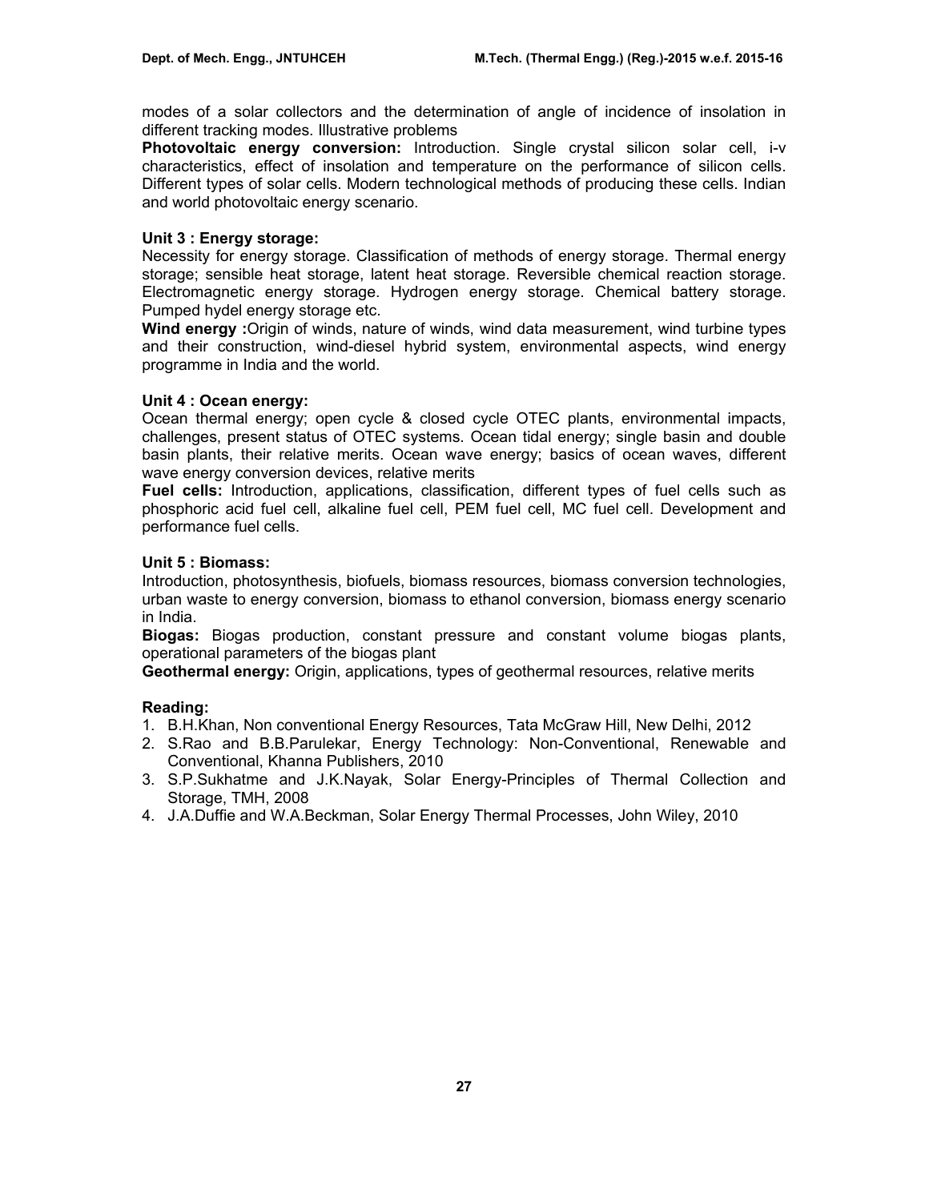modes of a solar collectors and the determination of angle of incidence of insolation in different tracking modes. Illustrative problems

**Photovoltaic energy conversion:** Introduction. Single crystal silicon solar cell, i-v characteristics, effect of insolation and temperature on the performance of silicon cells. Different types of solar cells. Modern technological methods of producing these cells. Indian and world photovoltaic energy scenario.

**Unit 3 : Energy storage:**

Necessity for energy storage. Classification of methods of energy storage. Thermal energy storage; sensible heat storage, latent heat storage. Reversible chemical reaction storage. Electromagnetic energy storage. Hydrogen energy storage. Chemical battery storage. Pumped hydel energy storage etc.

**Wind energy :**Origin of winds, nature of winds, wind data measurement, wind turbine types and their construction, wind-diesel hybrid system, environmental aspects, wind energy programme in India and the world.

**Unit 4 : Ocean energy:**

Ocean thermal energy; open cycle & closed cycle OTEC plants, environmental impacts, challenges, present status of OTEC systems. Ocean tidal energy; single basin and double basin plants, their relative merits. Ocean wave energy; basics of ocean waves, different wave energy conversion devices, relative merits

**Fuel cells:** Introduction, applications, classification, different types of fuel cells such as phosphoric acid fuel cell, alkaline fuel cell, PEM fuel cell, MC fuel cell. Development and performance fuel cells.

**Unit 5 : Biomass:**

Introduction, photosynthesis, biofuels, biomass resources, biomass conversion technologies, urban waste to energy conversion, biomass to ethanol conversion, biomass energy scenario in India.

**Biogas:** Biogas production, constant pressure and constant volume biogas plants, operational parameters of the biogas plant

**Geothermal energy:** Origin, applications, types of geothermal resources, relative merits

**Reading:**

1. B.H.Khan, Non conventional Energy Resources, Tata McGraw Hill, New Delhi, 2012
2. S.Rao and B.B.Parulekar, Energy Technology: Non-Conventional, Renewable and Conventional, Khanna Publishers, 2010
3. S.P.Sukhatme and J.K.Nayak, Solar Energy-Principles of Thermal Collection and Storage, TMH, 2008
4. J.A.Duffie and W.A.Beckman, Solar Energy Thermal Processes, John Wiley, 2010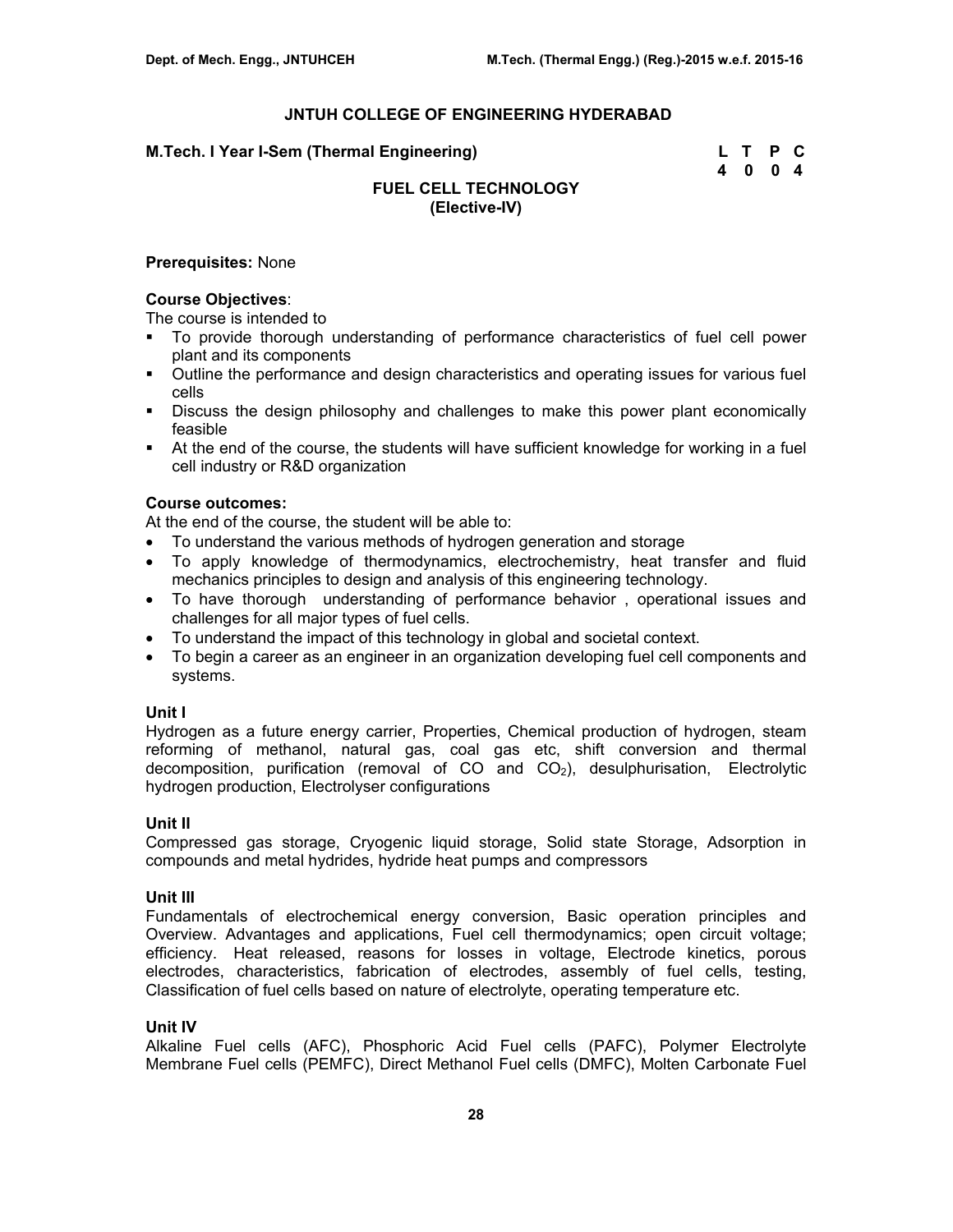# JNTUH COLLEGE OF ENGINEERING HYDERABAD

**M.Tech. I Year I-Sem (Thermal Engineering)**

| L | T | P | C |
|---|---|---|---|
| 4 | 0 | 0 | 4 |

## FUEL CELL TECHNOLOGY
## (Elective-IV)

**Prerequisites:** None

**Course Objectives**:

The course is intended to

- To provide thorough understanding of performance characteristics of fuel cell power plant and its components
- Outline the performance and design characteristics and operating issues for various fuel cells
- Discuss the design philosophy and challenges to make this power plant economically feasible
- At the end of the course, the students will have sufficient knowledge for working in a fuel cell industry or R&D organization

**Course outcomes:**

At the end of the course, the student will be able to:

- To understand the various methods of hydrogen generation and storage
- To apply knowledge of thermodynamics, electrochemistry, heat transfer and fluid mechanics principles to design and analysis of this engineering technology.
- To have thorough understanding of performance behavior , operational issues and challenges for all major types of fuel cells.
- To understand the impact of this technology in global and societal context.
- To begin a career as an engineer in an organization developing fuel cell components and systems.

### Unit I

Hydrogen as a future energy carrier, Properties, Chemical production of hydrogen, steam reforming of methanol, natural gas, coal gas etc, shift conversion and thermal decomposition, purification (removal of CO and $CO_2$), desulphurisation, Electrolytic hydrogen production, Electrolyser configurations

### Unit II

Compressed gas storage, Cryogenic liquid storage, Solid state Storage, Adsorption in compounds and metal hydrides, hydride heat pumps and compressors

### Unit III

Fundamentals of electrochemical energy conversion, Basic operation principles and Overview. Advantages and applications, Fuel cell thermodynamics; open circuit voltage; efficiency. Heat released, reasons for losses in voltage, Electrode kinetics, porous electrodes, characteristics, fabrication of electrodes, assembly of fuel cells, testing, Classification of fuel cells based on nature of electrolyte, operating temperature etc.

### Unit IV

Alkaline Fuel cells (AFC), Phosphoric Acid Fuel cells (PAFC), Polymer Electrolyte Membrane Fuel cells (PEMFC), Direct Methanol Fuel cells (DMFC), Molten Carbonate Fuel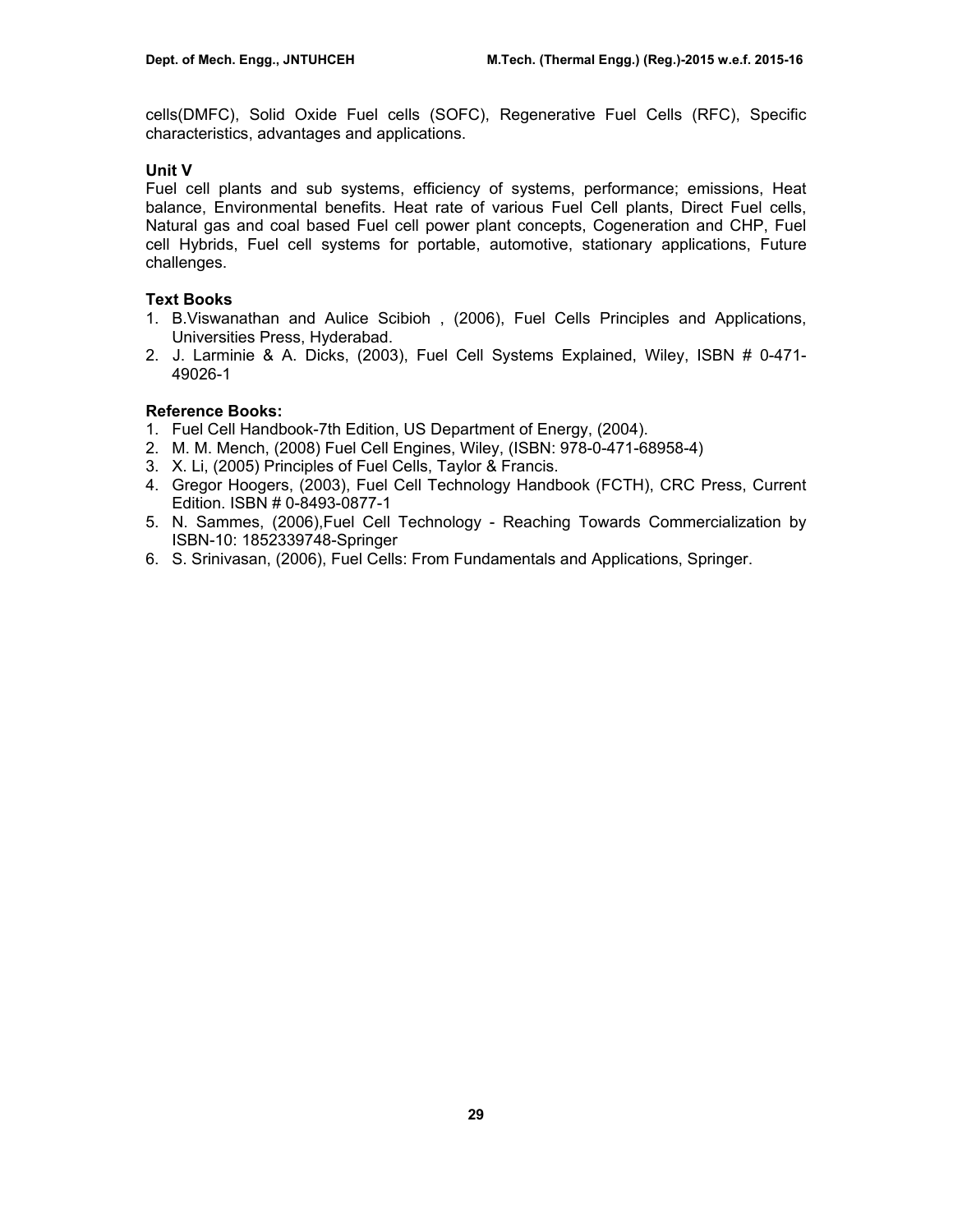cells(DMFC), Solid Oxide Fuel cells (SOFC), Regenerative Fuel Cells (RFC), Specific characteristics, advantages and applications.

**Unit V**

Fuel cell plants and sub systems, efficiency of systems, performance; emissions, Heat balance, Environmental benefits. Heat rate of various Fuel Cell plants, Direct Fuel cells, Natural gas and coal based Fuel cell power plant concepts, Cogeneration and CHP, Fuel cell Hybrids, Fuel cell systems for portable, automotive, stationary applications, Future challenges.

**Text Books**

1. B.Viswanathan and Aulice Scibioh , (2006), Fuel Cells Principles and Applications, Universities Press, Hyderabad.
2. J. Larminie & A. Dicks, (2003), Fuel Cell Systems Explained, Wiley, ISBN # 0-471-49026-1

**Reference Books:**

1. Fuel Cell Handbook-7th Edition, US Department of Energy, (2004).
2. M. M. Mench, (2008) Fuel Cell Engines, Wiley, (ISBN: 978-0-471-68958-4)
3. X. Li, (2005) Principles of Fuel Cells, Taylor & Francis.
4. Gregor Hoogers, (2003), Fuel Cell Technology Handbook (FCTH), CRC Press, Current Edition. ISBN # 0-8493-0877-1
5. N. Sammes, (2006),Fuel Cell Technology - Reaching Towards Commercialization by ISBN-10: 1852339748-Springer
6. S. Srinivasan, (2006), Fuel Cells: From Fundamentals and Applications, Springer.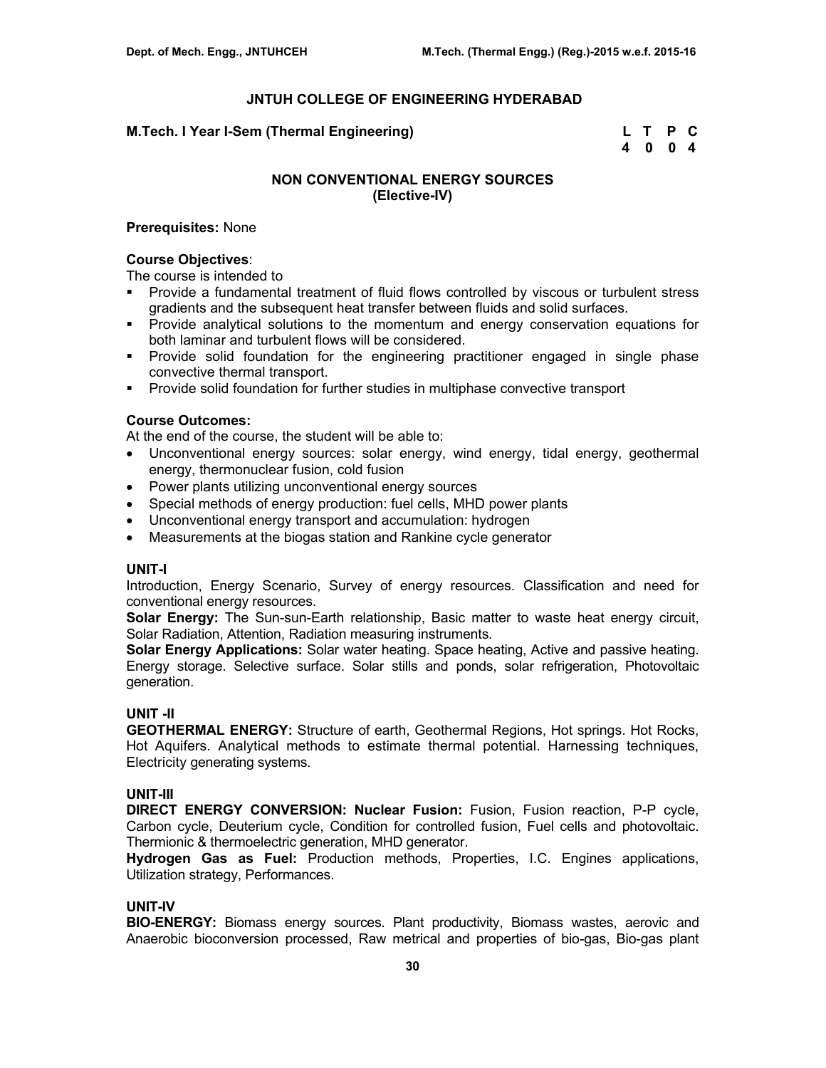## JNTUH COLLEGE OF ENGINEERING HYDERABAD

**M.Tech. I Year I-Sem (Thermal Engineering)**

| L | T | P | C |
|---|---|---|---|
| 4 | 0 | 0 | 4 |

### NON CONVENTIONAL ENERGY SOURCES
### (Elective-IV)

**Prerequisites:** None

**Course Objectives**:

The course is intended to

- Provide a fundamental treatment of fluid flows controlled by viscous or turbulent stress gradients and the subsequent heat transfer between fluids and solid surfaces.
- Provide analytical solutions to the momentum and energy conservation equations for both laminar and turbulent flows will be considered.
- Provide solid foundation for the engineering practitioner engaged in single phase convective thermal transport.
- Provide solid foundation for further studies in multiphase convective transport

**Course Outcomes:**

At the end of the course, the student will be able to:

- Unconventional energy sources: solar energy, wind energy, tidal energy, geothermal energy, thermonuclear fusion, cold fusion
- Power plants utilizing unconventional energy sources
- Special methods of energy production: fuel cells, MHD power plants
- Unconventional energy transport and accumulation: hydrogen
- Measurements at the biogas station and Rankine cycle generator

**UNIT-I**

Introduction, Energy Scenario, Survey of energy resources. Classification and need for conventional energy resources.

**Solar Energy:** The Sun-sun-Earth relationship, Basic matter to waste heat energy circuit, Solar Radiation, Attention, Radiation measuring instruments.

**Solar Energy Applications:** Solar water heating. Space heating, Active and passive heating. Energy storage. Selective surface. Solar stills and ponds, solar refrigeration, Photovoltaic generation.

**UNIT -II**

**GEOTHERMAL ENERGY:** Structure of earth, Geothermal Regions, Hot springs. Hot Rocks, Hot Aquifers. Analytical methods to estimate thermal potential. Harnessing techniques, Electricity generating systems.

**UNIT-III**

**DIRECT ENERGY CONVERSION: Nuclear Fusion:** Fusion, Fusion reaction, P-P cycle, Carbon cycle, Deuterium cycle, Condition for controlled fusion, Fuel cells and photovoltaic. Thermionic & thermoelectric generation, MHD generator.

**Hydrogen Gas as Fuel:** Production methods, Properties, I.C. Engines applications, Utilization strategy, Performances.

**UNIT-IV**

**BIO-ENERGY:** Biomass energy sources. Plant productivity, Biomass wastes, aerovic and Anaerobic bioconversion processed, Raw metrical and properties of bio-gas, Bio-gas plant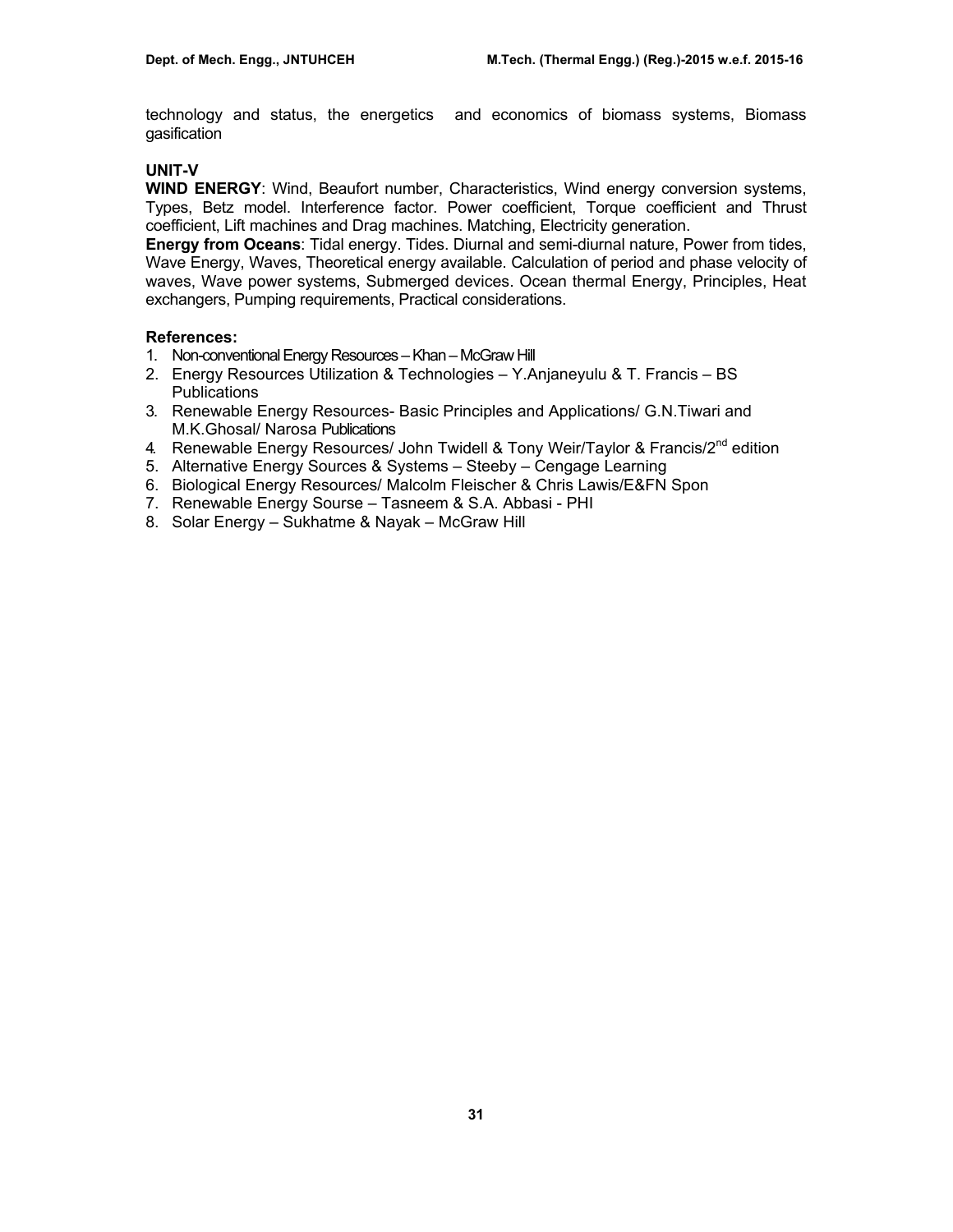technology and status, the energetics and economics of biomass systems, Biomass gasification

**UNIT-V**

**WIND ENERGY**: Wind, Beaufort number, Characteristics, Wind energy conversion systems, Types, Betz model. Interference factor. Power coefficient, Torque coefficient and Thrust coefficient, Lift machines and Drag machines. Matching, Electricity generation.

**Energy from Oceans**: Tidal energy. Tides. Diurnal and semi-diurnal nature, Power from tides, Wave Energy, Waves, Theoretical energy available. Calculation of period and phase velocity of waves, Wave power systems, Submerged devices. Ocean thermal Energy, Principles, Heat exchangers, Pumping requirements, Practical considerations.

**References:**

1. Non-conventional Energy Resources – Khan – McGraw Hill
2. Energy Resources Utilization & Technologies – Y.Anjaneyulu & T. Francis – BS Publications
3. Renewable Energy Resources- Basic Principles and Applications/ G.N.Tiwari and M.K.Ghosal/ Narosa Publications
4. Renewable Energy Resources/ John Twidell & Tony Weir/Taylor & Francis/2nd edition
5. Alternative Energy Sources & Systems – Steeby – Cengage Learning
6. Biological Energy Resources/ Malcolm Fleischer & Chris Lawis/E&FN Spon
7. Renewable Energy Sourse – Tasneem & S.A. Abbasi - PHI
8. Solar Energy – Sukhatme & Nayak – McGraw Hill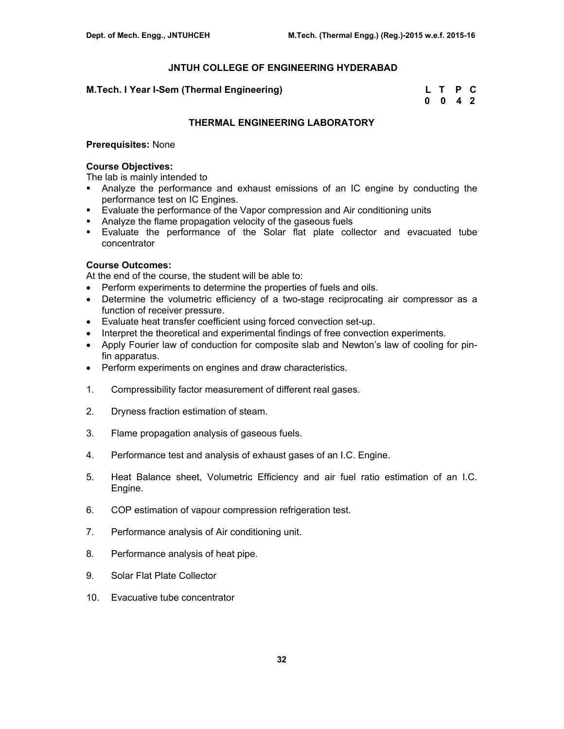## JNTUH COLLEGE OF ENGINEERING HYDERABAD

**M.Tech. I Year I-Sem (Thermal Engineering)**

| L | T | P | C |
|---|---|---|---|
| 0 | 0 | 4 | 2 |

### THERMAL ENGINEERING LABORATORY

**Prerequisites:** None

**Course Objectives:**
The lab is mainly intended to

- Analyze the performance and exhaust emissions of an IC engine by conducting the performance test on IC Engines.
- Evaluate the performance of the Vapor compression and Air conditioning units
- Analyze the flame propagation velocity of the gaseous fuels
- Evaluate the performance of the Solar flat plate collector and evacuated tube concentrator

**Course Outcomes:**
At the end of the course, the student will be able to:

- Perform experiments to determine the properties of fuels and oils.
- Determine the volumetric efficiency of a two-stage reciprocating air compressor as a function of receiver pressure.
- Evaluate heat transfer coefficient using forced convection set-up.
- Interpret the theoretical and experimental findings of free convection experiments.
- Apply Fourier law of conduction for composite slab and Newton's law of cooling for pin-fin apparatus.
- Perform experiments on engines and draw characteristics.

1. Compressibility factor measurement of different real gases.
2. Dryness fraction estimation of steam.
3. Flame propagation analysis of gaseous fuels.
4. Performance test and analysis of exhaust gases of an I.C. Engine.
5. Heat Balance sheet, Volumetric Efficiency and air fuel ratio estimation of an I.C. Engine.
6. COP estimation of vapour compression refrigeration test.
7. Performance analysis of Air conditioning unit.
8. Performance analysis of heat pipe.
9. Solar Flat Plate Collector
10. Evacuative tube concentrator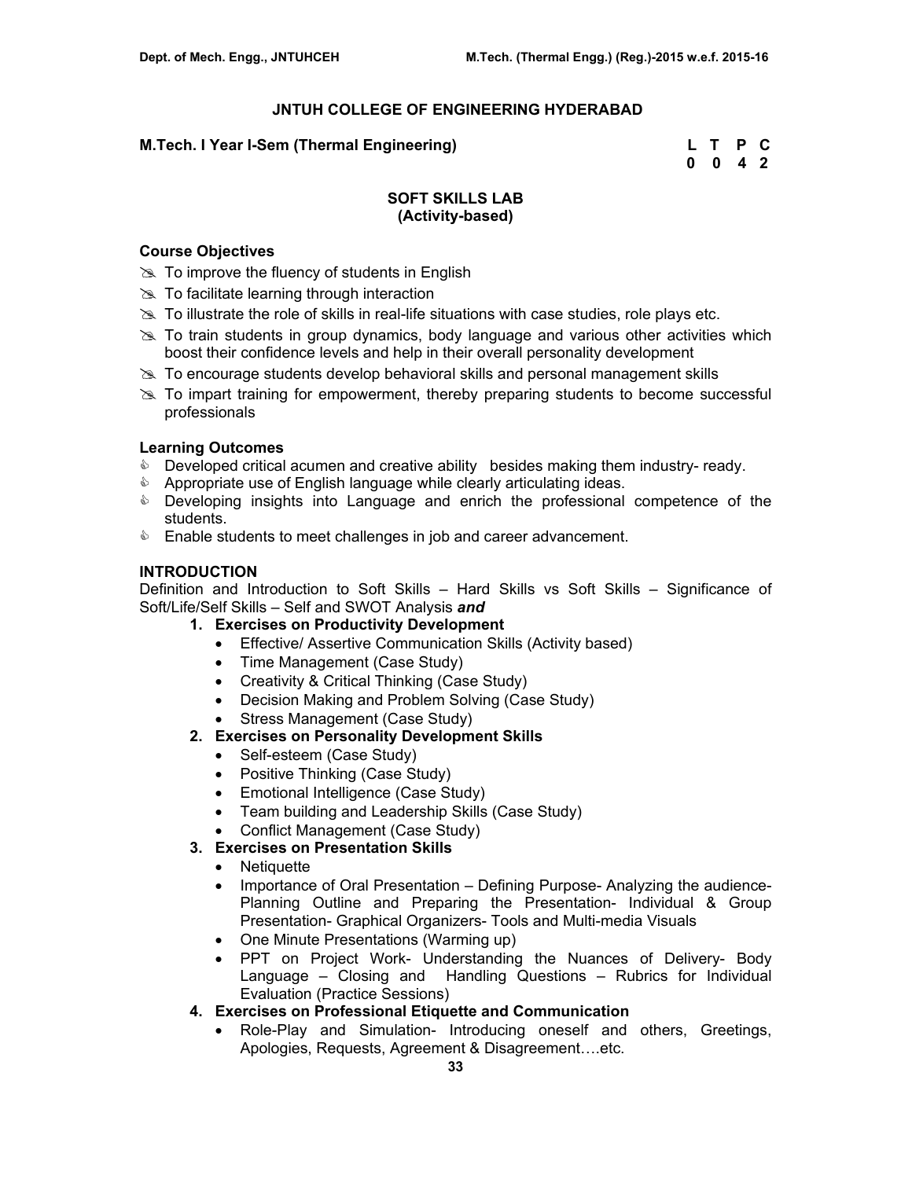## JNTUH COLLEGE OF ENGINEERING HYDERABAD

**M.Tech. I Year I-Sem (Thermal Engineering)**

| L | T | P | C |
|---|---|---|---|
| 0 | 0 | 4 | 2 |

### SOFT SKILLS LAB
### (Activity-based)

**Course Objectives**

- To improve the fluency of students in English
- To facilitate learning through interaction
- To illustrate the role of skills in real-life situations with case studies, role plays etc.
- To train students in group dynamics, body language and various other activities which boost their confidence levels and help in their overall personality development
- To encourage students develop behavioral skills and personal management skills
- To impart training for empowerment, thereby preparing students to become successful professionals

**Learning Outcomes**

- Developed critical acumen and creative ability besides making them industry- ready.
- Appropriate use of English language while clearly articulating ideas.
- Developing insights into Language and enrich the professional competence of the students.
- Enable students to meet challenges in job and career advancement.

**INTRODUCTION**

Definition and Introduction to Soft Skills – Hard Skills vs Soft Skills – Significance of Soft/Life/Self Skills – Self and SWOT Analysis ***and***

1. **Exercises on Productivity Development**
   - Effective/ Assertive Communication Skills (Activity based)
   - Time Management (Case Study)
   - Creativity & Critical Thinking (Case Study)
   - Decision Making and Problem Solving (Case Study)
   - Stress Management (Case Study)
2. **Exercises on Personality Development Skills**
   - Self-esteem (Case Study)
   - Positive Thinking (Case Study)
   - Emotional Intelligence (Case Study)
   - Team building and Leadership Skills (Case Study)
   - Conflict Management (Case Study)
3. **Exercises on Presentation Skills**
   - Netiquette
   - Importance of Oral Presentation – Defining Purpose- Analyzing the audience- Planning Outline and Preparing the Presentation- Individual & Group Presentation- Graphical Organizers- Tools and Multi-media Visuals
   - One Minute Presentations (Warming up)
   - PPT on Project Work- Understanding the Nuances of Delivery- Body Language – Closing and Handling Questions – Rubrics for Individual Evaluation (Practice Sessions)
4. **Exercises on Professional Etiquette and Communication**
   - Role-Play and Simulation- Introducing oneself and others, Greetings, Apologies, Requests, Agreement & Disagreement….etc.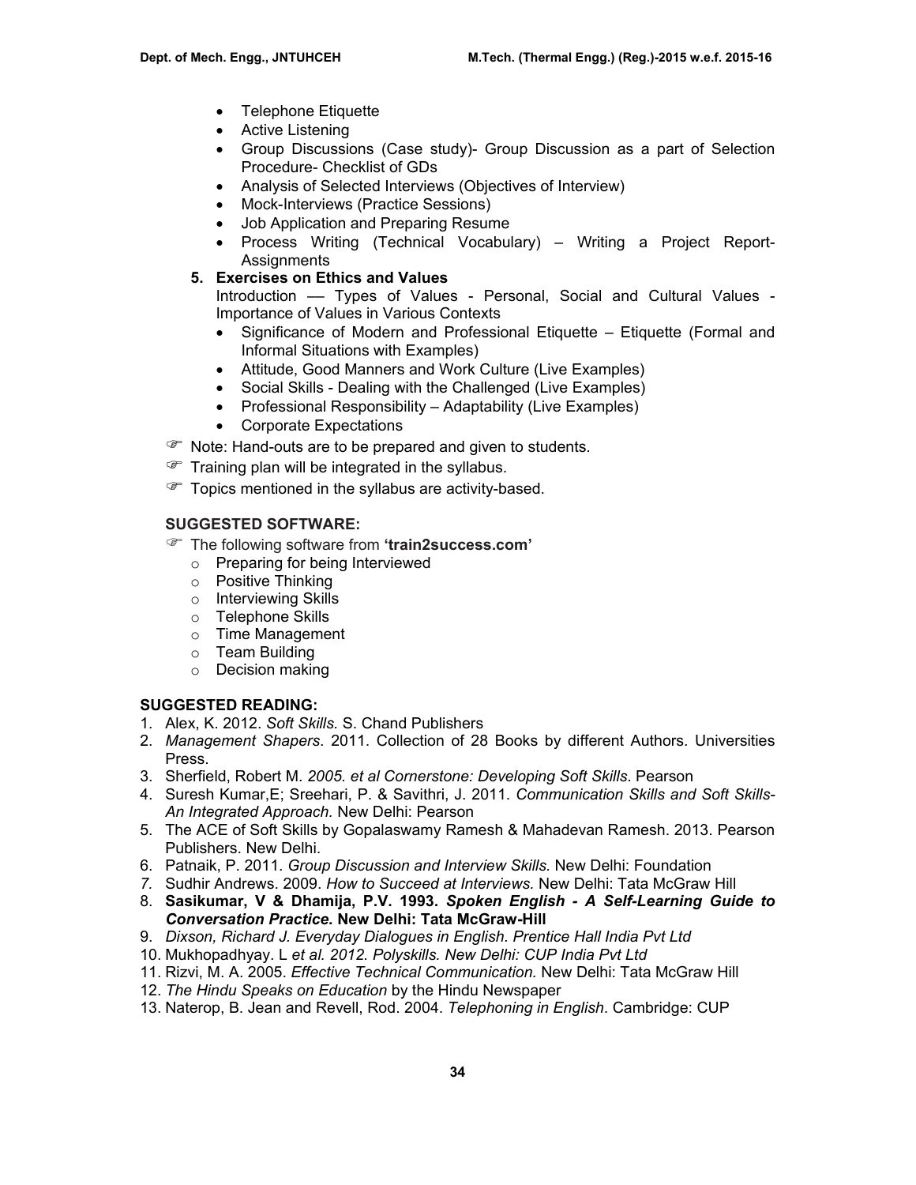- Telephone Etiquette
- Active Listening
- Group Discussions (Case study)- Group Discussion as a part of Selection Procedure- Checklist of GDs
- Analysis of Selected Interviews (Objectives of Interview)
- Mock-Interviews (Practice Sessions)
- Job Application and Preparing Resume
- Process Writing (Technical Vocabulary) – Writing a Project Report-Assignments

**5. Exercises on Ethics and Values**

Introduction –– Types of Values - Personal, Social and Cultural Values - Importance of Values in Various Contexts

- Significance of Modern and Professional Etiquette – Etiquette (Formal and Informal Situations with Examples)
- Attitude, Good Manners and Work Culture (Live Examples)
- Social Skills - Dealing with the Challenged (Live Examples)
- Professional Responsibility – Adaptability (Live Examples)
- Corporate Expectations

☞ Note: Hand-outs are to be prepared and given to students.

☞ Training plan will be integrated in the syllabus.

☞ Topics mentioned in the syllabus are activity-based.

**SUGGESTED SOFTWARE:**

☞ The following software from **'train2success.com'**

- Preparing for being Interviewed
- Positive Thinking
- Interviewing Skills
- Telephone Skills
- Time Management
- Team Building
- Decision making

**SUGGESTED READING:**

1. Alex, K. 2012. *Soft Skills.* S. Chand Publishers
2. *Management Shapers*. 2011. Collection of 28 Books by different Authors. Universities Press.
3. Sherfield, Robert M. *2005. et al Cornerstone: Developing Soft Skills*. Pearson
4. Suresh Kumar,E; Sreehari, P. & Savithri, J. 2011. *Communication Skills and Soft Skills-An Integrated Approach.* New Delhi: Pearson
5. The ACE of Soft Skills by Gopalaswamy Ramesh & Mahadevan Ramesh. 2013. Pearson Publishers. New Delhi.
6. Patnaik, P. 2011. *Group Discussion and Interview Skills.* New Delhi: Foundation
7. Sudhir Andrews. 2009. *How to Succeed at Interviews.* New Delhi: Tata McGraw Hill
8. **Sasikumar, V & Dhamija, P.V. 1993. *Spoken English - A Self-Learning Guide to Conversation Practice.* New Delhi: Tata McGraw-Hill**
9. *Dixson, Richard J. Everyday Dialogues in English. Prentice Hall India Pvt Ltd*
10. Mukhopadhyay. L *et al. 2012. Polyskills. New Delhi: CUP India Pvt Ltd*
11. Rizvi, M. A. 2005. *Effective Technical Communication.* New Delhi: Tata McGraw Hill
12. *The Hindu Speaks on Education* by the Hindu Newspaper
13. Naterop, B. Jean and Revell, Rod. 2004. *Telephoning in English*. Cambridge: CUP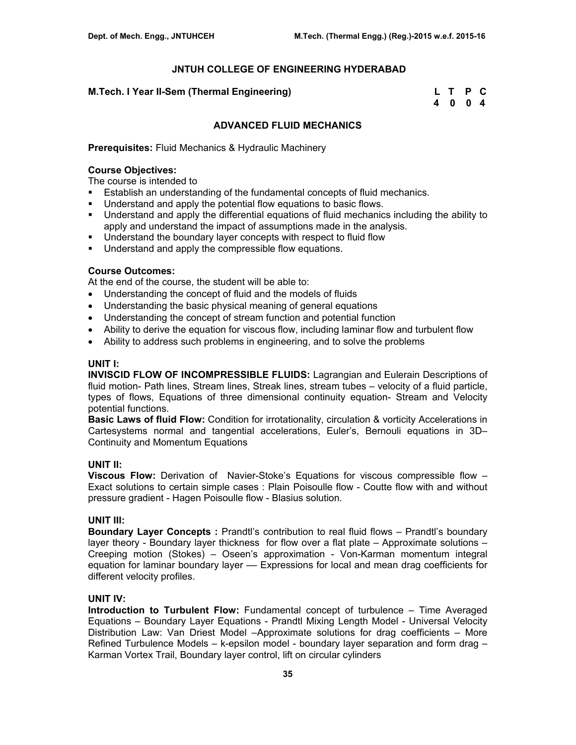## JNTUH COLLEGE OF ENGINEERING HYDERABAD

**M.Tech. I Year II-Sem (Thermal Engineering)**

| L | T | P | C |
|---|---|---|---|
| 4 | 0 | 0 | 4 |

### ADVANCED FLUID MECHANICS

**Prerequisites:** Fluid Mechanics & Hydraulic Machinery

**Course Objectives:**

The course is intended to

- Establish an understanding of the fundamental concepts of fluid mechanics.
- Understand and apply the potential flow equations to basic flows.
- Understand and apply the differential equations of fluid mechanics including the ability to apply and understand the impact of assumptions made in the analysis.
- Understand the boundary layer concepts with respect to fluid flow
- Understand and apply the compressible flow equations.

**Course Outcomes:**

At the end of the course, the student will be able to:

- Understanding the concept of fluid and the models of fluids
- Understanding the basic physical meaning of general equations
- Understanding the concept of stream function and potential function
- Ability to derive the equation for viscous flow, including laminar flow and turbulent flow
- Ability to address such problems in engineering, and to solve the problems

**UNIT I:**

**INVISCID FLOW OF INCOMPRESSIBLE FLUIDS:** Lagrangian and Eulerain Descriptions of fluid motion- Path lines, Stream lines, Streak lines, stream tubes – velocity of a fluid particle, types of flows, Equations of three dimensional continuity equation- Stream and Velocity potential functions.

**Basic Laws of fluid Flow:** Condition for irrotationality, circulation & vorticity Accelerations in Cartesystems normal and tangential accelerations, Euler's, Bernouli equations in 3D– Continuity and Momentum Equations

**UNIT II:**

**Viscous Flow:** Derivation of Navier-Stoke's Equations for viscous compressible flow – Exact solutions to certain simple cases : Plain Poisoulle flow - Coutte flow with and without pressure gradient - Hagen Poisoulle flow - Blasius solution.

**UNIT III:**

**Boundary Layer Concepts :** Prandtl's contribution to real fluid flows – Prandtl's boundary layer theory - Boundary layer thickness for flow over a flat plate – Approximate solutions – Creeping motion (Stokes) – Oseen's approximation - Von-Karman momentum integral equation for laminar boundary layer –– Expressions for local and mean drag coefficients for different velocity profiles.

**UNIT IV:**

**Introduction to Turbulent Flow:** Fundamental concept of turbulence – Time Averaged Equations – Boundary Layer Equations - Prandtl Mixing Length Model - Universal Velocity Distribution Law: Van Driest Model –Approximate solutions for drag coefficients – More Refined Turbulence Models – k-epsilon model - boundary layer separation and form drag – Karman Vortex Trail, Boundary layer control, lift on circular cylinders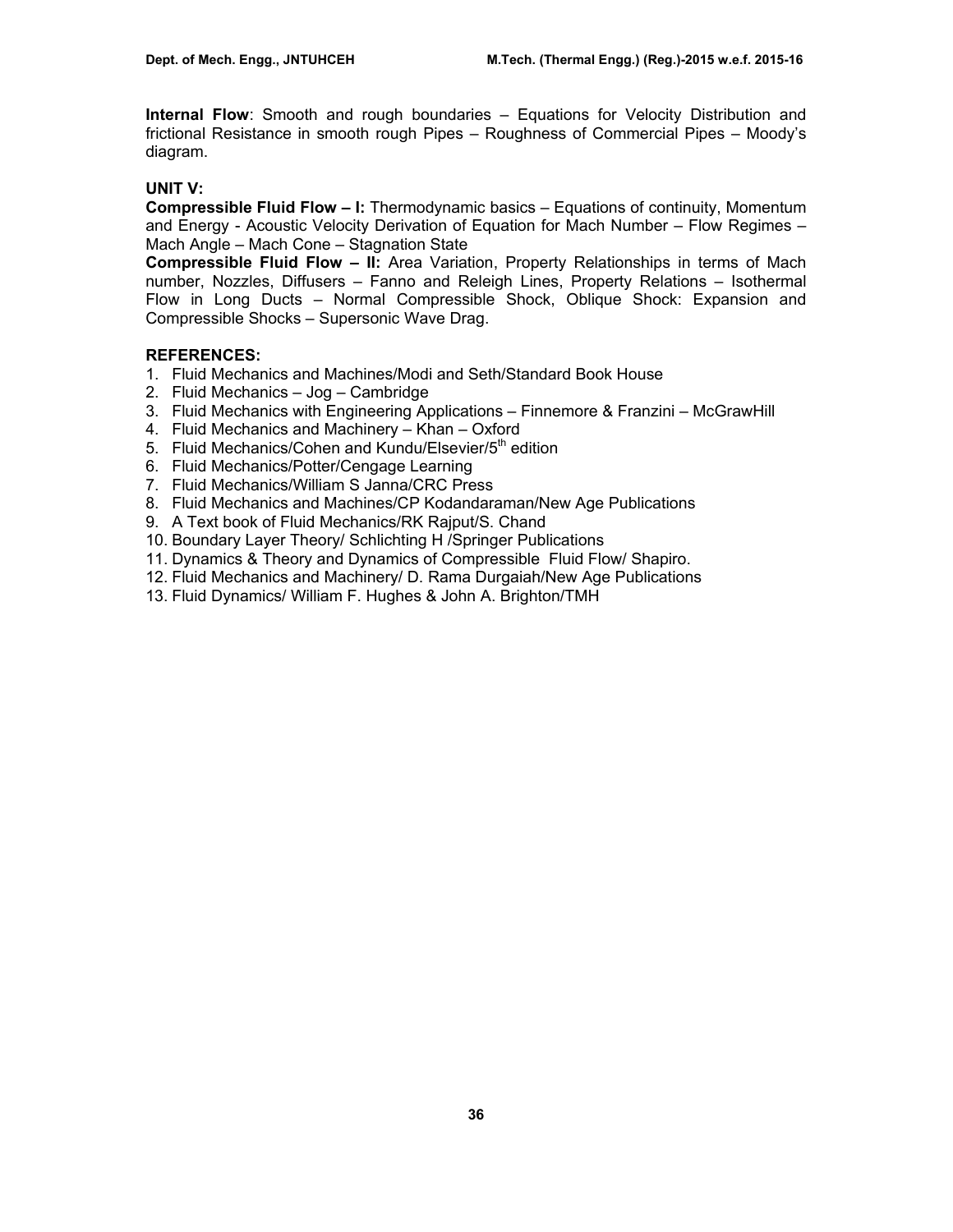**Internal Flow**: Smooth and rough boundaries – Equations for Velocity Distribution and frictional Resistance in smooth rough Pipes – Roughness of Commercial Pipes – Moody's diagram.

**UNIT V:**

**Compressible Fluid Flow – I:** Thermodynamic basics – Equations of continuity, Momentum and Energy - Acoustic Velocity Derivation of Equation for Mach Number – Flow Regimes – Mach Angle – Mach Cone – Stagnation State

**Compressible Fluid Flow – II:** Area Variation, Property Relationships in terms of Mach number, Nozzles, Diffusers – Fanno and Releigh Lines, Property Relations – Isothermal Flow in Long Ducts – Normal Compressible Shock, Oblique Shock: Expansion and Compressible Shocks – Supersonic Wave Drag.

**REFERENCES:**

1. Fluid Mechanics and Machines/Modi and Seth/Standard Book House
2. Fluid Mechanics – Jog – Cambridge
3. Fluid Mechanics with Engineering Applications – Finnemore & Franzini – McGrawHill
4. Fluid Mechanics and Machinery – Khan – Oxford
5. Fluid Mechanics/Cohen and Kundu/Elsevier/5th edition
6. Fluid Mechanics/Potter/Cengage Learning
7. Fluid Mechanics/William S Janna/CRC Press
8. Fluid Mechanics and Machines/CP Kodandaraman/New Age Publications
9. A Text book of Fluid Mechanics/RK Rajput/S. Chand
10. Boundary Layer Theory/ Schlichting H /Springer Publications
11. Dynamics & Theory and Dynamics of Compressible Fluid Flow/ Shapiro.
12. Fluid Mechanics and Machinery/ D. Rama Durgaiah/New Age Publications
13. Fluid Dynamics/ William F. Hughes & John A. Brighton/TMH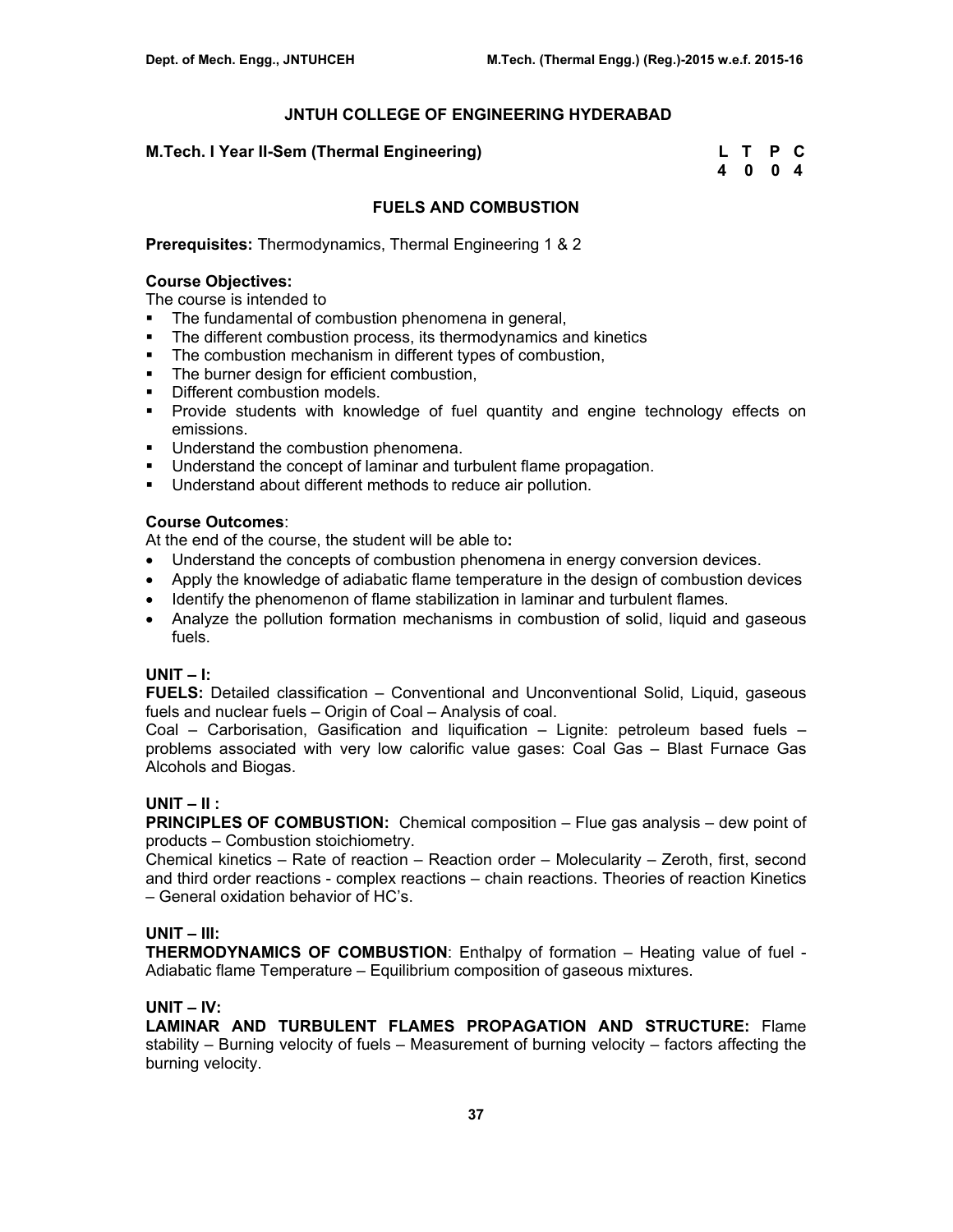## JNTUH COLLEGE OF ENGINEERING HYDERABAD

**M.Tech. I Year II-Sem (Thermal Engineering)**

| L | T | P | C |
|---|---|---|---|
| 4 | 0 | 0 | 4 |

## FUELS AND COMBUSTION

**Prerequisites:** Thermodynamics, Thermal Engineering 1 & 2

**Course Objectives:**
The course is intended to

- The fundamental of combustion phenomena in general,
- The different combustion process, its thermodynamics and kinetics
- The combustion mechanism in different types of combustion,
- The burner design for efficient combustion,
- Different combustion models.
- Provide students with knowledge of fuel quantity and engine technology effects on emissions.
- Understand the combustion phenomena.
- Understand the concept of laminar and turbulent flame propagation.
- Understand about different methods to reduce air pollution.

**Course Outcomes**:
At the end of the course, the student will be able to**:**

- Understand the concepts of combustion phenomena in energy conversion devices.
- Apply the knowledge of adiabatic flame temperature in the design of combustion devices
- Identify the phenomenon of flame stabilization in laminar and turbulent flames.
- Analyze the pollution formation mechanisms in combustion of solid, liquid and gaseous fuels.

**UNIT – I:**
**FUELS:** Detailed classification – Conventional and Unconventional Solid, Liquid, gaseous fuels and nuclear fuels – Origin of Coal – Analysis of coal.
Coal – Carborisation, Gasification and liquification – Lignite: petroleum based fuels – problems associated with very low calorific value gases: Coal Gas – Blast Furnace Gas Alcohols and Biogas.

**UNIT – II :**
**PRINCIPLES OF COMBUSTION:** Chemical composition – Flue gas analysis – dew point of products – Combustion stoichiometry.
Chemical kinetics – Rate of reaction – Reaction order – Molecularity – Zeroth, first, second and third order reactions - complex reactions – chain reactions. Theories of reaction Kinetics – General oxidation behavior of HC's.

**UNIT – III:**
**THERMODYNAMICS OF COMBUSTION**: Enthalpy of formation – Heating value of fuel - Adiabatic flame Temperature – Equilibrium composition of gaseous mixtures.

**UNIT – IV:**
**LAMINAR AND TURBULENT FLAMES PROPAGATION AND STRUCTURE:** Flame stability – Burning velocity of fuels – Measurement of burning velocity – factors affecting the burning velocity.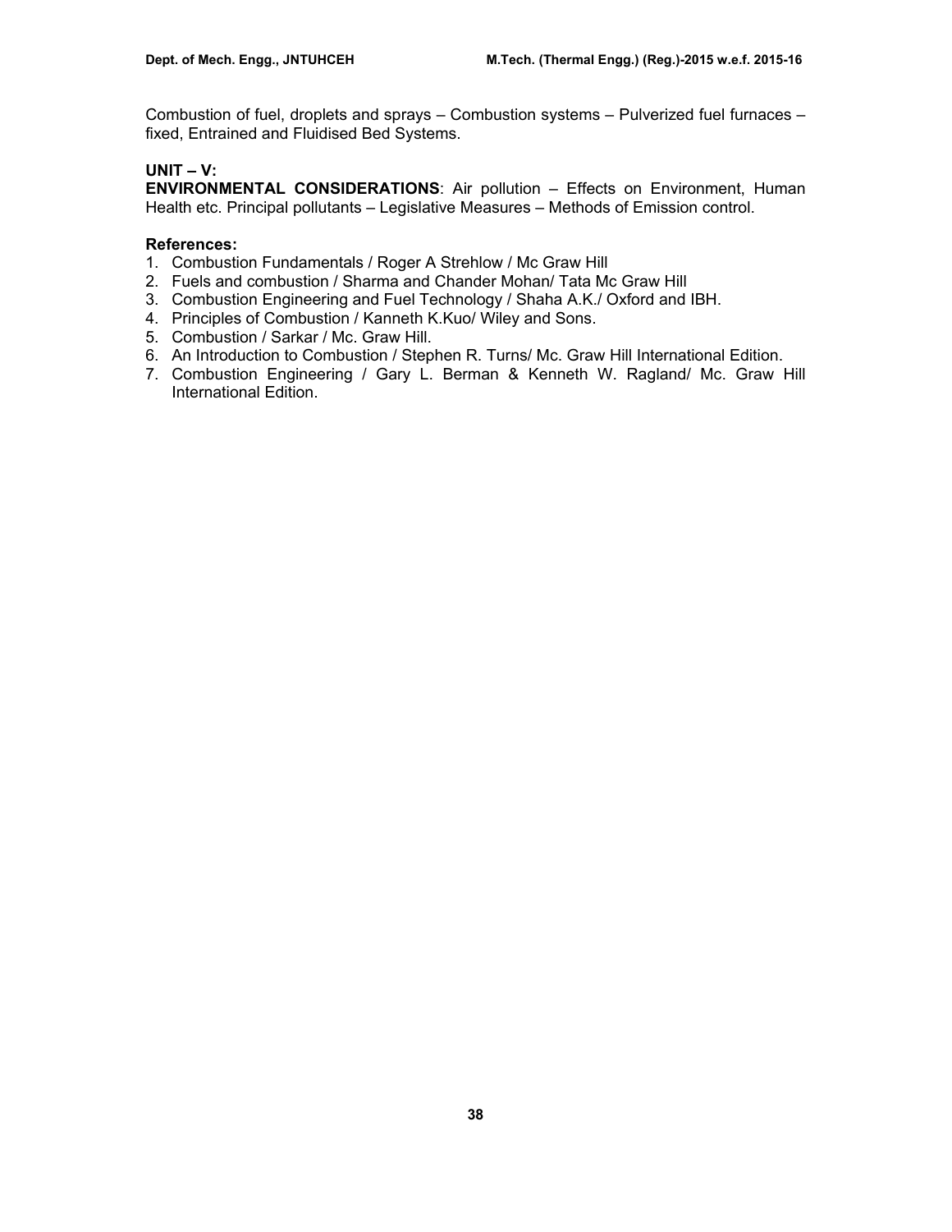Combustion of fuel, droplets and sprays – Combustion systems – Pulverized fuel furnaces – fixed, Entrained and Fluidised Bed Systems.

**UNIT – V:**

**ENVIRONMENTAL CONSIDERATIONS**: Air pollution – Effects on Environment, Human Health etc. Principal pollutants – Legislative Measures – Methods of Emission control.

**References:**

1. Combustion Fundamentals / Roger A Strehlow / Mc Graw Hill
2. Fuels and combustion / Sharma and Chander Mohan/ Tata Mc Graw Hill
3. Combustion Engineering and Fuel Technology / Shaha A.K./ Oxford and IBH.
4. Principles of Combustion / Kanneth K.Kuo/ Wiley and Sons.
5. Combustion / Sarkar / Mc. Graw Hill.
6. An Introduction to Combustion / Stephen R. Turns/ Mc. Graw Hill International Edition.
7. Combustion Engineering / Gary L. Berman & Kenneth W. Ragland/ Mc. Graw Hill International Edition.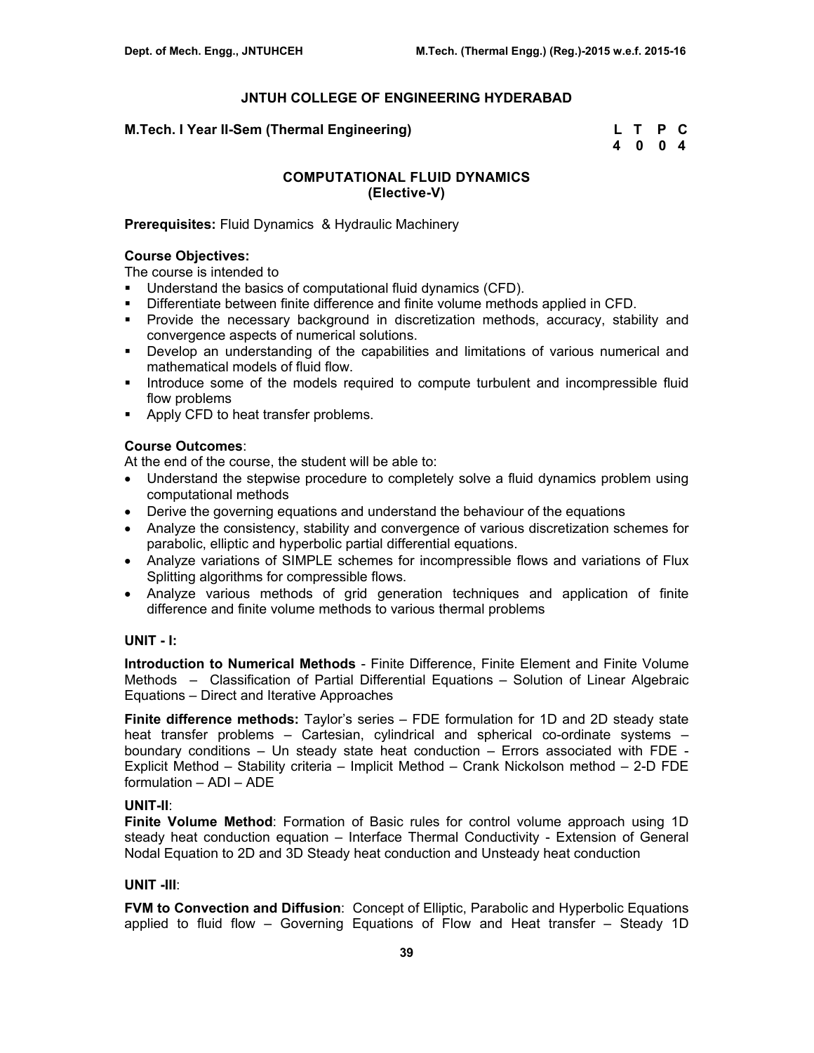# JNTUH COLLEGE OF ENGINEERING HYDERABAD

**M.Tech. I Year II-Sem (Thermal Engineering)**

| L | T | P | C |
|---|---|---|---|
| 4 | 0 | 0 | 4 |

## COMPUTATIONAL FLUID DYNAMICS
## (Elective-V)

**Prerequisites:** Fluid Dynamics & Hydraulic Machinery

**Course Objectives:**

The course is intended to

- Understand the basics of computational fluid dynamics (CFD).
- Differentiate between finite difference and finite volume methods applied in CFD.
- Provide the necessary background in discretization methods, accuracy, stability and convergence aspects of numerical solutions.
- Develop an understanding of the capabilities and limitations of various numerical and mathematical models of fluid flow.
- Introduce some of the models required to compute turbulent and incompressible fluid flow problems
- Apply CFD to heat transfer problems.

**Course Outcomes**:

At the end of the course, the student will be able to:

- Understand the stepwise procedure to completely solve a fluid dynamics problem using computational methods
- Derive the governing equations and understand the behaviour of the equations
- Analyze the consistency, stability and convergence of various discretization schemes for parabolic, elliptic and hyperbolic partial differential equations.
- Analyze variations of SIMPLE schemes for incompressible flows and variations of Flux Splitting algorithms for compressible flows.
- Analyze various methods of grid generation techniques and application of finite difference and finite volume methods to various thermal problems

### UNIT - I:

**Introduction to Numerical Methods** - Finite Difference, Finite Element and Finite Volume Methods – Classification of Partial Differential Equations – Solution of Linear Algebraic Equations – Direct and Iterative Approaches

**Finite difference methods:** Taylor's series – FDE formulation for 1D and 2D steady state heat transfer problems – Cartesian, cylindrical and spherical co-ordinate systems – boundary conditions – Un steady state heat conduction – Errors associated with FDE - Explicit Method – Stability criteria – Implicit Method – Crank Nickolson method – 2-D FDE formulation – ADI – ADE

### UNIT-II:

**Finite Volume Method**: Formation of Basic rules for control volume approach using 1D steady heat conduction equation – Interface Thermal Conductivity - Extension of General Nodal Equation to 2D and 3D Steady heat conduction and Unsteady heat conduction

### UNIT -III:

**FVM to Convection and Diffusion**: Concept of Elliptic, Parabolic and Hyperbolic Equations applied to fluid flow – Governing Equations of Flow and Heat transfer – Steady 1D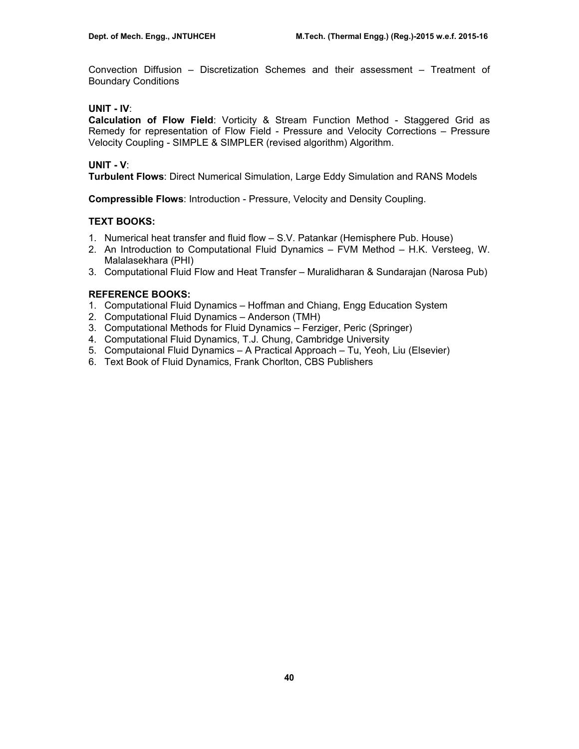Convection Diffusion – Discretization Schemes and their assessment – Treatment of Boundary Conditions

**UNIT - IV**:

**Calculation of Flow Field**: Vorticity & Stream Function Method - Staggered Grid as Remedy for representation of Flow Field - Pressure and Velocity Corrections – Pressure Velocity Coupling - SIMPLE & SIMPLER (revised algorithm) Algorithm.

**UNIT - V**:

**Turbulent Flows**: Direct Numerical Simulation, Large Eddy Simulation and RANS Models

**Compressible Flows**: Introduction - Pressure, Velocity and Density Coupling.

**TEXT BOOKS:**

1. Numerical heat transfer and fluid flow – S.V. Patankar (Hemisphere Pub. House)
2. An Introduction to Computational Fluid Dynamics – FVM Method – H.K. Versteeg, W. Malalasekhara (PHI)
3. Computational Fluid Flow and Heat Transfer – Muralidharan & Sundarajan (Narosa Pub)

**REFERENCE BOOKS:**

1. Computational Fluid Dynamics – Hoffman and Chiang, Engg Education System
2. Computational Fluid Dynamics – Anderson (TMH)
3. Computational Methods for Fluid Dynamics – Ferziger, Peric (Springer)
4. Computational Fluid Dynamics, T.J. Chung, Cambridge University
5. Computaional Fluid Dynamics – A Practical Approach – Tu, Yeoh, Liu (Elsevier)
6. Text Book of Fluid Dynamics, Frank Chorlton, CBS Publishers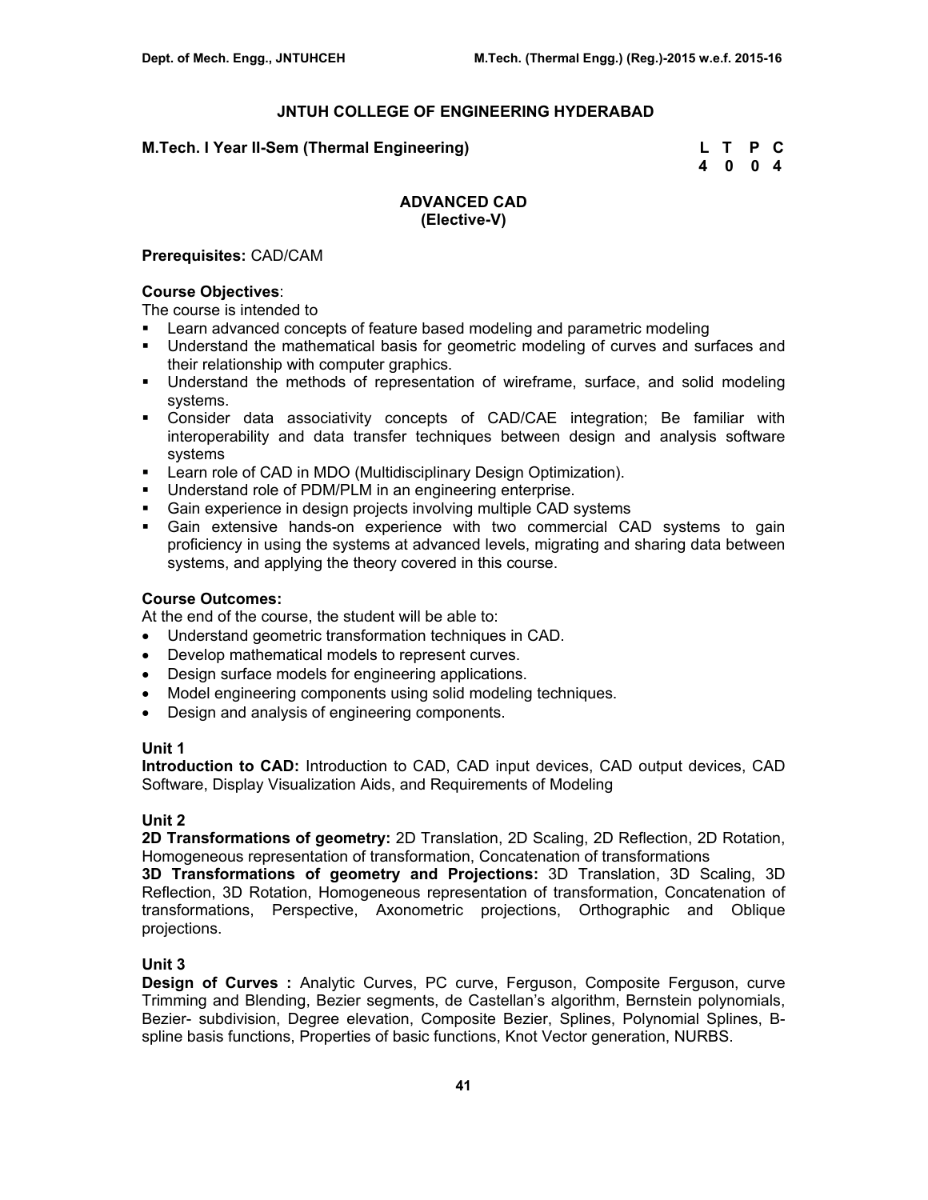## JNTUH COLLEGE OF ENGINEERING HYDERABAD

**M.Tech. I Year II-Sem (Thermal Engineering)**

| L | T | P | C |
|---|---|---|---|
| 4 | 0 | 0 | 4 |

### ADVANCED CAD
### (Elective-V)

**Prerequisites:** CAD/CAM

**Course Objectives**:

The course is intended to

- Learn advanced concepts of feature based modeling and parametric modeling
- Understand the mathematical basis for geometric modeling of curves and surfaces and their relationship with computer graphics.
- Understand the methods of representation of wireframe, surface, and solid modeling systems.
- Consider data associativity concepts of CAD/CAE integration; Be familiar with interoperability and data transfer techniques between design and analysis software systems
- Learn role of CAD in MDO (Multidisciplinary Design Optimization).
- Understand role of PDM/PLM in an engineering enterprise.
- Gain experience in design projects involving multiple CAD systems
- Gain extensive hands-on experience with two commercial CAD systems to gain proficiency in using the systems at advanced levels, migrating and sharing data between systems, and applying the theory covered in this course.

**Course Outcomes:**

At the end of the course, the student will be able to:

- Understand geometric transformation techniques in CAD.
- Develop mathematical models to represent curves.
- Design surface models for engineering applications.
- Model engineering components using solid modeling techniques.
- Design and analysis of engineering components.

**Unit 1**

**Introduction to CAD:** Introduction to CAD, CAD input devices, CAD output devices, CAD Software, Display Visualization Aids, and Requirements of Modeling

**Unit 2**

**2D Transformations of geometry:** 2D Translation, 2D Scaling, 2D Reflection, 2D Rotation, Homogeneous representation of transformation, Concatenation of transformations

**3D Transformations of geometry and Projections:** 3D Translation, 3D Scaling, 3D Reflection, 3D Rotation, Homogeneous representation of transformation, Concatenation of transformations, Perspective, Axonometric projections, Orthographic and Oblique projections.

**Unit 3**

**Design of Curves :** Analytic Curves, PC curve, Ferguson, Composite Ferguson, curve Trimming and Blending, Bezier segments, de Castellan's algorithm, Bernstein polynomials, Bezier- subdivision, Degree elevation, Composite Bezier, Splines, Polynomial Splines, B-spline basis functions, Properties of basic functions, Knot Vector generation, NURBS.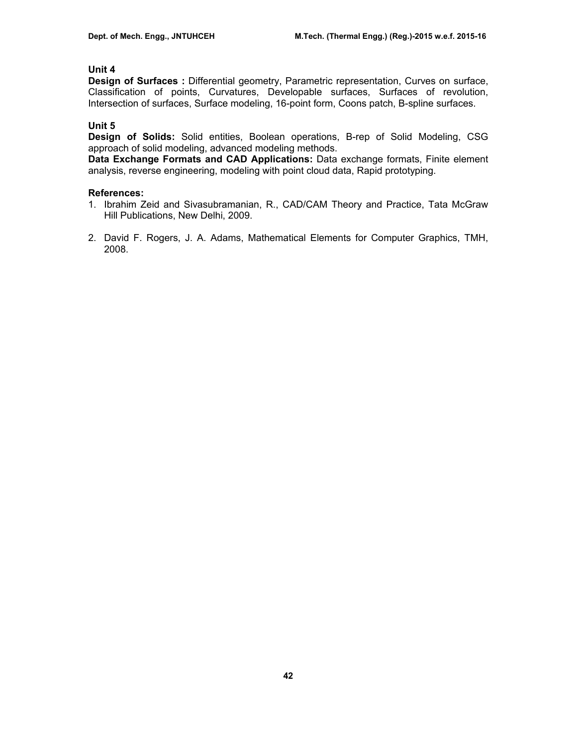### Unit 4

**Design of Surfaces :** Differential geometry, Parametric representation, Curves on surface, Classification of points, Curvatures, Developable surfaces, Surfaces of revolution, Intersection of surfaces, Surface modeling, 16-point form, Coons patch, B-spline surfaces.

### Unit 5

**Design of Solids:** Solid entities, Boolean operations, B-rep of Solid Modeling, CSG approach of solid modeling, advanced modeling methods.

**Data Exchange Formats and CAD Applications:** Data exchange formats, Finite element analysis, reverse engineering, modeling with point cloud data, Rapid prototyping.

### References:

1. Ibrahim Zeid and Sivasubramanian, R., CAD/CAM Theory and Practice, Tata McGraw Hill Publications, New Delhi, 2009.

2. David F. Rogers, J. A. Adams, Mathematical Elements for Computer Graphics, TMH, 2008.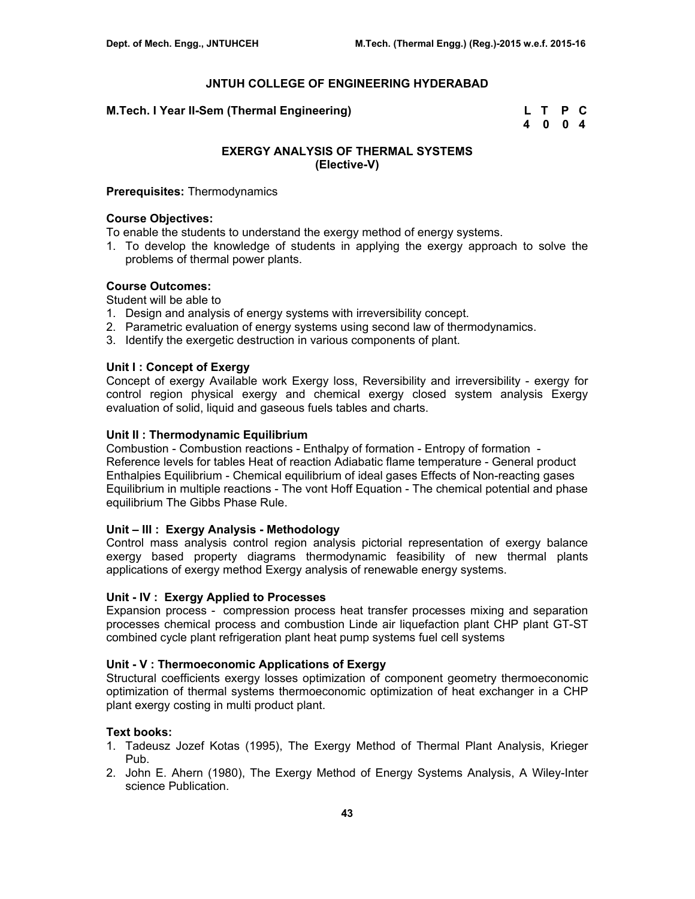# JNTUH COLLEGE OF ENGINEERING HYDERABAD

**M.Tech. I Year II-Sem (Thermal Engineering)**

| L | T | P | C |
|---|---|---|---|
| 4 | 0 | 0 | 4 |

## EXERGY ANALYSIS OF THERMAL SYSTEMS
## (Elective-V)

**Prerequisites:** Thermodynamics

**Course Objectives:**

To enable the students to understand the exergy method of energy systems.

1. To develop the knowledge of students in applying the exergy approach to solve the problems of thermal power plants.

**Course Outcomes:**

Student will be able to

1. Design and analysis of energy systems with irreversibility concept.
2. Parametric evaluation of energy systems using second law of thermodynamics.
3. Identify the exergetic destruction in various components of plant.

**Unit I : Concept of Exergy**

Concept of exergy Available work Exergy loss, Reversibility and irreversibility - exergy for control region physical exergy and chemical exergy closed system analysis Exergy evaluation of solid, liquid and gaseous fuels tables and charts.

**Unit II : Thermodynamic Equilibrium**

Combustion - Combustion reactions - Enthalpy of formation - Entropy of formation - Reference levels for tables Heat of reaction Adiabatic flame temperature - General product Enthalpies Equilibrium - Chemical equilibrium of ideal gases Effects of Non-reacting gases Equilibrium in multiple reactions - The vont Hoff Equation - The chemical potential and phase equilibrium The Gibbs Phase Rule.

**Unit – III : Exergy Analysis - Methodology**

Control mass analysis control region analysis pictorial representation of exergy balance exergy based property diagrams thermodynamic feasibility of new thermal plants applications of exergy method Exergy analysis of renewable energy systems.

**Unit - IV : Exergy Applied to Processes**

Expansion process - compression process heat transfer processes mixing and separation processes chemical process and combustion Linde air liquefaction plant CHP plant GT-ST combined cycle plant refrigeration plant heat pump systems fuel cell systems

**Unit - V : Thermoeconomic Applications of Exergy**

Structural coefficients exergy losses optimization of component geometry thermoeconomic optimization of thermal systems thermoeconomic optimization of heat exchanger in a CHP plant exergy costing in multi product plant.

**Text books:**

1. Tadeusz Jozef Kotas (1995), The Exergy Method of Thermal Plant Analysis, Krieger Pub.
2. John E. Ahern (1980), The Exergy Method of Energy Systems Analysis, A Wiley-Inter science Publication.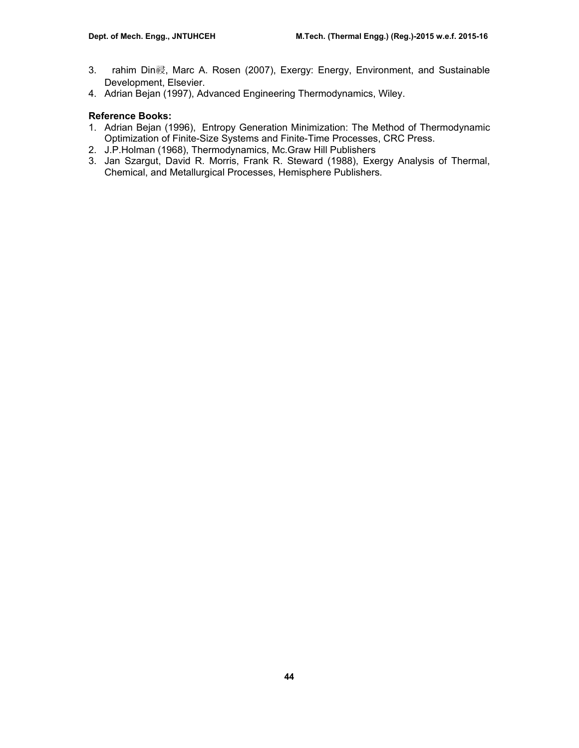3. rahim Din禄, Marc A. Rosen (2007), Exergy: Energy, Environment, and Sustainable Development, Elsevier.
4. Adrian Bejan (1997), Advanced Engineering Thermodynamics, Wiley.

**Reference Books:**

1. Adrian Bejan (1996), Entropy Generation Minimization: The Method of Thermodynamic Optimization of Finite-Size Systems and Finite-Time Processes, CRC Press.
2. J.P.Holman (1968), Thermodynamics, Mc.Graw Hill Publishers
3. Jan Szargut, David R. Morris, Frank R. Steward (1988), Exergy Analysis of Thermal, Chemical, and Metallurgical Processes, Hemisphere Publishers.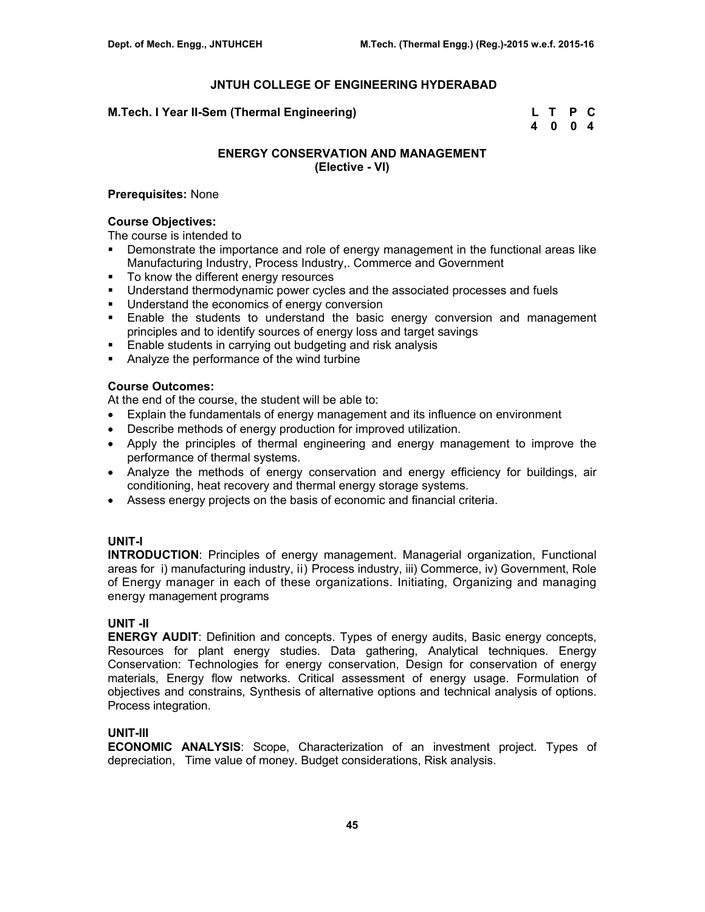# JNTUH COLLEGE OF ENGINEERING HYDERABAD

**M.Tech. I Year II-Sem (Thermal Engineering)**

| L | T | P | C |
|---|---|---|---|
| 4 | 0 | 0 | 4 |

## ENERGY CONSERVATION AND MANAGEMENT
**(Elective - VI)**

**Prerequisites:** None

**Course Objectives:**
The course is intended to

- Demonstrate the importance and role of energy management in the functional areas like Manufacturing Industry, Process Industry,. Commerce and Government
- To know the different energy resources
- Understand thermodynamic power cycles and the associated processes and fuels
- Understand the economics of energy conversion
- Enable the students to understand the basic energy conversion and management principles and to identify sources of energy loss and target savings
- Enable students in carrying out budgeting and risk analysis
- Analyze the performance of the wind turbine

**Course Outcomes:**
At the end of the course, the student will be able to:

- Explain the fundamentals of energy management and its influence on environment
- Describe methods of energy production for improved utilization.
- Apply the principles of thermal engineering and energy management to improve the performance of thermal systems.
- Analyze the methods of energy conservation and energy efficiency for buildings, air conditioning, heat recovery and thermal energy storage systems.
- Assess energy projects on the basis of economic and financial criteria.

**UNIT-I**

**INTRODUCTION**: Principles of energy management. Managerial organization, Functional areas for i) manufacturing industry, ii) Process industry, iii) Commerce, iv) Government, Role of Energy manager in each of these organizations. Initiating, Organizing and managing energy management programs

**UNIT -II**

**ENERGY AUDIT**: Definition and concepts. Types of energy audits, Basic energy concepts, Resources for plant energy studies. Data gathering, Analytical techniques. Energy Conservation: Technologies for energy conservation, Design for conservation of energy materials, Energy flow networks. Critical assessment of energy usage. Formulation of objectives and constrains, Synthesis of alternative options and technical analysis of options. Process integration.

**UNIT-III**

**ECONOMIC ANALYSIS**: Scope, Characterization of an investment project. Types of depreciation, Time value of money. Budget considerations, Risk analysis.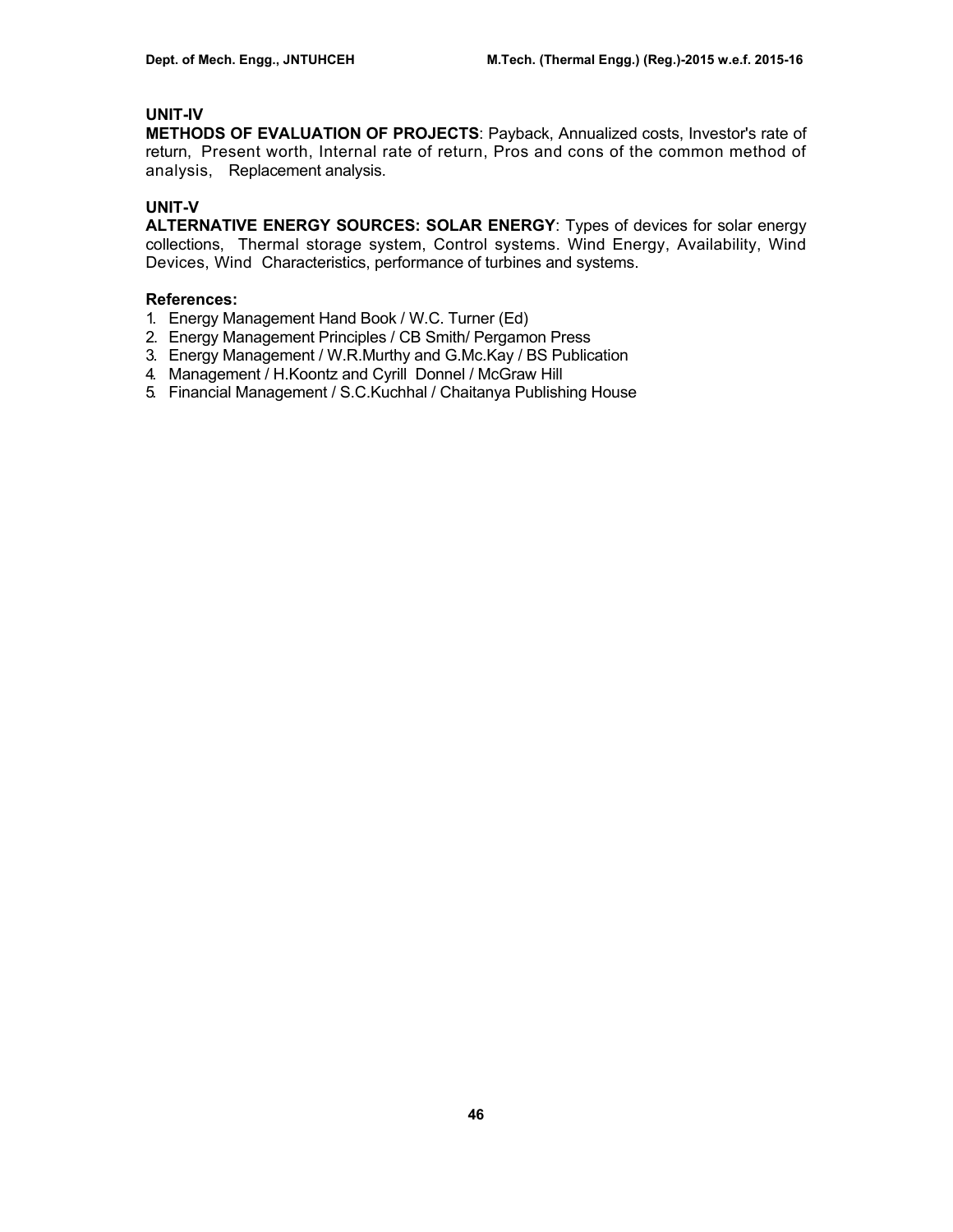## UNIT-IV

**METHODS OF EVALUATION OF PROJECTS**: Payback, Annualized costs, Investor's rate of return, Present worth, Internal rate of return, Pros and cons of the common method of analysis, Replacement analysis.

## UNIT-V

**ALTERNATIVE ENERGY SOURCES: SOLAR ENERGY**: Types of devices for solar energy collections, Thermal storage system, Control systems. Wind Energy, Availability, Wind Devices, Wind Characteristics, performance of turbines and systems.

### References:

1. Energy Management Hand Book / W.C. Turner (Ed)
2. Energy Management Principles / CB Smith/ Pergamon Press
3. Energy Management / W.R.Murthy and G.Mc.Kay / BS Publication
4. Management / H.Koontz and Cyrill Donnel / McGraw Hill
5. Financial Management / S.C.Kuchhal / Chaitanya Publishing House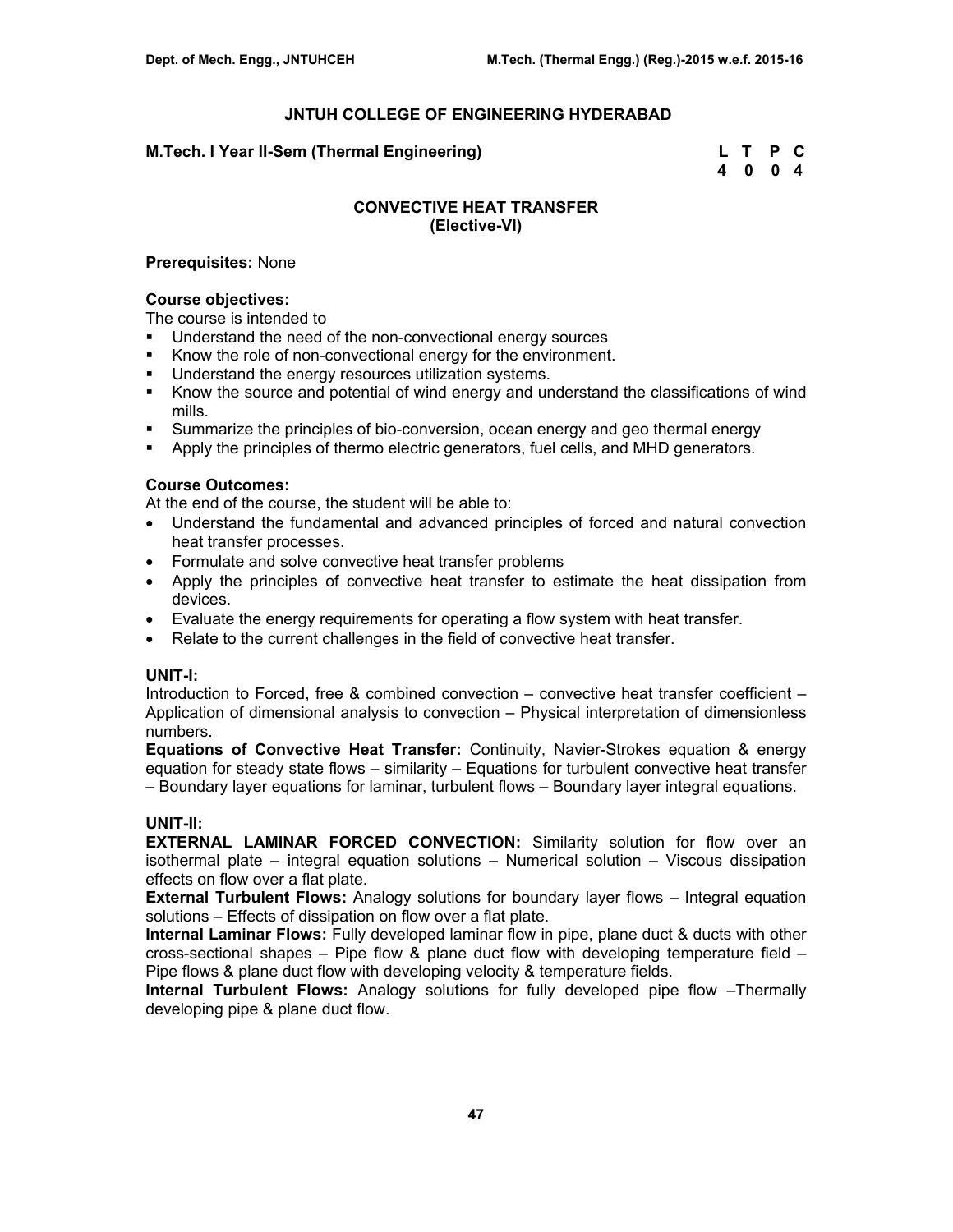## JNTUH COLLEGE OF ENGINEERING HYDERABAD

**M.Tech. I Year II-Sem (Thermal Engineering)**

| L | T | P | C |
|---|---|---|---|
| 4 | 0 | 0 | 4 |

### CONVECTIVE HEAT TRANSFER
### (Elective-VI)

**Prerequisites:** None

**Course objectives:**
The course is intended to

- Understand the need of the non-convectional energy sources
- Know the role of non-convectional energy for the environment.
- Understand the energy resources utilization systems.
- Know the source and potential of wind energy and understand the classifications of wind mills.
- Summarize the principles of bio-conversion, ocean energy and geo thermal energy
- Apply the principles of thermo electric generators, fuel cells, and MHD generators.

**Course Outcomes:**
At the end of the course, the student will be able to:

- Understand the fundamental and advanced principles of forced and natural convection heat transfer processes.
- Formulate and solve convective heat transfer problems
- Apply the principles of convective heat transfer to estimate the heat dissipation from devices.
- Evaluate the energy requirements for operating a flow system with heat transfer.
- Relate to the current challenges in the field of convective heat transfer.

**UNIT-I:**
Introduction to Forced, free & combined convection – convective heat transfer coefficient – Application of dimensional analysis to convection – Physical interpretation of dimensionless numbers.

**Equations of Convective Heat Transfer:** Continuity, Navier-Strokes equation & energy equation for steady state flows – similarity – Equations for turbulent convective heat transfer – Boundary layer equations for laminar, turbulent flows – Boundary layer integral equations.

**UNIT-II:**
**EXTERNAL LAMINAR FORCED CONVECTION:** Similarity solution for flow over an isothermal plate – integral equation solutions – Numerical solution – Viscous dissipation effects on flow over a flat plate.

**External Turbulent Flows:** Analogy solutions for boundary layer flows – Integral equation solutions – Effects of dissipation on flow over a flat plate.

**Internal Laminar Flows:** Fully developed laminar flow in pipe, plane duct & ducts with other cross-sectional shapes – Pipe flow & plane duct flow with developing temperature field – Pipe flows & plane duct flow with developing velocity & temperature fields.

**Internal Turbulent Flows:** Analogy solutions for fully developed pipe flow –Thermally developing pipe & plane duct flow.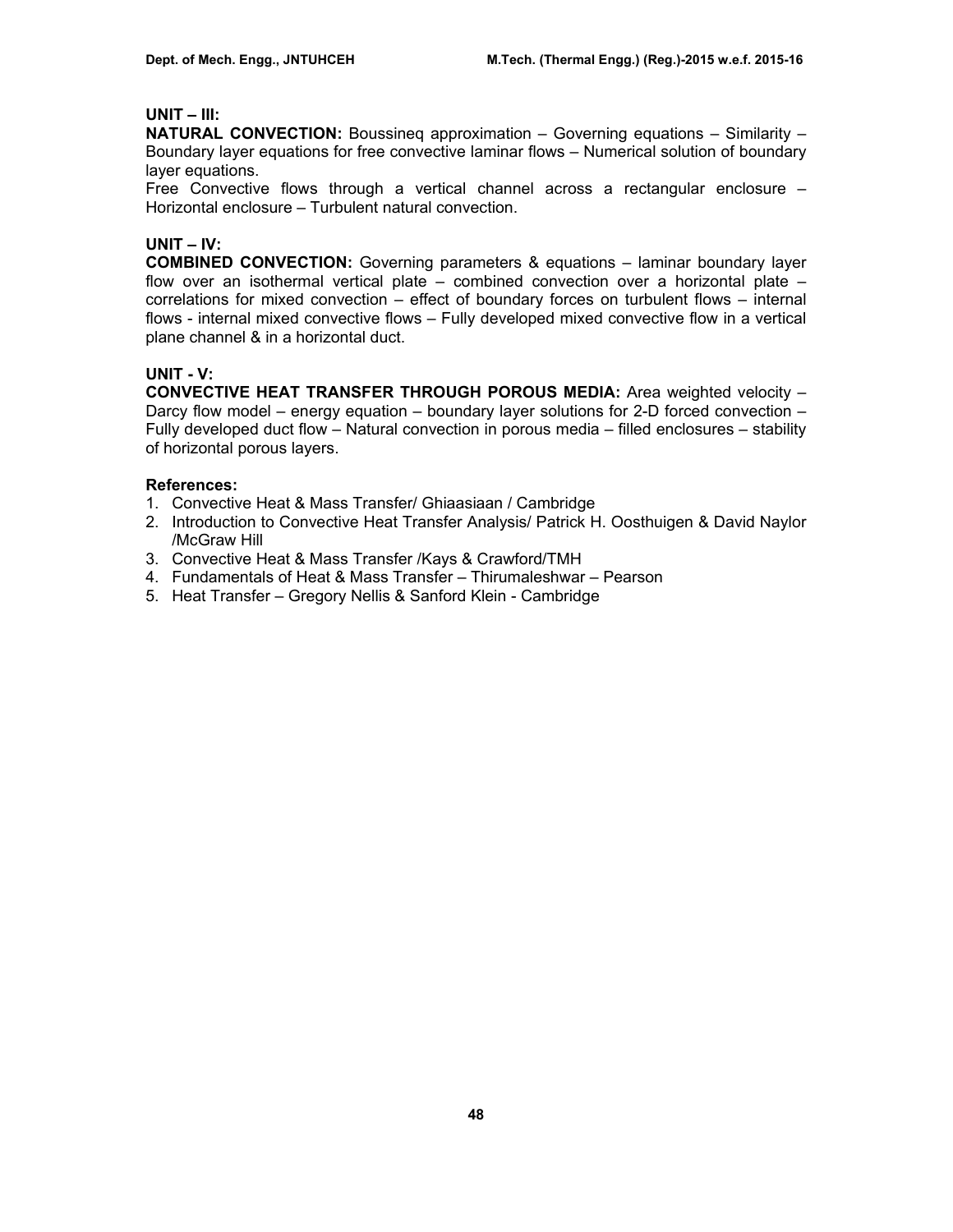**UNIT – III:**

**NATURAL CONVECTION:** Boussineq approximation – Governing equations – Similarity – Boundary layer equations for free convective laminar flows – Numerical solution of boundary layer equations.

Free Convective flows through a vertical channel across a rectangular enclosure – Horizontal enclosure – Turbulent natural convection.

**UNIT – IV:**

**COMBINED CONVECTION:** Governing parameters & equations – laminar boundary layer flow over an isothermal vertical plate – combined convection over a horizontal plate – correlations for mixed convection – effect of boundary forces on turbulent flows – internal flows - internal mixed convective flows – Fully developed mixed convective flow in a vertical plane channel & in a horizontal duct.

**UNIT - V:**

**CONVECTIVE HEAT TRANSFER THROUGH POROUS MEDIA:** Area weighted velocity – Darcy flow model – energy equation – boundary layer solutions for 2-D forced convection – Fully developed duct flow – Natural convection in porous media – filled enclosures – stability of horizontal porous layers.

**References:**

1. Convective Heat & Mass Transfer/ Ghiaasiaan / Cambridge
2. Introduction to Convective Heat Transfer Analysis/ Patrick H. Oosthuigen & David Naylor /McGraw Hill
3. Convective Heat & Mass Transfer /Kays & Crawford/TMH
4. Fundamentals of Heat & Mass Transfer – Thirumaleshwar – Pearson
5. Heat Transfer – Gregory Nellis & Sanford Klein - Cambridge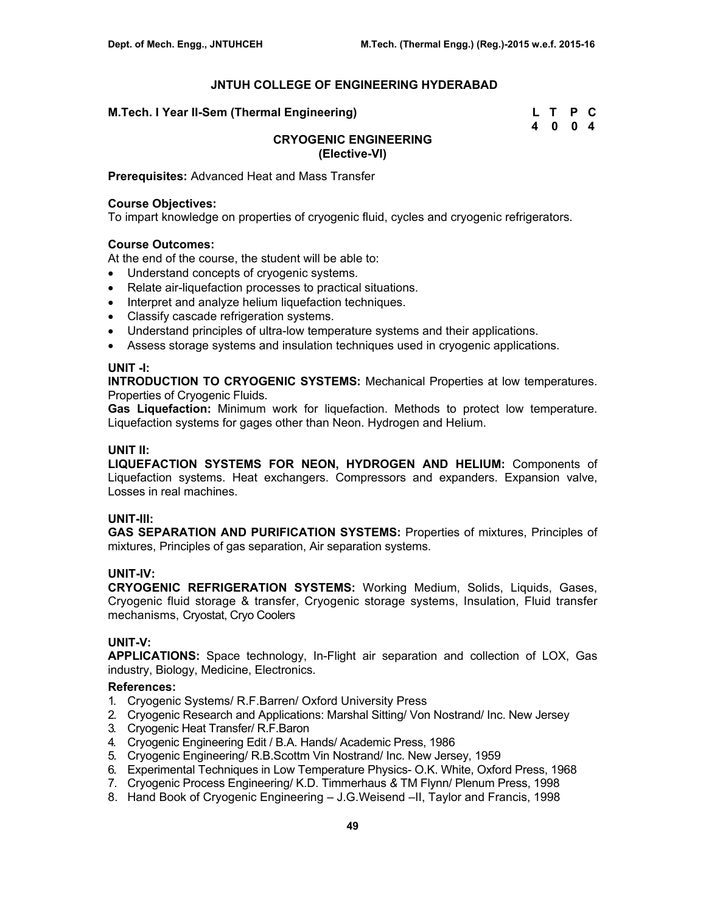# JNTUH COLLEGE OF ENGINEERING HYDERABAD

**M.Tech. I Year II-Sem (Thermal Engineering)**

| L | T | P | C |
|---|---|---|---|
| 4 | 0 | 0 | 4 |

## CRYOGENIC ENGINEERING
### (Elective-VI)

**Prerequisites:** Advanced Heat and Mass Transfer

**Course Objectives:**
To impart knowledge on properties of cryogenic fluid, cycles and cryogenic refrigerators.

**Course Outcomes:**
At the end of the course, the student will be able to:

- Understand concepts of cryogenic systems.
- Relate air-liquefaction processes to practical situations.
- Interpret and analyze helium liquefaction techniques.
- Classify cascade refrigeration systems.
- Understand principles of ultra-low temperature systems and their applications.
- Assess storage systems and insulation techniques used in cryogenic applications.

**UNIT -I:**
**INTRODUCTION TO CRYOGENIC SYSTEMS:** Mechanical Properties at low temperatures. Properties of Cryogenic Fluids.
**Gas Liquefaction:** Minimum work for liquefaction. Methods to protect low temperature. Liquefaction systems for gages other than Neon. Hydrogen and Helium.

**UNIT II:**
**LIQUEFACTION SYSTEMS FOR NEON, HYDROGEN AND HELIUM:** Components of Liquefaction systems. Heat exchangers. Compressors and expanders. Expansion valve, Losses in real machines.

**UNIT-III:**
**GAS SEPARATION AND PURIFICATION SYSTEMS:** Properties of mixtures, Principles of mixtures, Principles of gas separation, Air separation systems.

**UNIT-IV:**
**CRYOGENIC REFRIGERATION SYSTEMS:** Working Medium, Solids, Liquids, Gases, Cryogenic fluid storage & transfer, Cryogenic storage systems, Insulation, Fluid transfer mechanisms, Cryostat, Cryo Coolers

**UNIT-V:**
**APPLICATIONS:** Space technology, In-Flight air separation and collection of LOX, Gas industry, Biology, Medicine, Electronics.

**References:**

1. Cryogenic Systems/ R.F.Barren/ Oxford University Press
2. Cryogenic Research and Applications: Marshal Sitting/ Von Nostrand/ Inc. New Jersey
3. Cryogenic Heat Transfer/ R.F.Baron
4. Cryogenic Engineering Edit / B.A. Hands/ Academic Press, 1986
5. Cryogenic Engineering/ R.B.Scottm Vin Nostrand/ Inc. New Jersey, 1959
6. Experimental Techniques in Low Temperature Physics- O.K. White, Oxford Press, 1968
7. Cryogenic Process Engineering/ K.D. Timmerhaus & TM Flynn/ Plenum Press, 1998
8. Hand Book of Cryogenic Engineering – J.G.Weisend –II, Taylor and Francis, 1998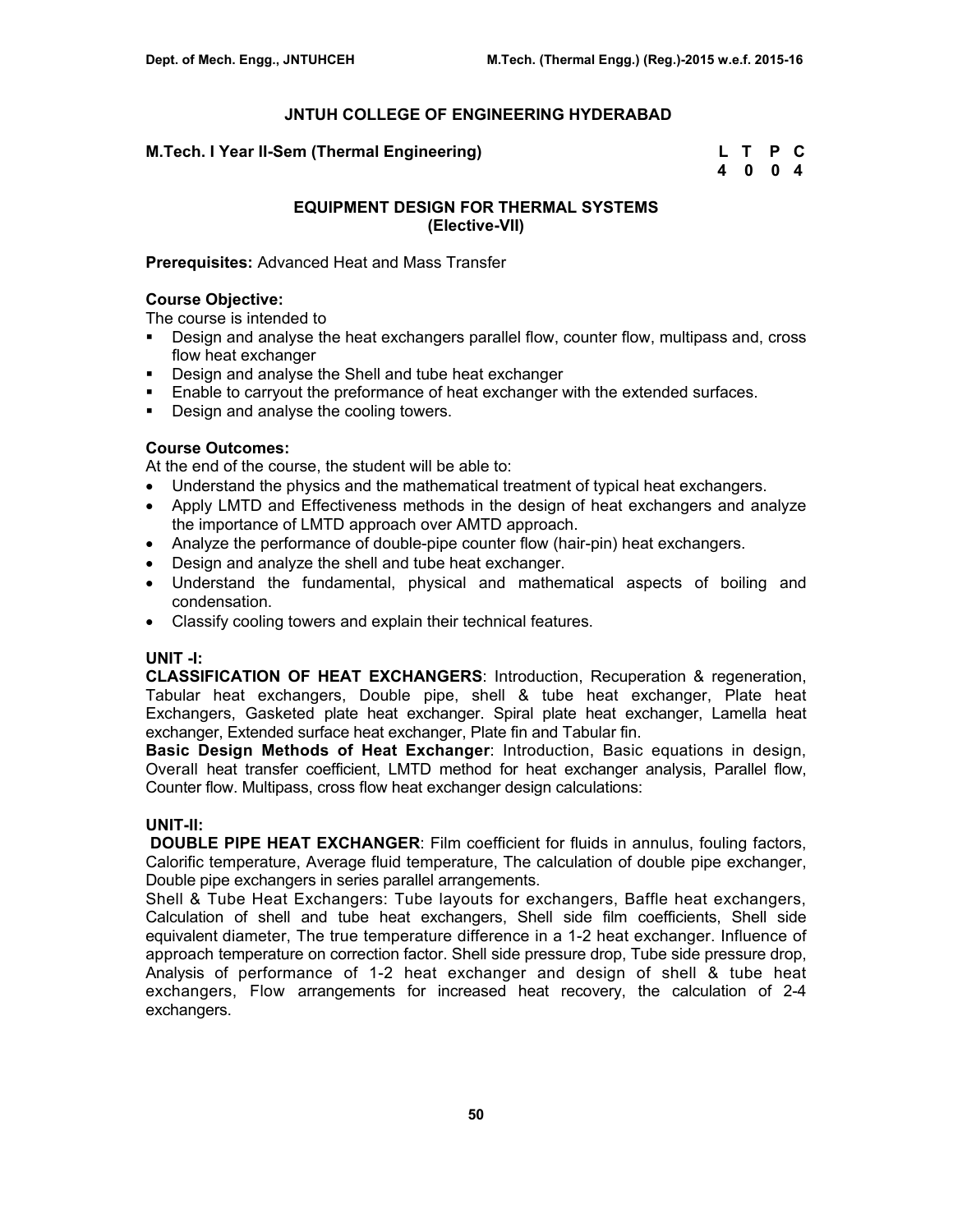# JNTUH COLLEGE OF ENGINEERING HYDERABAD

**M.Tech. I Year II-Sem (Thermal Engineering)**

| L | T | P | C |
|---|---|---|---|
| 4 | 0 | 0 | 4 |

## EQUIPMENT DESIGN FOR THERMAL SYSTEMS (Elective-VII)

**Prerequisites:** Advanced Heat and Mass Transfer

**Course Objective:**

The course is intended to

- Design and analyse the heat exchangers parallel flow, counter flow, multipass and, cross flow heat exchanger
- Design and analyse the Shell and tube heat exchanger
- Enable to carryout the preformance of heat exchanger with the extended surfaces.
- Design and analyse the cooling towers.

**Course Outcomes:**

At the end of the course, the student will be able to:

- Understand the physics and the mathematical treatment of typical heat exchangers.
- Apply LMTD and Effectiveness methods in the design of heat exchangers and analyze the importance of LMTD approach over AMTD approach.
- Analyze the performance of double-pipe counter flow (hair-pin) heat exchangers.
- Design and analyze the shell and tube heat exchanger.
- Understand the fundamental, physical and mathematical aspects of boiling and condensation.
- Classify cooling towers and explain their technical features.

**UNIT -I:**

**CLASSIFICATION OF HEAT EXCHANGERS**: Introduction, Recuperation & regeneration, Tabular heat exchangers, Double pipe, shell & tube heat exchanger, Plate heat Exchangers, Gasketed plate heat exchanger. Spiral plate heat exchanger, Lamella heat exchanger, Extended surface heat exchanger, Plate fin and Tabular fin.

**Basic Design Methods of Heat Exchanger**: Introduction, Basic equations in design, Overall heat transfer coefficient, LMTD method for heat exchanger analysis, Parallel flow, Counter flow. Multipass, cross flow heat exchanger design calculations:

**UNIT-II:**

**DOUBLE PIPE HEAT EXCHANGER**: Film coefficient for fluids in annulus, fouling factors, Calorific temperature, Average fluid temperature, The calculation of double pipe exchanger, Double pipe exchangers in series parallel arrangements.

Shell & Tube Heat Exchangers: Tube layouts for exchangers, Baffle heat exchangers, Calculation of shell and tube heat exchangers, Shell side film coefficients, Shell side equivalent diameter, The true temperature difference in a 1-2 heat exchanger. Influence of approach temperature on correction factor. Shell side pressure drop, Tube side pressure drop, Analysis of performance of 1-2 heat exchanger and design of shell & tube heat exchangers, Flow arrangements for increased heat recovery, the calculation of 2-4 exchangers.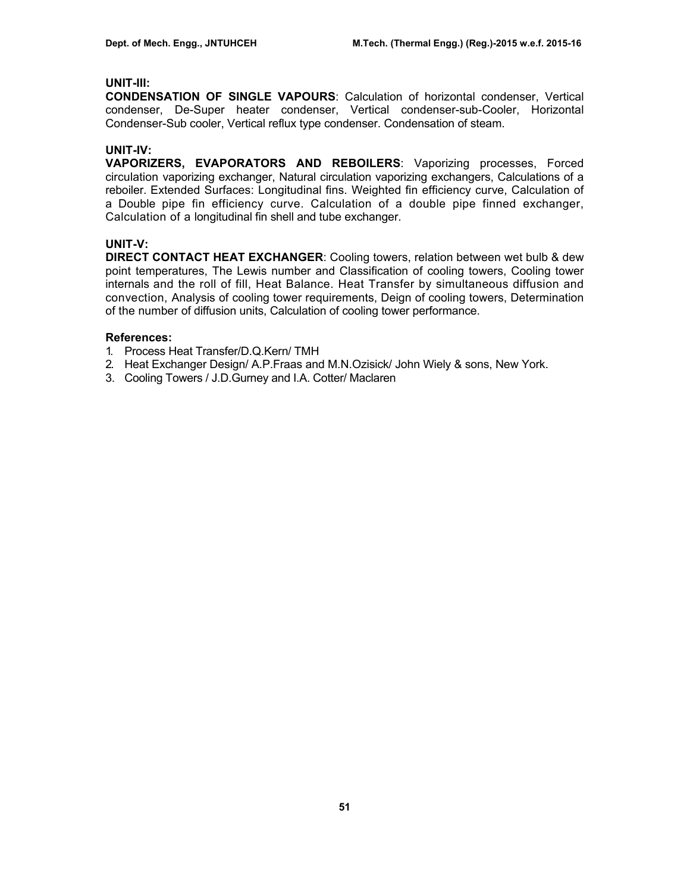**UNIT-III:**

**CONDENSATION OF SINGLE VAPOURS**: Calculation of horizontal condenser, Vertical condenser, De-Super heater condenser, Vertical condenser-sub-Cooler, Horizontal Condenser-Sub cooler, Vertical reflux type condenser. Condensation of steam.

**UNIT-IV:**

**VAPORIZERS, EVAPORATORS AND REBOILERS**: Vaporizing processes, Forced circulation vaporizing exchanger, Natural circulation vaporizing exchangers, Calculations of a reboiler. Extended Surfaces: Longitudinal fins. Weighted fin efficiency curve, Calculation of a Double pipe fin efficiency curve. Calculation of a double pipe finned exchanger, Calculation of a longitudinal fin shell and tube exchanger.

**UNIT-V:**

**DIRECT CONTACT HEAT EXCHANGER**: Cooling towers, relation between wet bulb & dew point temperatures, The Lewis number and Classification of cooling towers, Cooling tower internals and the roll of fill, Heat Balance. Heat Transfer by simultaneous diffusion and convection, Analysis of cooling tower requirements, Deign of cooling towers, Determination of the number of diffusion units, Calculation of cooling tower performance.

**References:**

1. Process Heat Transfer/D.Q.Kern/ TMH
2. Heat Exchanger Design/ A.P.Fraas and M.N.Ozisick/ John Wiely & sons, New York.
3. Cooling Towers / J.D.Gurney and I.A. Cotter/ Maclaren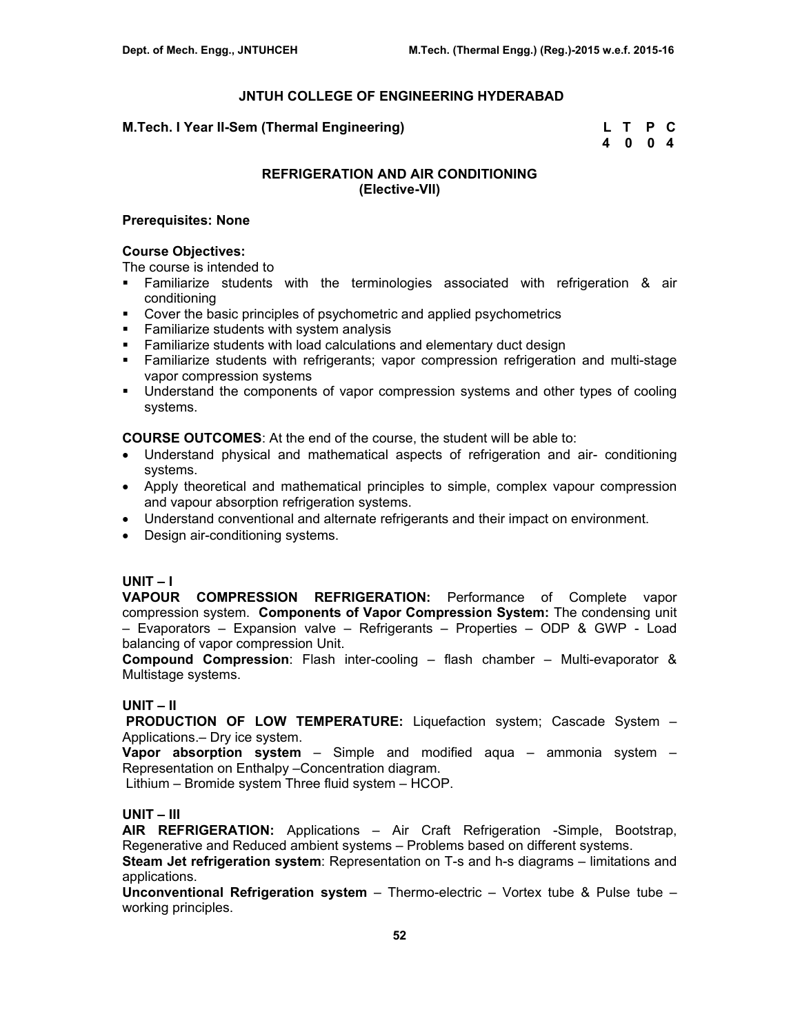## JNTUH COLLEGE OF ENGINEERING HYDERABAD

**M.Tech. I Year II-Sem (Thermal Engineering)**

| L | T | P | C |
|---|---|---|---|
| 4 | 0 | 0 | 4 |

### REFRIGERATION AND AIR CONDITIONING
### (Elective-VII)

**Prerequisites: None**

**Course Objectives:**
The course is intended to

- Familiarize students with the terminologies associated with refrigeration & air conditioning
- Cover the basic principles of psychometric and applied psychometrics
- Familiarize students with system analysis
- Familiarize students with load calculations and elementary duct design
- Familiarize students with refrigerants; vapor compression refrigeration and multi-stage vapor compression systems
- Understand the components of vapor compression systems and other types of cooling systems.

**COURSE OUTCOMES**: At the end of the course, the student will be able to:

- Understand physical and mathematical aspects of refrigeration and air- conditioning systems.
- Apply theoretical and mathematical principles to simple, complex vapour compression and vapour absorption refrigeration systems.
- Understand conventional and alternate refrigerants and their impact on environment.
- Design air-conditioning systems.

**UNIT – I**

**VAPOUR COMPRESSION REFRIGERATION:** Performance of Complete vapor compression system. **Components of Vapor Compression System:** The condensing unit – Evaporators – Expansion valve – Refrigerants – Properties – ODP & GWP - Load balancing of vapor compression Unit.

**Compound Compression**: Flash inter-cooling – flash chamber – Multi-evaporator & Multistage systems.

**UNIT – II**

**PRODUCTION OF LOW TEMPERATURE:** Liquefaction system; Cascade System – Applications.– Dry ice system.

**Vapor absorption system** – Simple and modified aqua – ammonia system – Representation on Enthalpy –Concentration diagram.

Lithium – Bromide system Three fluid system – HCOP.

**UNIT – III**

**AIR REFRIGERATION:** Applications – Air Craft Refrigeration -Simple, Bootstrap, Regenerative and Reduced ambient systems – Problems based on different systems.

**Steam Jet refrigeration system**: Representation on T-s and h-s diagrams – limitations and applications.

**Unconventional Refrigeration system** – Thermo-electric – Vortex tube & Pulse tube – working principles.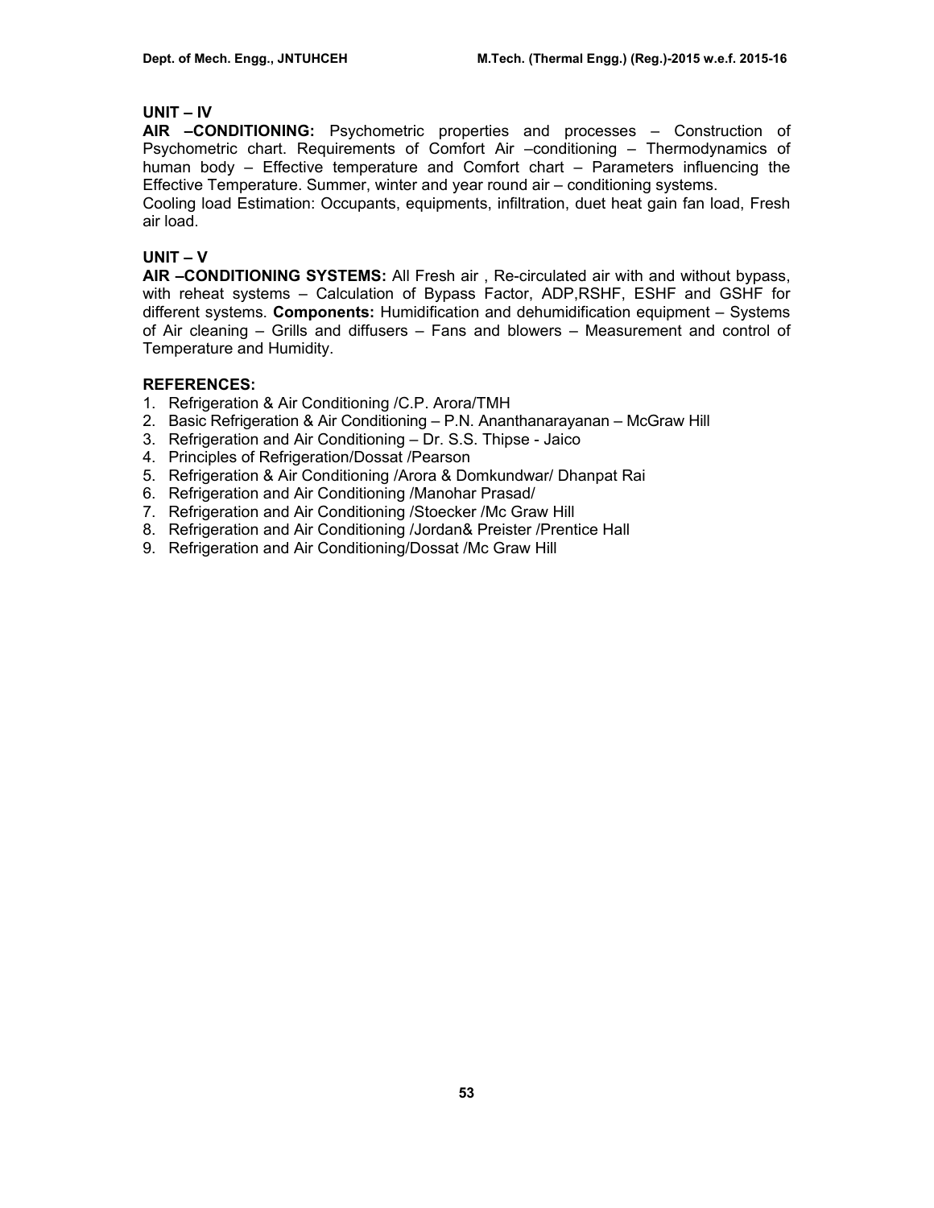## UNIT – IV

**AIR –CONDITIONING:** Psychometric properties and processes – Construction of Psychometric chart. Requirements of Comfort Air –conditioning – Thermodynamics of human body – Effective temperature and Comfort chart – Parameters influencing the Effective Temperature. Summer, winter and year round air – conditioning systems.

Cooling load Estimation: Occupants, equipments, infiltration, duet heat gain fan load, Fresh air load.

## UNIT – V

**AIR –CONDITIONING SYSTEMS:** All Fresh air , Re-circulated air with and without bypass, with reheat systems – Calculation of Bypass Factor, ADP,RSHF, ESHF and GSHF for different systems. **Components:** Humidification and dehumidification equipment – Systems of Air cleaning – Grills and diffusers – Fans and blowers – Measurement and control of Temperature and Humidity.

## REFERENCES:

1. Refrigeration & Air Conditioning /C.P. Arora/TMH
2. Basic Refrigeration & Air Conditioning – P.N. Ananthanarayanan – McGraw Hill
3. Refrigeration and Air Conditioning – Dr. S.S. Thipse - Jaico
4. Principles of Refrigeration/Dossat /Pearson
5. Refrigeration & Air Conditioning /Arora & Domkundwar/ Dhanpat Rai
6. Refrigeration and Air Conditioning /Manohar Prasad/
7. Refrigeration and Air Conditioning /Stoecker /Mc Graw Hill
8. Refrigeration and Air Conditioning /Jordan& Preister /Prentice Hall
9. Refrigeration and Air Conditioning/Dossat /Mc Graw Hill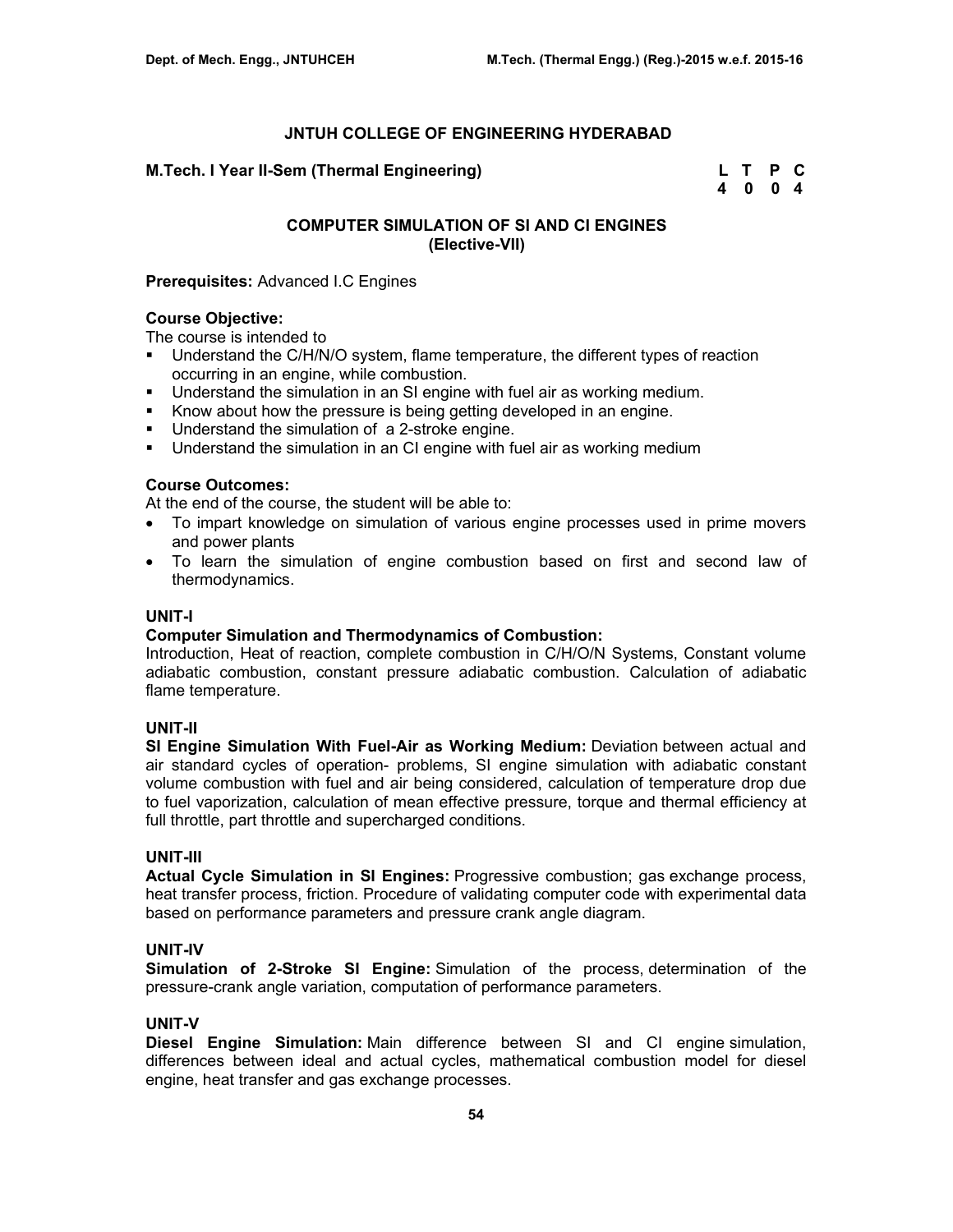## JNTUH COLLEGE OF ENGINEERING HYDERABAD

**M.Tech. I Year II-Sem (Thermal Engineering)**

| L | T | P | C |
|---|---|---|---|
| 4 | 0 | 0 | 4 |

### COMPUTER SIMULATION OF SI AND CI ENGINES
### (Elective-VII)

**Prerequisites:** Advanced I.C Engines

**Course Objective:**
The course is intended to

- Understand the C/H/N/O system, flame temperature, the different types of reaction occurring in an engine, while combustion.
- Understand the simulation in an SI engine with fuel air as working medium.
- Know about how the pressure is being getting developed in an engine.
- Understand the simulation of a 2-stroke engine.
- Understand the simulation in an CI engine with fuel air as working medium

**Course Outcomes:**
At the end of the course, the student will be able to:

- To impart knowledge on simulation of various engine processes used in prime movers and power plants
- To learn the simulation of engine combustion based on first and second law of thermodynamics.

**UNIT-I**

**Computer Simulation and Thermodynamics of Combustion:**
Introduction, Heat of reaction, complete combustion in C/H/O/N Systems, Constant volume adiabatic combustion, constant pressure adiabatic combustion. Calculation of adiabatic flame temperature.

**UNIT-II**

**SI Engine Simulation With Fuel-Air as Working Medium:** Deviation between actual and air standard cycles of operation- problems, SI engine simulation with adiabatic constant volume combustion with fuel and air being considered, calculation of temperature drop due to fuel vaporization, calculation of mean effective pressure, torque and thermal efficiency at full throttle, part throttle and supercharged conditions.

**UNIT-III**

**Actual Cycle Simulation in SI Engines:** Progressive combustion; gas exchange process, heat transfer process, friction. Procedure of validating computer code with experimental data based on performance parameters and pressure crank angle diagram.

**UNIT-IV**

**Simulation of 2-Stroke SI Engine:** Simulation of the process, determination of the pressure-crank angle variation, computation of performance parameters.

**UNIT-V**

**Diesel Engine Simulation:** Main difference between SI and CI engine simulation, differences between ideal and actual cycles, mathematical combustion model for diesel engine, heat transfer and gas exchange processes.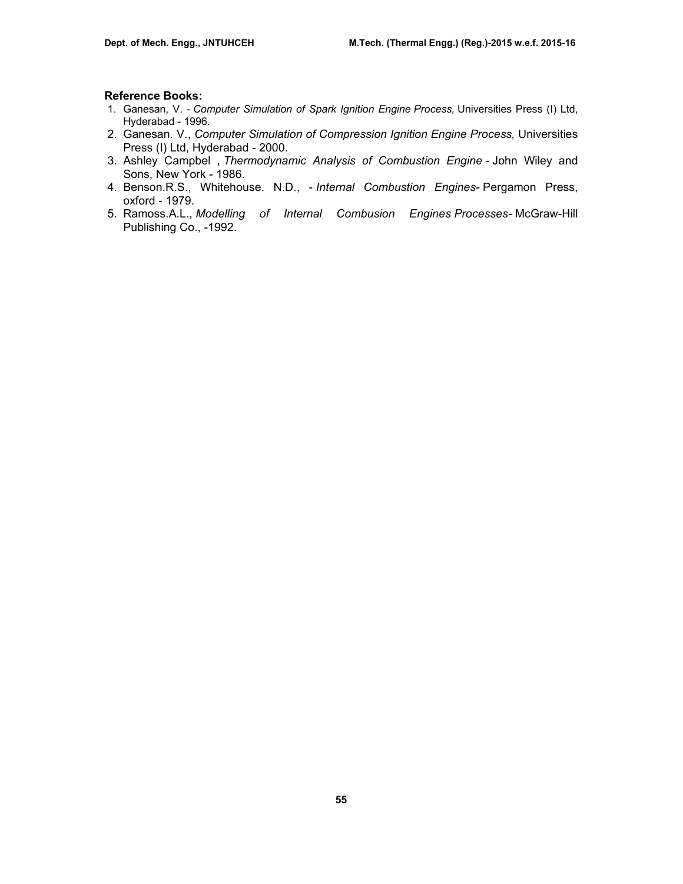**Reference Books:**

1. Ganesan, V. - *Computer Simulation of Spark Ignition Engine Process*, Universities Press (I) Ltd, Hyderabad - 1996.
2. Ganesan. V., *Computer Simulation of Compression Ignition Engine Process,* Universities Press (I) Ltd, Hyderabad - 2000.
3. Ashley Campbel , *Thermodynamic Analysis of Combustion Engine* - John Wiley and Sons, New York - 1986.
4. Benson.R.S., Whitehouse. N.D., - *Internal Combustion Engines*- Pergamon Press, oxford - 1979.
5. Ramoss.A.L., *Modelling of Internal Combusion Engines Processes*- McGraw-Hill Publishing Co., -1992.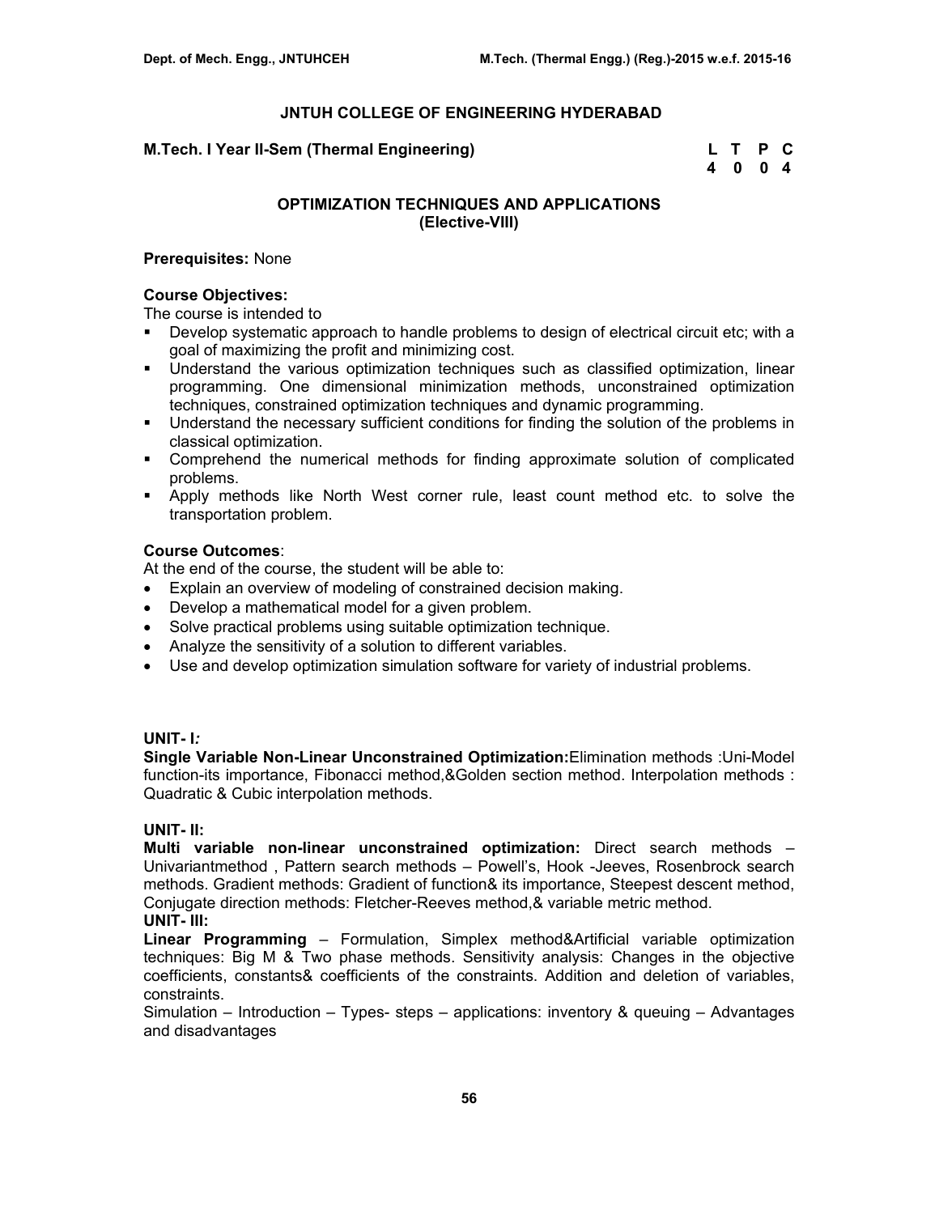# JNTUH COLLEGE OF ENGINEERING HYDERABAD

**M.Tech. I Year II-Sem (Thermal Engineering)**

| L | T | P | C |
|---|---|---|---|
| 4 | 0 | 0 | 4 |

## OPTIMIZATION TECHNIQUES AND APPLICATIONS
## (Elective-VIII)

**Prerequisites:** None

**Course Objectives:**
The course is intended to

- Develop systematic approach to handle problems to design of electrical circuit etc; with a goal of maximizing the profit and minimizing cost.
- Understand the various optimization techniques such as classified optimization, linear programming. One dimensional minimization methods, unconstrained optimization techniques, constrained optimization techniques and dynamic programming.
- Understand the necessary sufficient conditions for finding the solution of the problems in classical optimization.
- Comprehend the numerical methods for finding approximate solution of complicated problems.
- Apply methods like North West corner rule, least count method etc. to solve the transportation problem.

**Course Outcomes**:
At the end of the course, the student will be able to:

- Explain an overview of modeling of constrained decision making.
- Develop a mathematical model for a given problem.
- Solve practical problems using suitable optimization technique.
- Analyze the sensitivity of a solution to different variables.
- Use and develop optimization simulation software for variety of industrial problems.

**UNIT- I***:*
**Single Variable Non-Linear Unconstrained Optimization:**Elimination methods :Uni-Model function-its importance, Fibonacci method,&Golden section method. Interpolation methods : Quadratic & Cubic interpolation methods.

**UNIT- II:**
**Multi variable non-linear unconstrained optimization:** Direct search methods – Univariantmethod , Pattern search methods – Powell's, Hook -Jeeves, Rosenbrock search methods. Gradient methods: Gradient of function& its importance, Steepest descent method, Conjugate direction methods: Fletcher-Reeves method,& variable metric method.

**UNIT- III:**
**Linear Programming** – Formulation, Simplex method&Artificial variable optimization techniques: Big M & Two phase methods. Sensitivity analysis: Changes in the objective coefficients, constants& coefficients of the constraints. Addition and deletion of variables, constraints.

Simulation – Introduction – Types- steps – applications: inventory & queuing – Advantages and disadvantages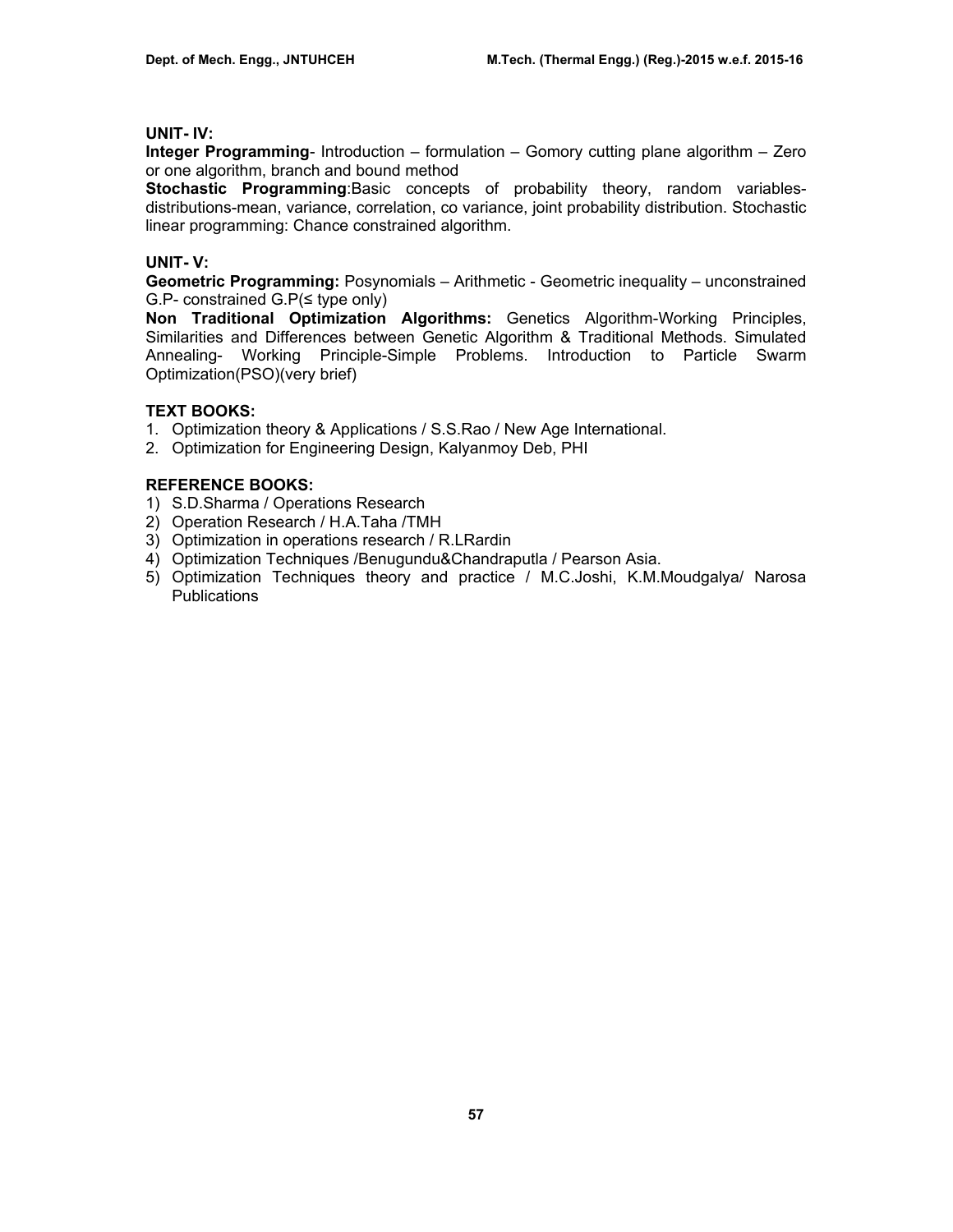### UNIT- IV:

**Integer Programming**- Introduction – formulation – Gomory cutting plane algorithm – Zero or one algorithm, branch and bound method

**Stochastic Programming**:Basic concepts of probability theory, random variables-distributions-mean, variance, correlation, co variance, joint probability distribution. Stochastic linear programming: Chance constrained algorithm.

### UNIT- V:

**Geometric Programming:** Posynomials – Arithmetic - Geometric inequality – unconstrained G.P- constrained G.P(≤ type only)

**Non Traditional Optimization Algorithms:** Genetics Algorithm-Working Principles, Similarities and Differences between Genetic Algorithm & Traditional Methods. Simulated Annealing- Working Principle-Simple Problems. Introduction to Particle Swarm Optimization(PSO)(very brief)

### TEXT BOOKS:

1. Optimization theory & Applications / S.S.Rao / New Age International.
2. Optimization for Engineering Design, Kalyanmoy Deb, PHI

### REFERENCE BOOKS:

1) S.D.Sharma / Operations Research
2) Operation Research / H.A.Taha /TMH
3) Optimization in operations research / R.LRardin
4) Optimization Techniques /Benugundu&Chandraputla / Pearson Asia.
5) Optimization Techniques theory and practice / M.C.Joshi, K.M.Moudgalya/ Narosa Publications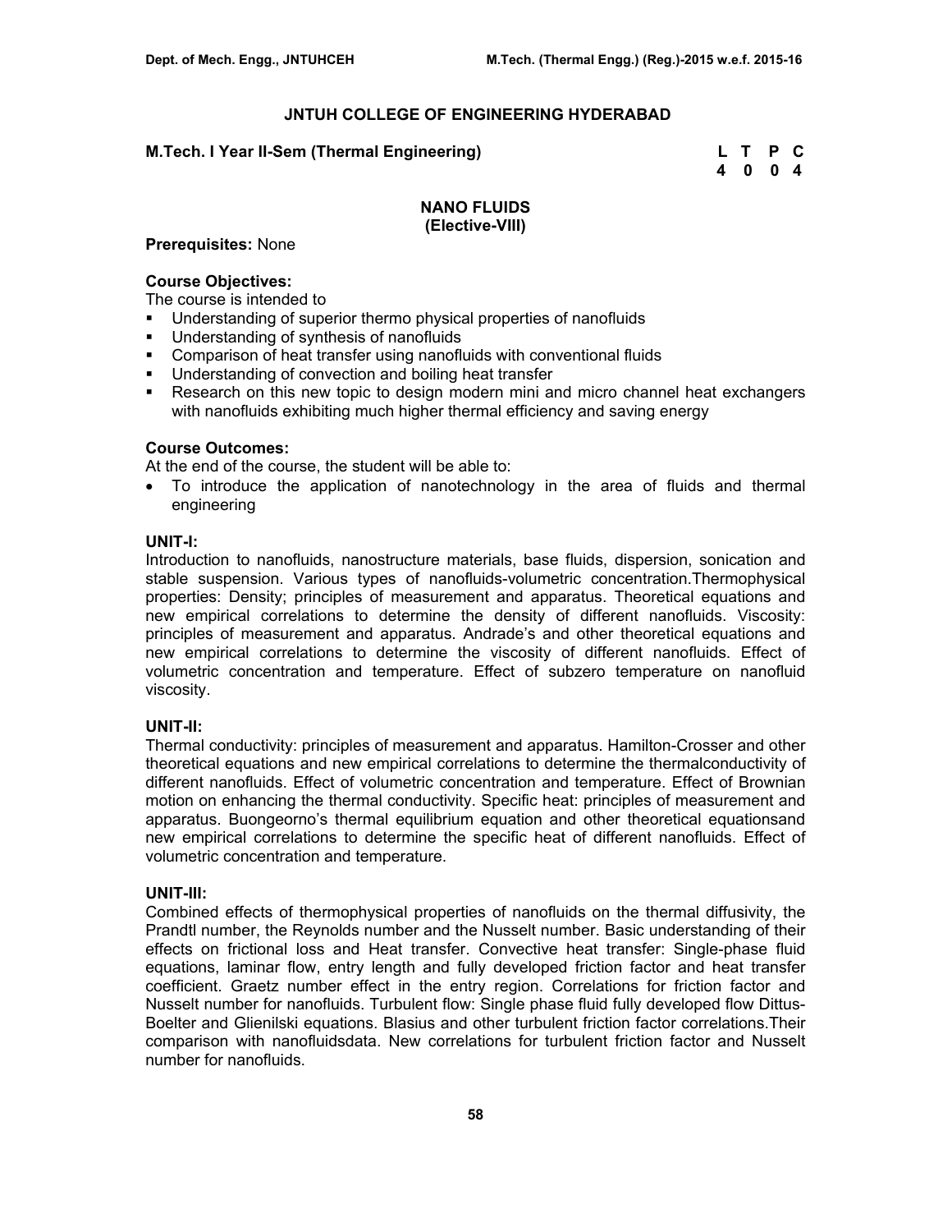# JNTUH COLLEGE OF ENGINEERING HYDERABAD

**M.Tech. I Year II-Sem (Thermal Engineering)**

| L | T | P | C |
|---|---|---|---|
| 4 | 0 | 0 | 4 |

## NANO FLUIDS
### (Elective-VIII)

**Prerequisites:** None

**Course Objectives:**
The course is intended to
- Understanding of superior thermo physical properties of nanofluids
- Understanding of synthesis of nanofluids
- Comparison of heat transfer using nanofluids with conventional fluids
- Understanding of convection and boiling heat transfer
- Research on this new topic to design modern mini and micro channel heat exchangers with nanofluids exhibiting much higher thermal efficiency and saving energy

**Course Outcomes:**
At the end of the course, the student will be able to:
- To introduce the application of nanotechnology in the area of fluids and thermal engineering

**UNIT-I:**
Introduction to nanofluids, nanostructure materials, base fluids, dispersion, sonication and stable suspension. Various types of nanofluids-volumetric concentration.Thermophysical properties: Density; principles of measurement and apparatus. Theoretical equations and new empirical correlations to determine the density of different nanofluids. Viscosity: principles of measurement and apparatus. Andrade's and other theoretical equations and new empirical correlations to determine the viscosity of different nanofluids. Effect of volumetric concentration and temperature. Effect of subzero temperature on nanofluid viscosity.

**UNIT-II:**
Thermal conductivity: principles of measurement and apparatus. Hamilton-Crosser and other theoretical equations and new empirical correlations to determine the thermalconductivity of different nanofluids. Effect of volumetric concentration and temperature. Effect of Brownian motion on enhancing the thermal conductivity. Specific heat: principles of measurement and apparatus. Buongeorno's thermal equilibrium equation and other theoretical equationsand new empirical correlations to determine the specific heat of different nanofluids. Effect of volumetric concentration and temperature.

**UNIT-III:**
Combined effects of thermophysical properties of nanofluids on the thermal diffusivity, the Prandtl number, the Reynolds number and the Nusselt number. Basic understanding of their effects on frictional loss and Heat transfer. Convective heat transfer: Single-phase fluid equations, laminar flow, entry length and fully developed friction factor and heat transfer coefficient. Graetz number effect in the entry region. Correlations for friction factor and Nusselt number for nanofluids. Turbulent flow: Single phase fluid fully developed flow Dittus-Boelter and Glienilski equations. Blasius and other turbulent friction factor correlations.Their comparison with nanofluidsdata. New correlations for turbulent friction factor and Nusselt number for nanofluids.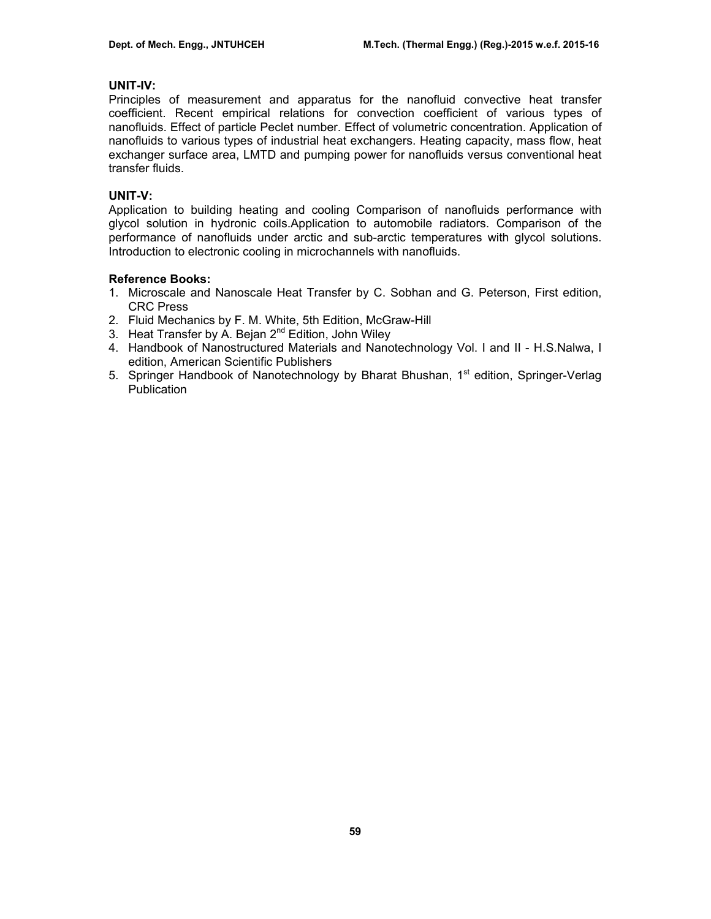**UNIT-IV:**

Principles of measurement and apparatus for the nanofluid convective heat transfer coefficient. Recent empirical relations for convection coefficient of various types of nanofluids. Effect of particle Peclet number. Effect of volumetric concentration. Application of nanofluids to various types of industrial heat exchangers. Heating capacity, mass flow, heat exchanger surface area, LMTD and pumping power for nanofluids versus conventional heat transfer fluids.

**UNIT-V:**

Application to building heating and cooling Comparison of nanofluids performance with glycol solution in hydronic coils.Application to automobile radiators. Comparison of the performance of nanofluids under arctic and sub-arctic temperatures with glycol solutions. Introduction to electronic cooling in microchannels with nanofluids.

**Reference Books:**

1. Microscale and Nanoscale Heat Transfer by C. Sobhan and G. Peterson, First edition, CRC Press
2. Fluid Mechanics by F. M. White, 5th Edition, McGraw-Hill
3. Heat Transfer by A. Bejan 2nd Edition, John Wiley
4. Handbook of Nanostructured Materials and Nanotechnology Vol. I and II - H.S.Nalwa, I edition, American Scientific Publishers
5. Springer Handbook of Nanotechnology by Bharat Bhushan, 1st edition, Springer-Verlag Publication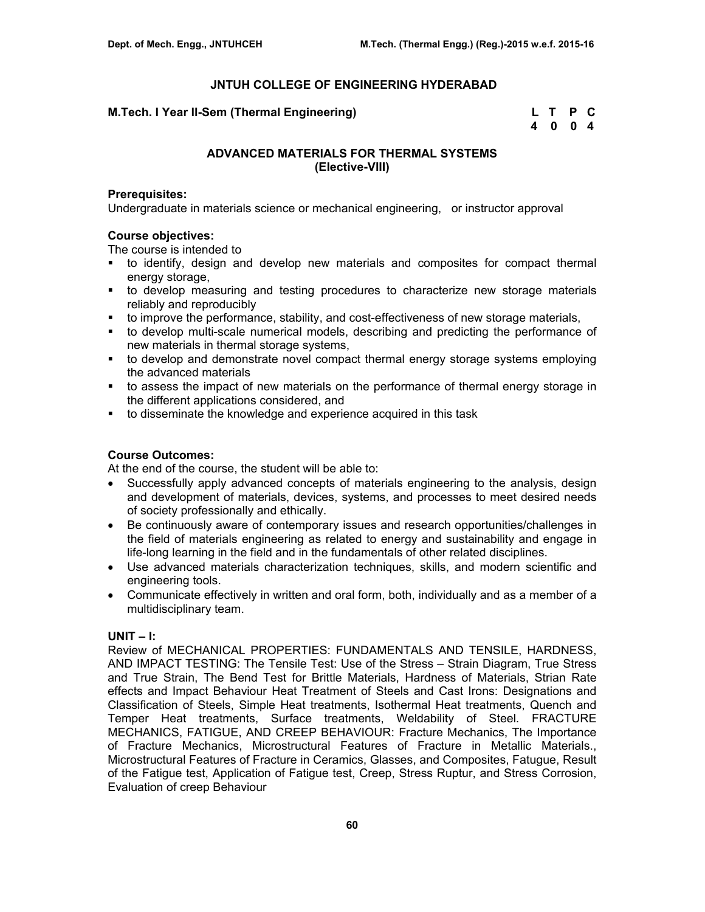# JNTUH COLLEGE OF ENGINEERING HYDERABAD

**M.Tech. I Year II-Sem (Thermal Engineering)**

| L | T | P | C |
|---|---|---|---|
| 4 | 0 | 0 | 4 |

## ADVANCED MATERIALS FOR THERMAL SYSTEMS
## (Elective-VIII)

**Prerequisites:**
Undergraduate in materials science or mechanical engineering, or instructor approval

**Course objectives:**
The course is intended to

- to identify, design and develop new materials and composites for compact thermal energy storage,
- to develop measuring and testing procedures to characterize new storage materials reliably and reproducibly
- to improve the performance, stability, and cost-effectiveness of new storage materials,
- to develop multi-scale numerical models, describing and predicting the performance of new materials in thermal storage systems,
- to develop and demonstrate novel compact thermal energy storage systems employing the advanced materials
- to assess the impact of new materials on the performance of thermal energy storage in the different applications considered, and
- to disseminate the knowledge and experience acquired in this task

**Course Outcomes:**
At the end of the course, the student will be able to:

- Successfully apply advanced concepts of materials engineering to the analysis, design and development of materials, devices, systems, and processes to meet desired needs of society professionally and ethically.
- Be continuously aware of contemporary issues and research opportunities/challenges in the field of materials engineering as related to energy and sustainability and engage in life-long learning in the field and in the fundamentals of other related disciplines.
- Use advanced materials characterization techniques, skills, and modern scientific and engineering tools.
- Communicate effectively in written and oral form, both, individually and as a member of a multidisciplinary team.

**UNIT – I:**
Review of MECHANICAL PROPERTIES: FUNDAMENTALS AND TENSILE, HARDNESS, AND IMPACT TESTING: The Tensile Test: Use of the Stress – Strain Diagram, True Stress and True Strain, The Bend Test for Brittle Materials, Hardness of Materials, Strian Rate effects and Impact Behaviour Heat Treatment of Steels and Cast Irons: Designations and Classification of Steels, Simple Heat treatments, Isothermal Heat treatments, Quench and Temper Heat treatments, Surface treatments, Weldability of Steel. FRACTURE MECHANICS, FATIGUE, AND CREEP BEHAVIOUR: Fracture Mechanics, The Importance of Fracture Mechanics, Microstructural Features of Fracture in Metallic Materials., Microstructural Features of Fracture in Ceramics, Glasses, and Composites, Fatugue, Result of the Fatigue test, Application of Fatigue test, Creep, Stress Ruptur, and Stress Corrosion, Evaluation of creep Behaviour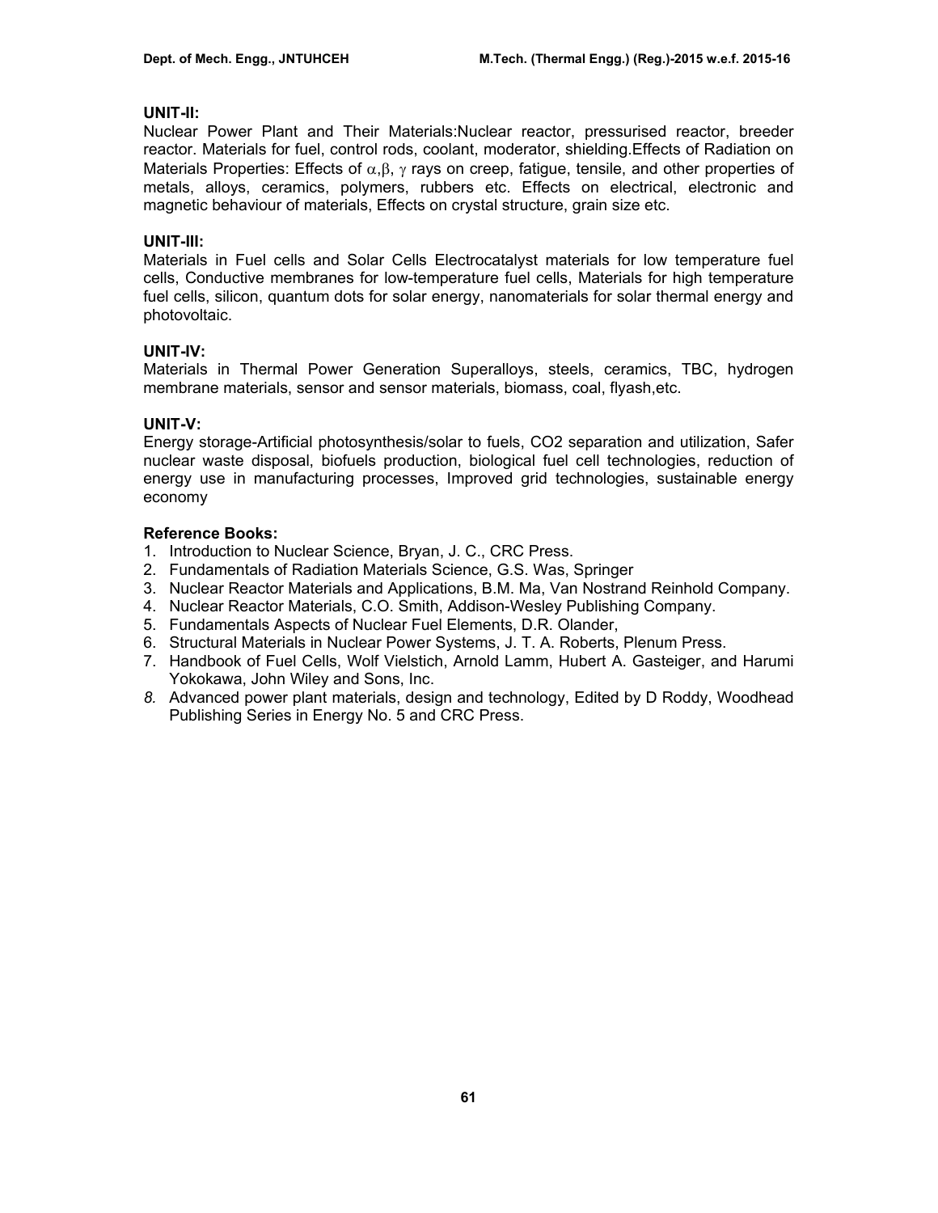**UNIT-II:**

Nuclear Power Plant and Their Materials:Nuclear reactor, pressurised reactor, breeder reactor. Materials for fuel, control rods, coolant, moderator, shielding.Effects of Radiation on Materials Properties: Effects of $\alpha$,$\beta$, $\gamma$ rays on creep, fatigue, tensile, and other properties of metals, alloys, ceramics, polymers, rubbers etc. Effects on electrical, electronic and magnetic behaviour of materials, Effects on crystal structure, grain size etc.

**UNIT-III:**

Materials in Fuel cells and Solar Cells Electrocatalyst materials for low temperature fuel cells, Conductive membranes for low-temperature fuel cells, Materials for high temperature fuel cells, silicon, quantum dots for solar energy, nanomaterials for solar thermal energy and photovoltaic.

**UNIT-IV:**

Materials in Thermal Power Generation Superalloys, steels, ceramics, TBC, hydrogen membrane materials, sensor and sensor materials, biomass, coal, flyash,etc.

**UNIT-V:**

Energy storage-Artificial photosynthesis/solar to fuels, CO2 separation and utilization, Safer nuclear waste disposal, biofuels production, biological fuel cell technologies, reduction of energy use in manufacturing processes, Improved grid technologies, sustainable energy economy

**Reference Books:**

1. Introduction to Nuclear Science, Bryan, J. C., CRC Press.
2. Fundamentals of Radiation Materials Science, G.S. Was, Springer
3. Nuclear Reactor Materials and Applications, B.M. Ma, Van Nostrand Reinhold Company.
4. Nuclear Reactor Materials, C.O. Smith, Addison-Wesley Publishing Company.
5. Fundamentals Aspects of Nuclear Fuel Elements, D.R. Olander,
6. Structural Materials in Nuclear Power Systems, J. T. A. Roberts, Plenum Press.
7. Handbook of Fuel Cells, Wolf Vielstich, Arnold Lamm, Hubert A. Gasteiger, and Harumi Yokokawa, John Wiley and Sons, Inc.
8. Advanced power plant materials, design and technology, Edited by D Roddy, Woodhead Publishing Series in Energy No. 5 and CRC Press.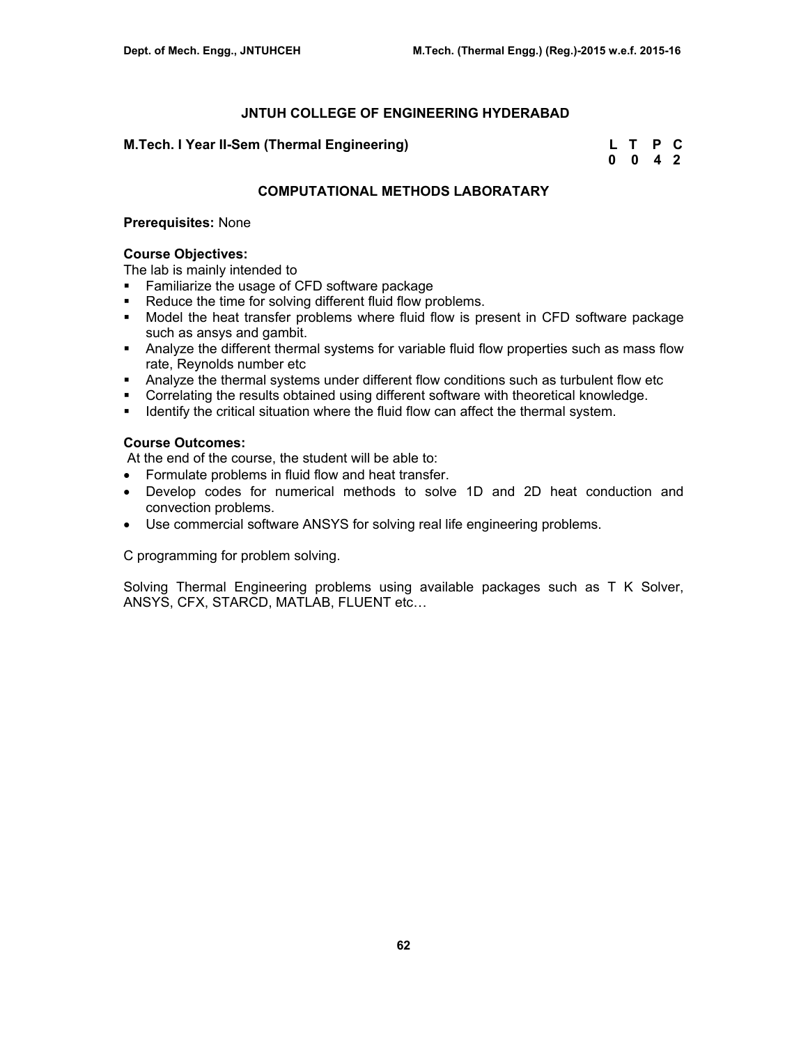# JNTUH COLLEGE OF ENGINEERING HYDERABAD

**M.Tech. I Year II-Sem (Thermal Engineering)**

| L | T | P | C |
|---|---|---|---|
| 0 | 0 | 4 | 2 |

## COMPUTATIONAL METHODS LABORATARY

**Prerequisites:** None

**Course Objectives:**
The lab is mainly intended to

- Familiarize the usage of CFD software package
- Reduce the time for solving different fluid flow problems.
- Model the heat transfer problems where fluid flow is present in CFD software package such as ansys and gambit.
- Analyze the different thermal systems for variable fluid flow properties such as mass flow rate, Reynolds number etc
- Analyze the thermal systems under different flow conditions such as turbulent flow etc
- Correlating the results obtained using different software with theoretical knowledge.
- Identify the critical situation where the fluid flow can affect the thermal system.

**Course Outcomes:**
At the end of the course, the student will be able to:

- Formulate problems in fluid flow and heat transfer.
- Develop codes for numerical methods to solve 1D and 2D heat conduction and convection problems.
- Use commercial software ANSYS for solving real life engineering problems.

C programming for problem solving.

Solving Thermal Engineering problems using available packages such as T K Solver, ANSYS, CFX, STARCD, MATLAB, FLUENT etc…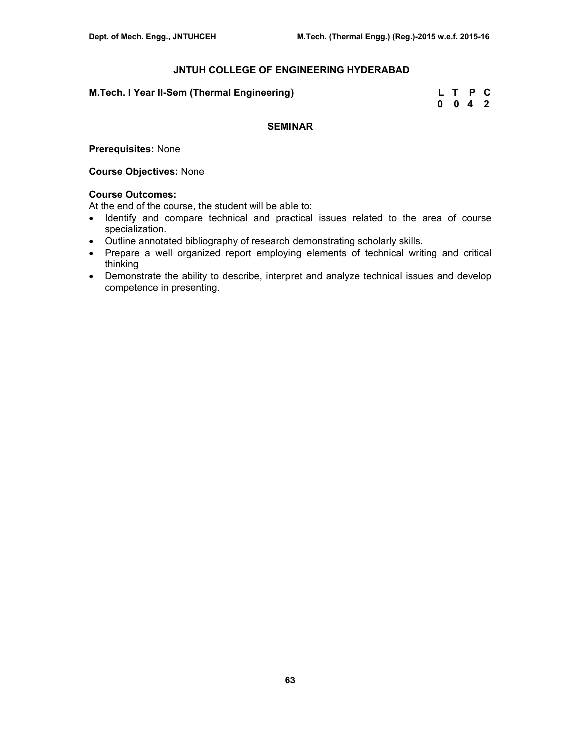## JNTUH COLLEGE OF ENGINEERING HYDERABAD

**M.Tech. I Year II-Sem (Thermal Engineering)**

| L | T | P | C |
|---|---|---|---|
| 0 | 0 | 4 | 2 |

### SEMINAR

**Prerequisites:** None

**Course Objectives:** None

**Course Outcomes:**
At the end of the course, the student will be able to:

- Identify and compare technical and practical issues related to the area of course specialization.
- Outline annotated bibliography of research demonstrating scholarly skills.
- Prepare a well organized report employing elements of technical writing and critical thinking
- Demonstrate the ability to describe, interpret and analyze technical issues and develop competence in presenting.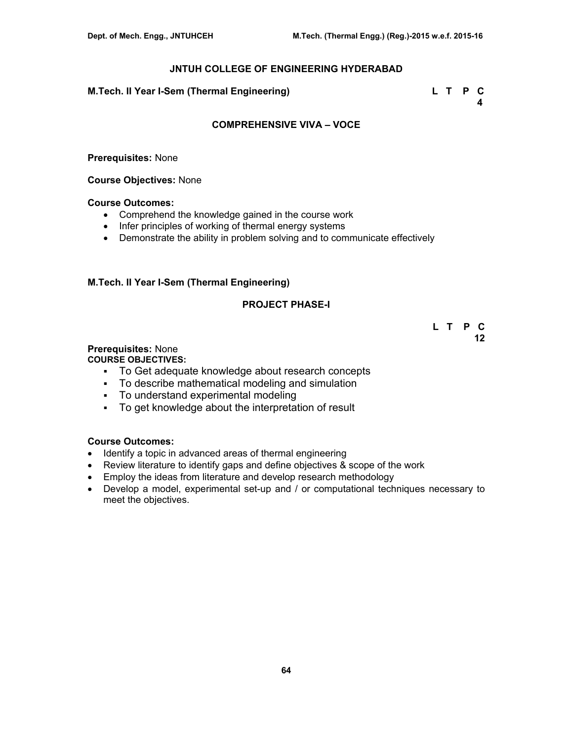## JNTUH COLLEGE OF ENGINEERING HYDERABAD

**M.Tech. II Year I-Sem (Thermal Engineering)**

| L | T | P | C |
|---|---|---|---|
| | | | 4 |

### COMPREHENSIVE VIVA – VOCE

**Prerequisites:** None

**Course Objectives:** None

**Course Outcomes:**

- Comprehend the knowledge gained in the course work
- Infer principles of working of thermal energy systems
- Demonstrate the ability in problem solving and to communicate effectively

**M.Tech. II Year I-Sem (Thermal Engineering)**

### PROJECT PHASE-I

| L | T | P | C |
|---|---|---|---|
| | | | 12 |

**Prerequisites:** None

**COURSE OBJECTIVES:**

- To Get adequate knowledge about research concepts
- To describe mathematical modeling and simulation
- To understand experimental modeling
- To get knowledge about the interpretation of result

**Course Outcomes:**

- Identify a topic in advanced areas of thermal engineering
- Review literature to identify gaps and define objectives & scope of the work
- Employ the ideas from literature and develop research methodology
- Develop a model, experimental set-up and / or computational techniques necessary to meet the objectives.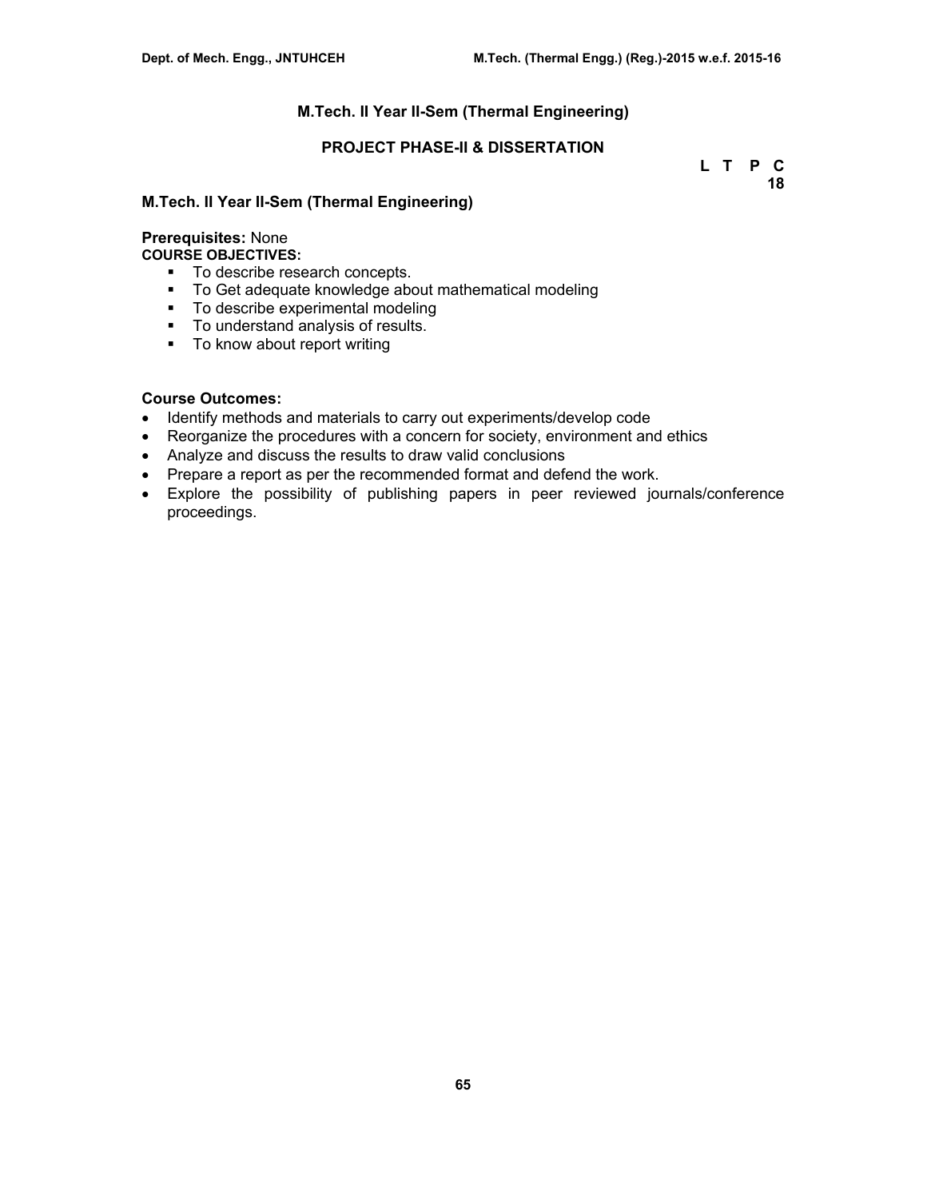## M.Tech. II Year II-Sem (Thermal Engineering)

### PROJECT PHASE-II & DISSERTATION

| L | T | P | C |
|---|---|---|---|
| | | | 18 |

**M.Tech. II Year II-Sem (Thermal Engineering)**

**Prerequisites:** None

**COURSE OBJECTIVES:**

- To describe research concepts.
- To Get adequate knowledge about mathematical modeling
- To describe experimental modeling
- To understand analysis of results.
- To know about report writing

**Course Outcomes:**

- Identify methods and materials to carry out experiments/develop code
- Reorganize the procedures with a concern for society, environment and ethics
- Analyze and discuss the results to draw valid conclusions
- Prepare a report as per the recommended format and defend the work.
- Explore the possibility of publishing papers in peer reviewed journals/conference proceedings.